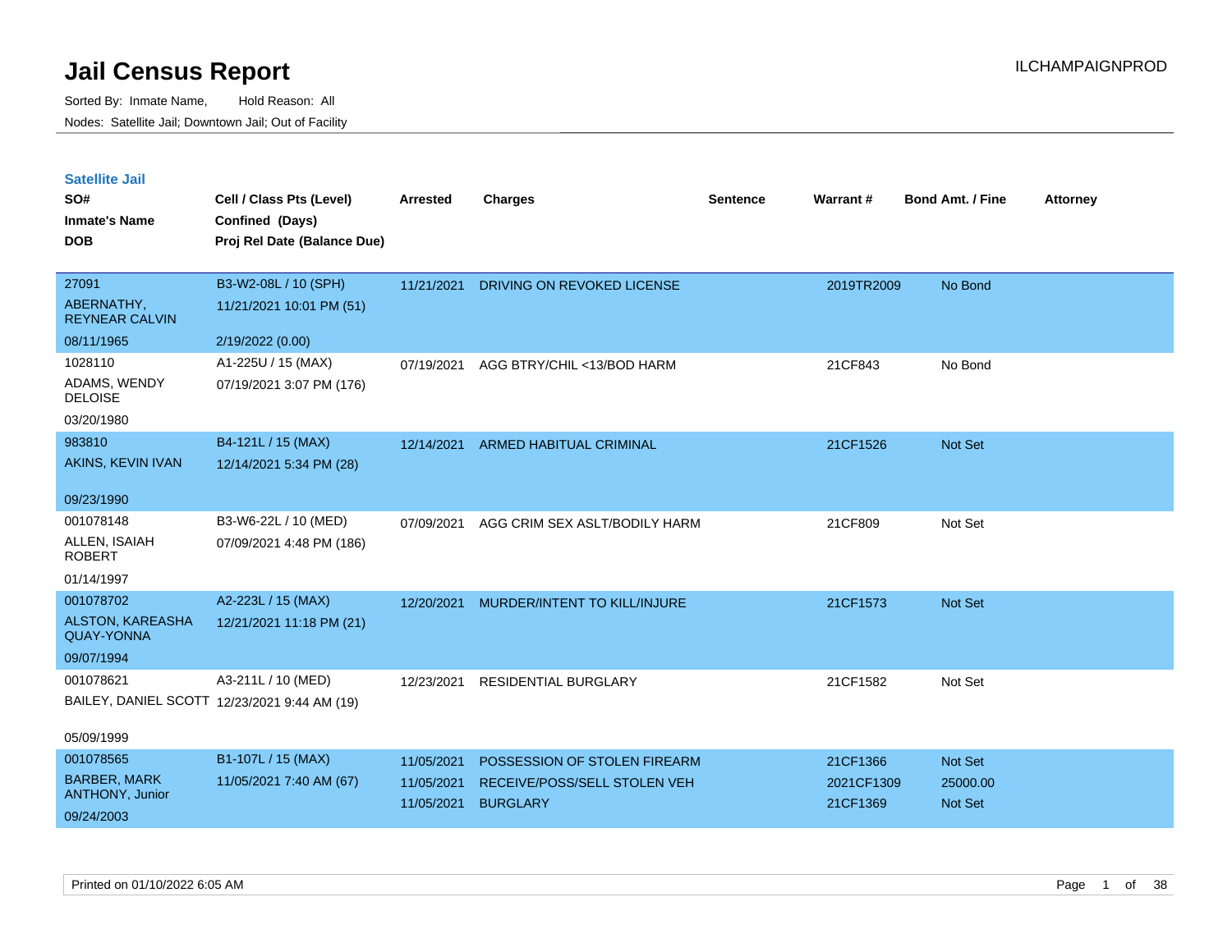# Jail Census Report

Sorted By: Inmate Name, Hold Reason: All

Nodes: Satellite Jail; Downtown Jail; Out of Facility

## Satellite Jail

| SO# / Inmate's Name / DOB | Cell / Class Pts (Level) / Confined (Days) / Proj Rel Date (Balance Due) | Arrested | Charges | Sentence | Warrant # | Bond Amt. / Fine | Attorney |
|---|---|---|---|---|---|---|---|
| 27091<br>ABERNATHY, REYNEAR CALVIN<br>08/11/1965 | B3-W2-08L / 10 (SPH)<br>11/21/2021 10:01 PM (51)<br>2/19/2022 (0.00) | 11/21/2021 | DRIVING ON REVOKED LICENSE | | 2019TR2009 | No Bond | |
| 1028110<br>ADAMS, WENDY DELOISE<br>03/20/1980 | A1-225U / 15 (MAX)<br>07/19/2021 3:07 PM (176) | 07/19/2021 | AGG BTRY/CHIL <13/BOD HARM | | 21CF843 | No Bond | |
| 983810<br>AKINS, KEVIN IVAN<br>09/23/1990 | B4-121L / 15 (MAX)<br>12/14/2021 5:34 PM (28) | 12/14/2021 | ARMED HABITUAL CRIMINAL | | 21CF1526 | Not Set | |
| 001078148<br>ALLEN, ISAIAH ROBERT<br>01/14/1997 | B3-W6-22L / 10 (MED)<br>07/09/2021 4:48 PM (186) | 07/09/2021 | AGG CRIM SEX ASLT/BODILY HARM | | 21CF809 | Not Set | |
| 001078702<br>ALSTON, KAREASHA QUAY-YONNA<br>09/07/1994 | A2-223L / 15 (MAX)<br>12/21/2021 11:18 PM (21) | 12/20/2021 | MURDER/INTENT TO KILL/INJURE | | 21CF1573 | Not Set | |
| 001078621<br>BAILEY, DANIEL SCOTT<br>05/09/1999 | A3-211L / 10 (MED)<br>12/23/2021 9:44 AM (19) | 12/23/2021 | RESIDENTIAL BURGLARY | | 21CF1582 | Not Set | |
| 001078565<br>BARBER, MARK ANTHONY, Junior<br>09/24/2003 | B1-107L / 15 (MAX)<br>11/05/2021 7:40 AM (67) | 11/05/2021<br>11/05/2021<br>11/05/2021 | POSSESSION OF STOLEN FIREARM<br>RECEIVE/POSS/SELL STOLEN VEH<br>BURGLARY | | 21CF1366<br>2021CF1309<br>21CF1369 | Not Set<br>25000.00<br>Not Set | |

Printed on 01/10/2022 6:05 AM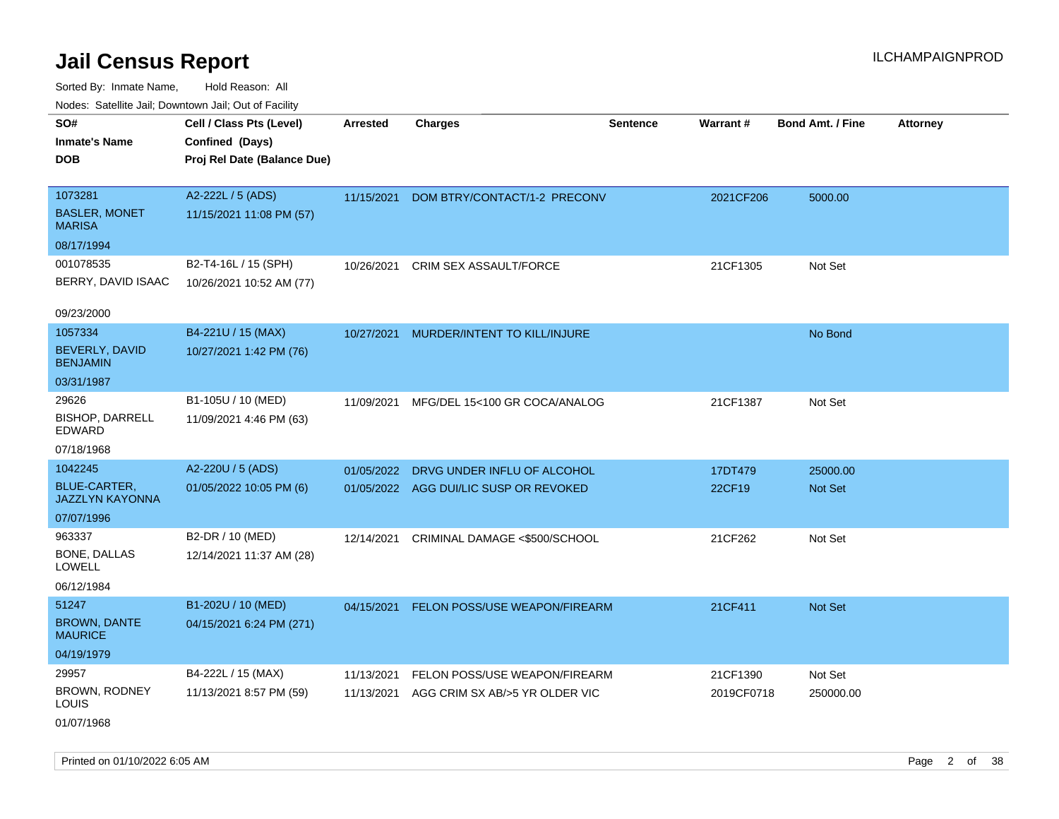# Jail Census Report

Sorted By: Inmate Name, Hold Reason: All

Nodes: Satellite Jail; Downtown Jail; Out of Facility

| SO# / Inmate's Name / DOB | Cell / Class Pts (Level) / Confined (Days) / Proj Rel Date (Balance Due) | Arrested | Charges | Sentence | Warrant # | Bond Amt. / Fine | Attorney |
|---|---|---|---|---|---|---|---|
| 1073281<br>BASLER, MONET MARISA<br>08/17/1994 | A2-222L / 5 (ADS)<br>11/15/2021 11:08 PM (57) | 11/15/2021 | DOM BTRY/CONTACT/1-2 PRECONV | | 2021CF206 | 5000.00 | |
| 001078535<br>BERRY, DAVID ISAAC<br>09/23/2000 | B2-T4-16L / 15 (SPH)<br>10/26/2021 10:52 AM (77) | 10/26/2021 | CRIM SEX ASSAULT/FORCE | | 21CF1305 | Not Set | |
| 1057334<br>BEVERLY, DAVID BENJAMIN<br>03/31/1987 | B4-221U / 15 (MAX)<br>10/27/2021 1:42 PM (76) | 10/27/2021 | MURDER/INTENT TO KILL/INJURE | | | No Bond | |
| 29626<br>BISHOP, DARRELL EDWARD<br>07/18/1968 | B1-105U / 10 (MED)<br>11/09/2021 4:46 PM (63) | 11/09/2021 | MFG/DEL 15<100 GR COCA/ANALOG | | 21CF1387 | Not Set | |
| 1042245<br>BLUE-CARTER, JAZZLYN KAYONNA<br>07/07/1996 | A2-220U / 5 (ADS)<br>01/05/2022 10:05 PM (6) | 01/05/2022<br>01/05/2022 | DRVG UNDER INFLU OF ALCOHOL<br>AGG DUI/LIC SUSP OR REVOKED | | 17DT479<br>22CF19 | 25000.00<br>Not Set | |
| 963337<br>BONE, DALLAS LOWELL<br>06/12/1984 | B2-DR / 10 (MED)<br>12/14/2021 11:37 AM (28) | 12/14/2021 | CRIMINAL DAMAGE <$500/SCHOOL | | 21CF262 | Not Set | |
| 51247<br>BROWN, DANTE MAURICE<br>04/19/1979 | B1-202U / 10 (MED)<br>04/15/2021 6:24 PM (271) | 04/15/2021 | FELON POSS/USE WEAPON/FIREARM | | 21CF411 | Not Set | |
| 29957<br>BROWN, RODNEY LOUIS<br>01/07/1968 | B4-222L / 15 (MAX)<br>11/13/2021 8:57 PM (59) | 11/13/2021<br>11/13/2021 | FELON POSS/USE WEAPON/FIREARM<br>AGG CRIM SX AB/>5 YR OLDER VIC | | 21CF1390<br>2019CF0718 | Not Set<br>250000.00 | |

Printed on 01/10/2022 6:05 AM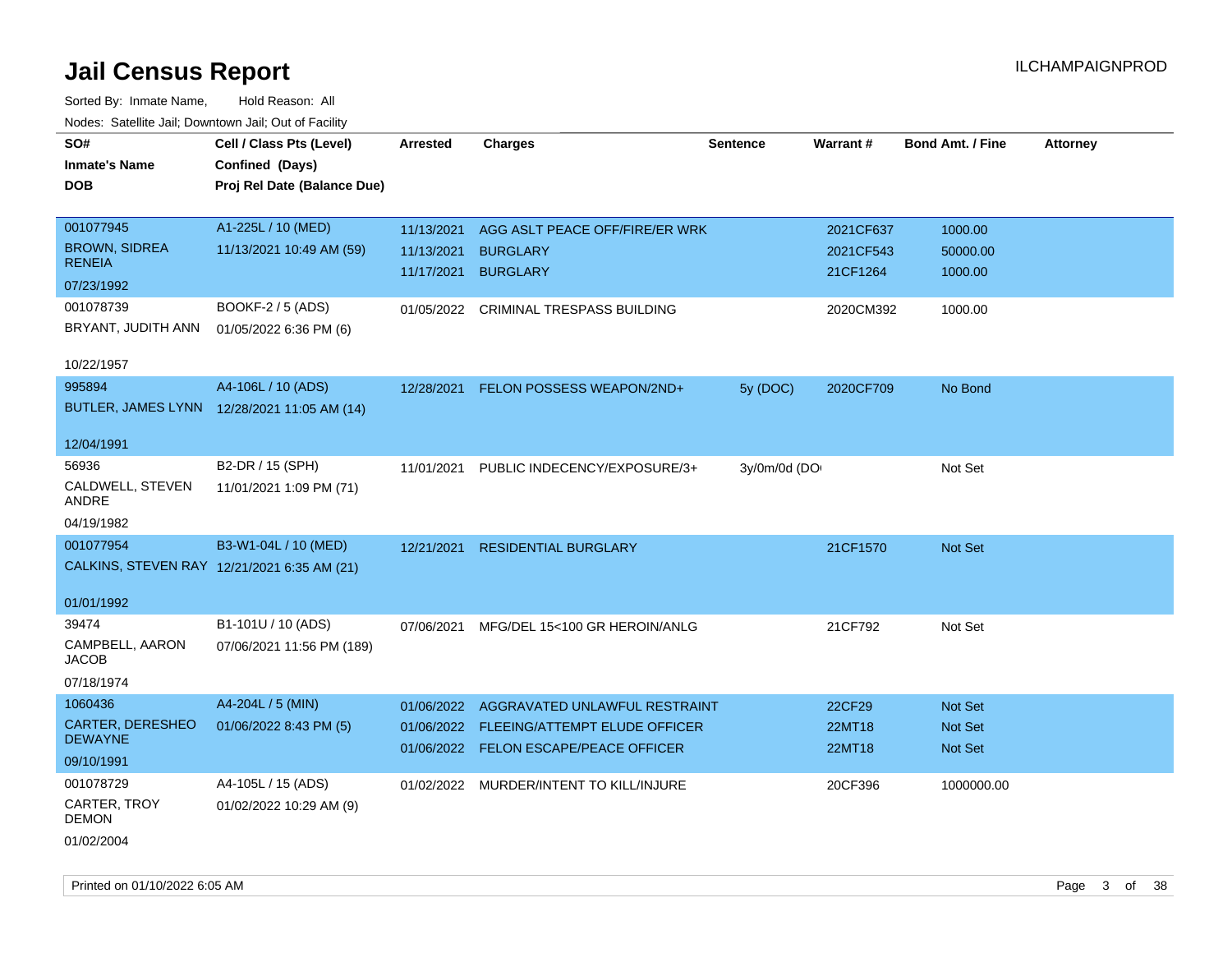# Jail Census Report

Sorted By: Inmate Name, Hold Reason: All

Nodes: Satellite Jail; Downtown Jail; Out of Facility

| SO# / Inmate's Name / DOB | Cell / Class Pts (Level) / Confined (Days) / Proj Rel Date (Balance Due) | Arrested | Charges | Sentence | Warrant # | Bond Amt. / Fine | Attorney |
|---|---|---|---|---|---|---|---|
| 001077945 BROWN, SIDREA RENEIA 07/23/1992 | A1-225L / 10 (MED) 11/13/2021 10:49 AM (59) | 11/13/2021 | AGG ASLT PEACE OFF/FIRE/ER WRK | | 2021CF637 | 1000.00 | |
| | | 11/13/2021 | BURGLARY | | 2021CF543 | 50000.00 | |
| | | 11/17/2021 | BURGLARY | | 21CF1264 | 1000.00 | |
| 001078739 BRYANT, JUDITH ANN 10/22/1957 | BOOKF-2 / 5 (ADS) 01/05/2022 6:36 PM (6) | 01/05/2022 | CRIMINAL TRESPASS BUILDING | | 2020CM392 | 1000.00 | |
| 995894 BUTLER, JAMES LYNN 12/04/1991 | A4-106L / 10 (ADS) 12/28/2021 11:05 AM (14) | 12/28/2021 | FELON POSSESS WEAPON/2ND+ | 5y (DOC) | 2020CF709 | No Bond | |
| 56936 CALDWELL, STEVEN ANDRE 04/19/1982 | B2-DR / 15 (SPH) 11/01/2021 1:09 PM (71) | 11/01/2021 | PUBLIC INDECENCY/EXPOSURE/3+ | 3y/0m/0d (DO | | Not Set | |
| 001077954 CALKINS, STEVEN RAY 01/01/1992 | B3-W1-04L / 10 (MED) 12/21/2021 6:35 AM (21) | 12/21/2021 | RESIDENTIAL BURGLARY | | 21CF1570 | Not Set | |
| 39474 CAMPBELL, AARON JACOB 07/18/1974 | B1-101U / 10 (ADS) 07/06/2021 11:56 PM (189) | 07/06/2021 | MFG/DEL 15<100 GR HEROIN/ANLG | | 21CF792 | Not Set | |
| 1060436 CARTER, DERESHEO DEWAYNE 09/10/1991 | A4-204L / 5 (MIN) 01/06/2022 8:43 PM (5) | 01/06/2022 | AGGRAVATED UNLAWFUL RESTRAINT | | 22CF29 | Not Set | |
| | | 01/06/2022 | FLEEING/ATTEMPT ELUDE OFFICER | | 22MT18 | Not Set | |
| | | 01/06/2022 | FELON ESCAPE/PEACE OFFICER | | 22MT18 | Not Set | |
| 001078729 CARTER, TROY DEMON 01/02/2004 | A4-105L / 15 (ADS) 01/02/2022 10:29 AM (9) | 01/02/2022 | MURDER/INTENT TO KILL/INJURE | | 20CF396 | 1000000.00 | |

Printed on 01/10/2022 6:05 AM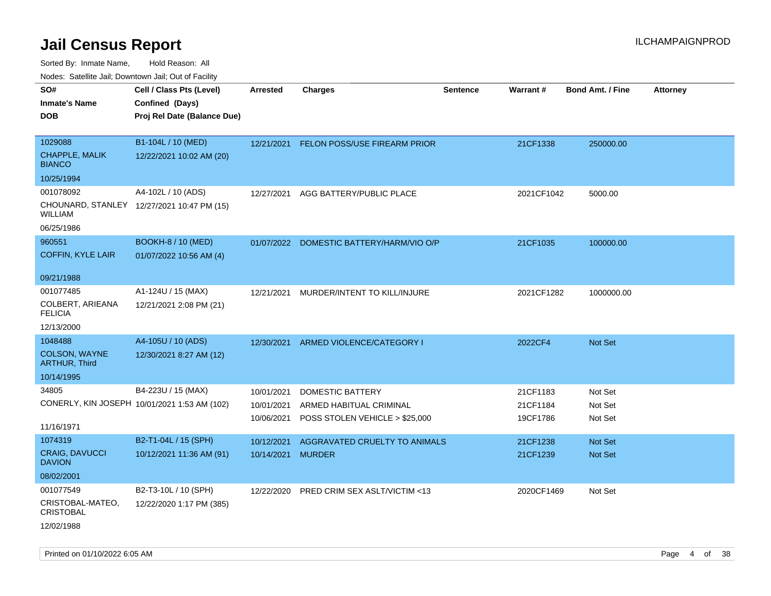# Jail Census Report

ILCHAMPAIGNPROD

Sorted By: Inmate Name, Hold Reason: All

Nodes: Satellite Jail; Downtown Jail; Out of Facility

| SO# / Inmate's Name / DOB | Cell / Class Pts (Level) / Confined (Days) / Proj Rel Date (Balance Due) | Arrested | Charges | Sentence | Warrant # | Bond Amt. / Fine | Attorney |
|---|---|---|---|---|---|---|---|
| 1029088<br>CHAPPLE, MALIK BIANCO<br>10/25/1994 | B1-104L / 10 (MED)<br>12/22/2021 10:02 AM (20) | 12/21/2021 | FELON POSS/USE FIREARM PRIOR | | 21CF1338 | 250000.00 | |
| 001078092<br>CHOUNARD, STANLEY WILLIAM<br>06/25/1986 | A4-102L / 10 (ADS)<br>12/27/2021 10:47 PM (15) | 12/27/2021 | AGG BATTERY/PUBLIC PLACE | | 2021CF1042 | 5000.00 | |
| 960551<br>COFFIN, KYLE LAIR<br>09/21/1988 | BOOKH-8 / 10 (MED)<br>01/07/2022 10:56 AM (4) | 01/07/2022 | DOMESTIC BATTERY/HARM/VIO O/P | | 21CF1035 | 100000.00 | |
| 001077485<br>COLBERT, ARIEANA FELICIA<br>12/13/2000 | A1-124U / 15 (MAX)<br>12/21/2021 2:08 PM (21) | 12/21/2021 | MURDER/INTENT TO KILL/INJURE | | 2021CF1282 | 1000000.00 | |
| 1048488<br>COLSON, WAYNE ARTHUR, Third<br>10/14/1995 | A4-105U / 10 (ADS)<br>12/30/2021 8:27 AM (12) | 12/30/2021 | ARMED VIOLENCE/CATEGORY I | | 2022CF4 | Not Set | |
| 34805<br>CONERLY, KIN JOSEPH<br>11/16/1971 | B4-223U / 15 (MAX)<br>10/01/2021 1:53 AM (102) | 10/01/2021<br>10/01/2021<br>10/06/2021 | DOMESTIC BATTERY<br>ARMED HABITUAL CRIMINAL<br>POSS STOLEN VEHICLE > $25,000 | | 21CF1183<br>21CF1184<br>19CF1786 | Not Set<br>Not Set<br>Not Set | |
| 1074319<br>CRAIG, DAVUCCI DAVION<br>08/02/2001 | B2-T1-04L / 15 (SPH)<br>10/12/2021 11:36 AM (91) | 10/12/2021<br>10/14/2021 | AGGRAVATED CRUELTY TO ANIMALS<br>MURDER | | 21CF1238<br>21CF1239 | Not Set<br>Not Set | |
| 001077549<br>CRISTOBAL-MATEO, CRISTOBAL<br>12/02/1988 | B2-T3-10L / 10 (SPH)<br>12/22/2020 1:17 PM (385) | 12/22/2020 | PRED CRIM SEX ASLT/VICTIM <13 | | 2020CF1469 | Not Set | |

Printed on 01/10/2022 6:05 AM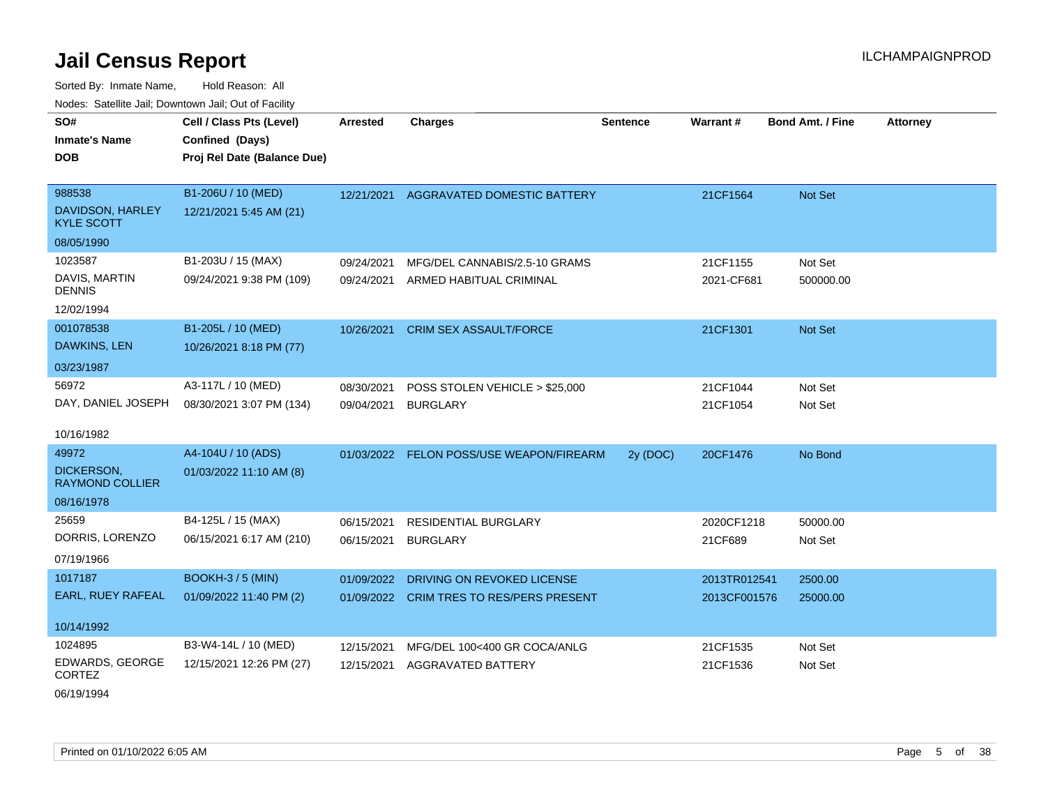# Jail Census Report

ILCHAMPAIGNPROD

Sorted By: Inmate Name, Hold Reason: All

Nodes: Satellite Jail; Downtown Jail; Out of Facility

| SO# / Inmate's Name / DOB | Cell / Class Pts (Level) / Confined (Days) / Proj Rel Date (Balance Due) | Arrested | Charges | Sentence | Warrant # | Bond Amt. / Fine | Attorney |
|---|---|---|---|---|---|---|---|
| 988538<br>DAVIDSON, HARLEY KYLE SCOTT<br>08/05/1990 | B1-206U / 10 (MED)<br>12/21/2021 5:45 AM (21) | 12/21/2021 | AGGRAVATED DOMESTIC BATTERY | | 21CF1564 | Not Set | |
| 1023587<br>DAVIS, MARTIN DENNIS<br>12/02/1994 | B1-203U / 15 (MAX)<br>09/24/2021 9:38 PM (109) | 09/24/2021<br>09/24/2021 | MFG/DEL CANNABIS/2.5-10 GRAMS<br>ARMED HABITUAL CRIMINAL | | 21CF1155<br>2021-CF681 | Not Set<br>500000.00 | |
| 001078538<br>DAWKINS, LEN<br>03/23/1987 | B1-205L / 10 (MED)<br>10/26/2021 8:18 PM (77) | 10/26/2021 | CRIM SEX ASSAULT/FORCE | | 21CF1301 | Not Set | |
| 56972<br>DAY, DANIEL JOSEPH<br>10/16/1982 | A3-117L / 10 (MED)<br>08/30/2021 3:07 PM (134) | 08/30/2021<br>09/04/2021 | POSS STOLEN VEHICLE > $25,000<br>BURGLARY | | 21CF1044<br>21CF1054 | Not Set<br>Not Set | |
| 49972<br>DICKERSON, RAYMOND COLLIER<br>08/16/1978 | A4-104U / 10 (ADS)<br>01/03/2022 11:10 AM (8) | 01/03/2022 | FELON POSS/USE WEAPON/FIREARM | 2y (DOC) | 20CF1476 | No Bond | |
| 25659<br>DORRIS, LORENZO<br>07/19/1966 | B4-125L / 15 (MAX)<br>06/15/2021 6:17 AM (210) | 06/15/2021<br>06/15/2021 | RESIDENTIAL BURGLARY<br>BURGLARY | | 2020CF1218<br>21CF689 | 50000.00<br>Not Set | |
| 1017187<br>EARL, RUEY RAFEAL<br>10/14/1992 | BOOKH-3 / 5 (MIN)<br>01/09/2022 11:40 PM (2) | 01/09/2022<br>01/09/2022 | DRIVING ON REVOKED LICENSE<br>CRIM TRES TO RES/PERS PRESENT | | 2013TR012541<br>2013CF001576 | 2500.00<br>25000.00 | |
| 1024895<br>EDWARDS, GEORGE CORTEZ<br>06/19/1994 | B3-W4-14L / 10 (MED)<br>12/15/2021 12:26 PM (27) | 12/15/2021<br>12/15/2021 | MFG/DEL 100<400 GR COCA/ANLG<br>AGGRAVATED BATTERY | | 21CF1535<br>21CF1536 | Not Set<br>Not Set | |

Printed on 01/10/2022 6:05 AM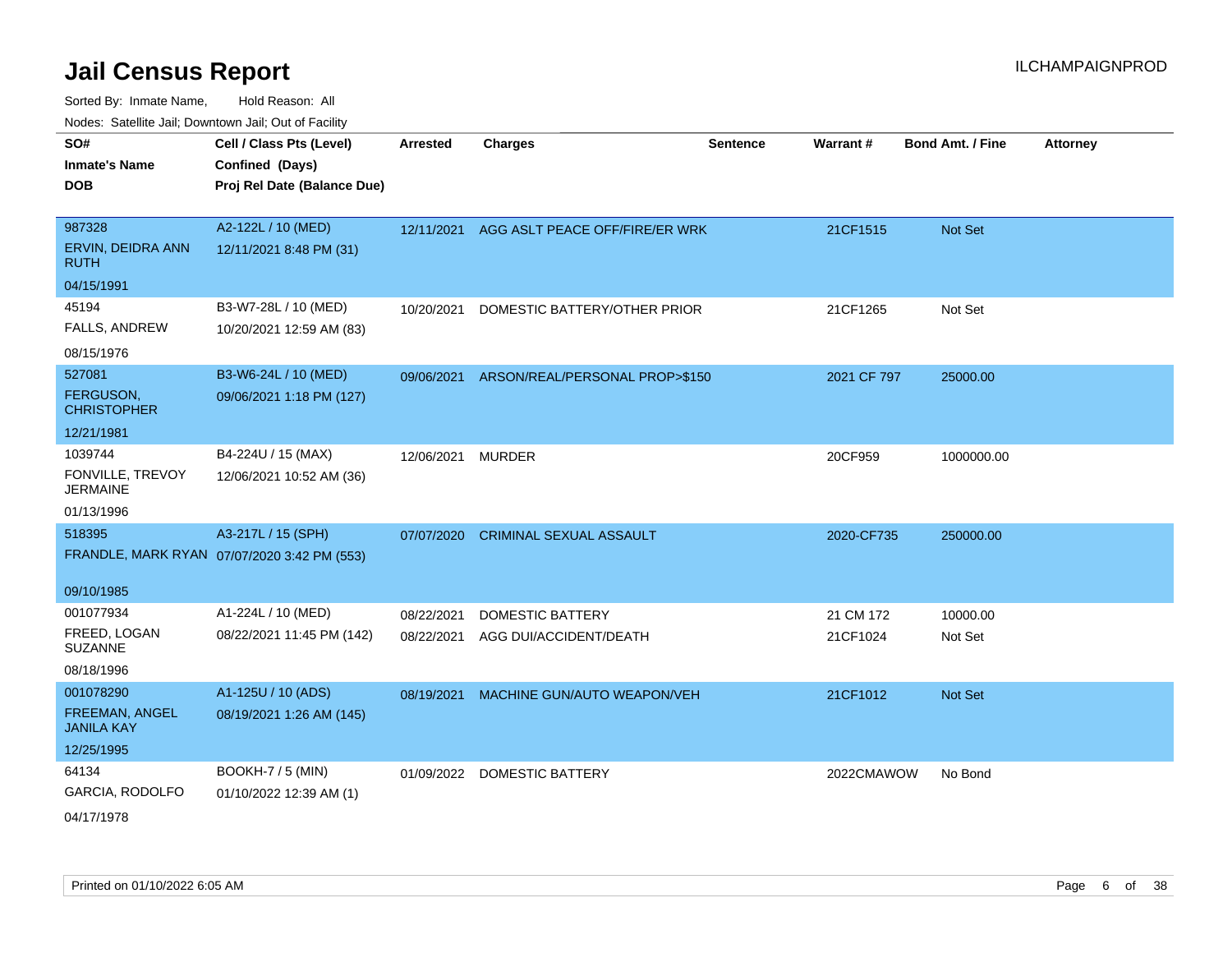# Jail Census Report

ILCHAMPAIGNPROD

Sorted By: Inmate Name, Hold Reason: All

Nodes: Satellite Jail; Downtown Jail; Out of Facility

| SO# / Inmate's Name / DOB | Cell / Class Pts (Level) / Confined (Days) / Proj Rel Date (Balance Due) | Arrested | Charges | Sentence | Warrant # | Bond Amt. / Fine | Attorney |
|---|---|---|---|---|---|---|---|
| 987328<br>ERVIN, DEIDRA ANN RUTH<br>04/15/1991 | A2-122L / 10 (MED)<br>12/11/2021 8:48 PM (31) | 12/11/2021 | AGG ASLT PEACE OFF/FIRE/ER WRK | | 21CF1515 | Not Set | |
| 45194<br>FALLS, ANDREW<br>08/15/1976 | B3-W7-28L / 10 (MED)<br>10/20/2021 12:59 AM (83) | 10/20/2021 | DOMESTIC BATTERY/OTHER PRIOR | | 21CF1265 | Not Set | |
| 527081<br>FERGUSON, CHRISTOPHER<br>12/21/1981 | B3-W6-24L / 10 (MED)<br>09/06/2021 1:18 PM (127) | 09/06/2021 | ARSON/REAL/PERSONAL PROP>$150 | | 2021 CF 797 | 25000.00 | |
| 1039744<br>FONVILLE, TREVOY JERMAINE<br>01/13/1996 | B4-224U / 15 (MAX)<br>12/06/2021 10:52 AM (36) | 12/06/2021 | MURDER | | 20CF959 | 1000000.00 | |
| 518395<br>FRANDLE, MARK RYAN<br>09/10/1985 | A3-217L / 15 (SPH)<br>07/07/2020 3:42 PM (553) | 07/07/2020 | CRIMINAL SEXUAL ASSAULT | | 2020-CF735 | 250000.00 | |
| 001077934<br>FREED, LOGAN SUZANNE<br>08/18/1996 | A1-224L / 10 (MED)<br>08/22/2021 11:45 PM (142) | 08/22/2021 | DOMESTIC BATTERY | | 21 CM 172 | 10000.00 | |
| | | 08/22/2021 | AGG DUI/ACCIDENT/DEATH | | 21CF1024 | Not Set | |
| 001078290<br>FREEMAN, ANGEL JANILA KAY<br>12/25/1995 | A1-125U / 10 (ADS)<br>08/19/2021 1:26 AM (145) | 08/19/2021 | MACHINE GUN/AUTO WEAPON/VEH | | 21CF1012 | Not Set | |
| 64134<br>GARCIA, RODOLFO<br>04/17/1978 | BOOKH-7 / 5 (MIN)<br>01/10/2022 12:39 AM (1) | 01/09/2022 | DOMESTIC BATTERY | | 2022CMAWOW | No Bond | |

Printed on 01/10/2022 6:05 AM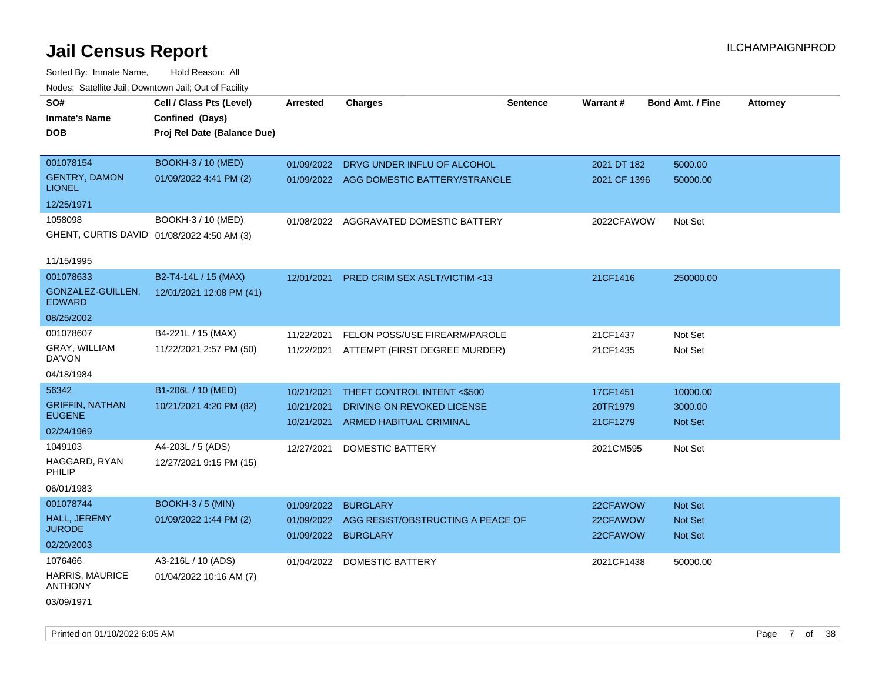# Jail Census Report

ILCHAMPAIGNPROD

Sorted By: Inmate Name, Hold Reason: All

Nodes: Satellite Jail; Downtown Jail; Out of Facility

| SO#<br>Inmate's Name<br>DOB | Cell / Class Pts (Level)<br>Confined (Days)<br>Proj Rel Date (Balance Due) | Arrested | Charges | Sentence | Warrant # | Bond Amt. / Fine | Attorney |
|---|---|---|---|---|---|---|---|
| 001078154<br>GENTRY, DAMON LIONEL<br>12/25/1971 | BOOKH-3 / 10 (MED)<br>01/09/2022 4:41 PM (2) | 01/09/2022<br>01/09/2022 | DRVG UNDER INFLU OF ALCOHOL<br>AGG DOMESTIC BATTERY/STRANGLE | | 2021 DT 182<br>2021 CF 1396 | 5000.00<br>50000.00 | |
| 1058098<br>GHENT, CURTIS DAVID<br>11/15/1995 | BOOKH-3 / 10 (MED)<br>01/08/2022 4:50 AM (3) | 01/08/2022 | AGGRAVATED DOMESTIC BATTERY | | 2022CFAWOW | Not Set | |
| 001078633<br>GONZALEZ-GUILLEN, EDWARD<br>08/25/2002 | B2-T4-14L / 15 (MAX)<br>12/01/2021 12:08 PM (41) | 12/01/2021 | PRED CRIM SEX ASLT/VICTIM <13 | | 21CF1416 | 250000.00 | |
| 001078607<br>GRAY, WILLIAM DA'VON<br>04/18/1984 | B4-221L / 15 (MAX)<br>11/22/2021 2:57 PM (50) | 11/22/2021<br>11/22/2021 | FELON POSS/USE FIREARM/PAROLE<br>ATTEMPT (FIRST DEGREE MURDER) | | 21CF1437<br>21CF1435 | Not Set<br>Not Set | |
| 56342<br>GRIFFIN, NATHAN EUGENE<br>02/24/1969 | B1-206L / 10 (MED)<br>10/21/2021 4:20 PM (82) | 10/21/2021<br>10/21/2021<br>10/21/2021 | THEFT CONTROL INTENT <$500<br>DRIVING ON REVOKED LICENSE<br>ARMED HABITUAL CRIMINAL | | 17CF1451<br>20TR1979<br>21CF1279 | 10000.00<br>3000.00<br>Not Set | |
| 1049103<br>HAGGARD, RYAN PHILIP<br>06/01/1983 | A4-203L / 5 (ADS)<br>12/27/2021 9:15 PM (15) | 12/27/2021 | DOMESTIC BATTERY | | 2021CM595 | Not Set | |
| 001078744<br>HALL, JEREMY JURODE<br>02/20/2003 | BOOKH-3 / 5 (MIN)<br>01/09/2022 1:44 PM (2) | 01/09/2022<br>01/09/2022<br>01/09/2022 | BURGLARY<br>AGG RESIST/OBSTRUCTING A PEACE OF<br>BURGLARY | | 22CFAWOW<br>22CFAWOW<br>22CFAWOW | Not Set<br>Not Set<br>Not Set | |
| 1076466<br>HARRIS, MAURICE ANTHONY<br>03/09/1971 | A3-216L / 10 (ADS)<br>01/04/2022 10:16 AM (7) | 01/04/2022 | DOMESTIC BATTERY | | 2021CF1438 | 50000.00 | |

Printed on 01/10/2022 6:05 AM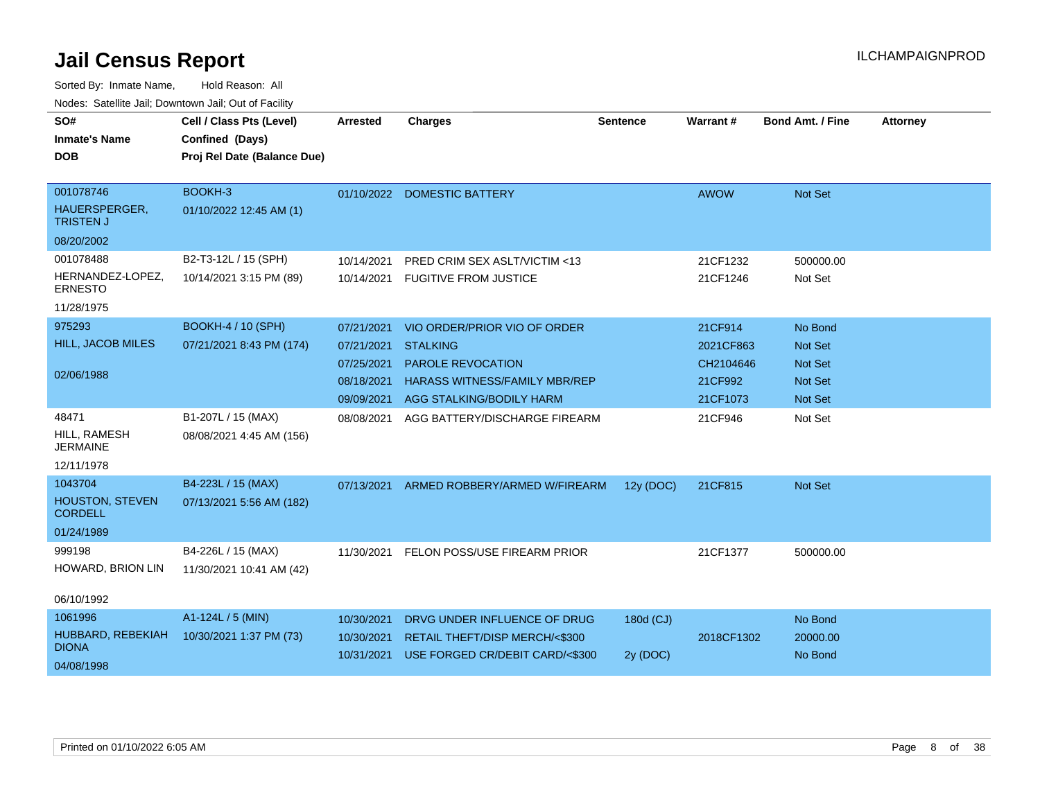# Jail Census Report

ILCHAMPAIGNPROD

Sorted By: Inmate Name, Hold Reason: All

Nodes: Satellite Jail; Downtown Jail; Out of Facility

| SO# / Inmate's Name / DOB | Cell / Class Pts (Level) / Confined (Days) / Proj Rel Date (Balance Due) | Arrested | Charges | Sentence | Warrant # | Bond Amt. / Fine | Attorney |
|---|---|---|---|---|---|---|---|
| 001078746 HAUERSPERGER, TRISTEN J 08/20/2002 | BOOKH-3 01/10/2022 12:45 AM (1) | 01/10/2022 | DOMESTIC BATTERY | | AWOW | Not Set | |
| 001078488 HERNANDEZ-LOPEZ, ERNESTO 11/28/1975 | B2-T3-12L / 15 (SPH) 10/14/2021 3:15 PM (89) | 10/14/2021 | PRED CRIM SEX ASLT/VICTIM <13 | | 21CF1232 | 500000.00 | |
| | | 10/14/2021 | FUGITIVE FROM JUSTICE | | 21CF1246 | Not Set | |
| 975293 HILL, JACOB MILES 02/06/1988 | BOOKH-4 / 10 (SPH) 07/21/2021 8:43 PM (174) | 07/21/2021 | VIO ORDER/PRIOR VIO OF ORDER | | 21CF914 | No Bond | |
| | | 07/21/2021 | STALKING | | 2021CF863 | Not Set | |
| | | 07/25/2021 | PAROLE REVOCATION | | CH2104646 | Not Set | |
| | | 08/18/2021 | HARASS WITNESS/FAMILY MBR/REP | | 21CF992 | Not Set | |
| | | 09/09/2021 | AGG STALKING/BODILY HARM | | 21CF1073 | Not Set | |
| 48471 HILL, RAMESH JERMAINE 12/11/1978 | B1-207L / 15 (MAX) 08/08/2021 4:45 AM (156) | 08/08/2021 | AGG BATTERY/DISCHARGE FIREARM | | 21CF946 | Not Set | |
| 1043704 HOUSTON, STEVEN CORDELL 01/24/1989 | B4-223L / 15 (MAX) 07/13/2021 5:56 AM (182) | 07/13/2021 | ARMED ROBBERY/ARMED W/FIREARM | 12y (DOC) | 21CF815 | Not Set | |
| 999198 HOWARD, BRION LIN 06/10/1992 | B4-226L / 15 (MAX) 11/30/2021 10:41 AM (42) | 11/30/2021 | FELON POSS/USE FIREARM PRIOR | | 21CF1377 | 500000.00 | |
| 1061996 HUBBARD, REBEKIAH DIONA 04/08/1998 | A1-124L / 5 (MIN) 10/30/2021 1:37 PM (73) | 10/30/2021 | DRVG UNDER INFLUENCE OF DRUG | 180d (CJ) | | No Bond | |
| | | 10/30/2021 | RETAIL THEFT/DISP MERCH/<$300 | | 2018CF1302 | 20000.00 | |
| | | 10/31/2021 | USE FORGED CR/DEBIT CARD/<$300 | 2y (DOC) | | No Bond | |

Printed on 01/10/2022 6:05 AM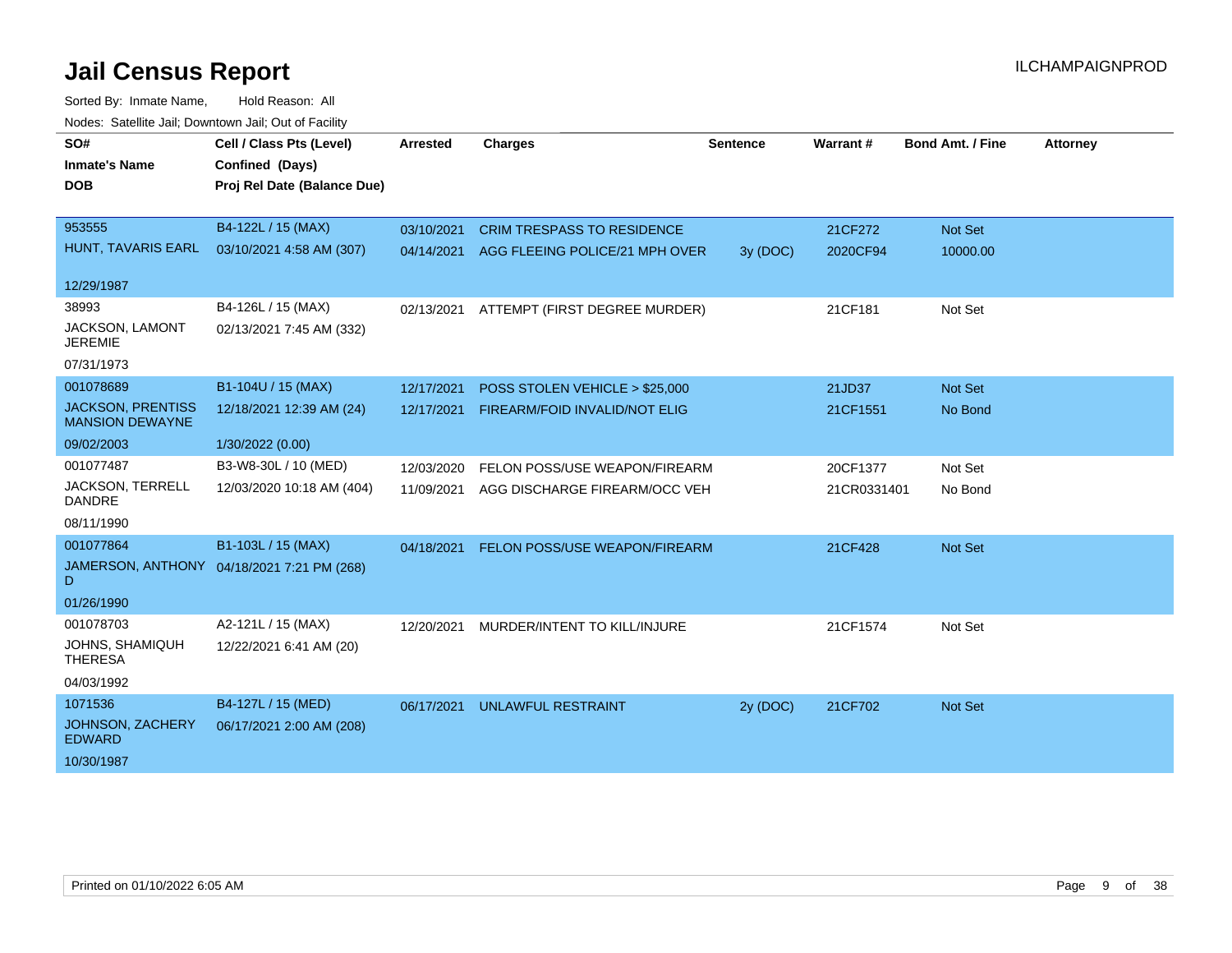# Jail Census Report

ILCHAMPAIGNPROD

Sorted By: Inmate Name, Hold Reason: All

Nodes: Satellite Jail; Downtown Jail; Out of Facility

| SO# / Inmate's Name / DOB | Cell / Class Pts (Level) / Confined (Days) / Proj Rel Date (Balance Due) | Arrested | Charges | Sentence | Warrant # | Bond Amt. / Fine | Attorney |
|---|---|---|---|---|---|---|---|
| 953555<br>HUNT, TAVARIS EARL<br>12/29/1987 | B4-122L / 15 (MAX)<br>03/10/2021 4:58 AM (307) | 03/10/2021<br>04/14/2021 | CRIM TRESPASS TO RESIDENCE<br>AGG FLEEING POLICE/21 MPH OVER | <br>3y (DOC) | 21CF272<br>2020CF94 | Not Set<br>10000.00 | |
| 38993<br>JACKSON, LAMONT JEREMIE<br>07/31/1973 | B4-126L / 15 (MAX)<br>02/13/2021 7:45 AM (332) | 02/13/2021 | ATTEMPT (FIRST DEGREE MURDER) | | 21CF181 | Not Set | |
| 001078689<br>JACKSON, PRENTISS MANSION DEWAYNE<br>09/02/2003 | B1-104U / 15 (MAX)<br>12/18/2021 12:39 AM (24)<br>1/30/2022 (0.00) | 12/17/2021<br>12/17/2021 | POSS STOLEN VEHICLE > $25,000<br>FIREARM/FOID INVALID/NOT ELIG | | 21JD37<br>21CF1551 | Not Set<br>No Bond | |
| 001077487<br>JACKSON, TERRELL DANDRE<br>08/11/1990 | B3-W8-30L / 10 (MED)<br>12/03/2020 10:18 AM (404) | 12/03/2020<br>11/09/2021 | FELON POSS/USE WEAPON/FIREARM<br>AGG DISCHARGE FIREARM/OCC VEH | | 20CF1377<br>21CR0331401 | Not Set<br>No Bond | |
| 001077864<br>JAMERSON, ANTHONY D<br>01/26/1990 | B1-103L / 15 (MAX)<br>04/18/2021 7:21 PM (268) | 04/18/2021 | FELON POSS/USE WEAPON/FIREARM | | 21CF428 | Not Set | |
| 001078703<br>JOHNS, SHAMIQUH THERESA<br>04/03/1992 | A2-121L / 15 (MAX)<br>12/22/2021 6:41 AM (20) | 12/20/2021 | MURDER/INTENT TO KILL/INJURE | | 21CF1574 | Not Set | |
| 1071536<br>JOHNSON, ZACHERY EDWARD<br>10/30/1987 | B4-127L / 15 (MED)<br>06/17/2021 2:00 AM (208) | 06/17/2021 | UNLAWFUL RESTRAINT | 2y (DOC) | 21CF702 | Not Set | |

Printed on 01/10/2022 6:05 AM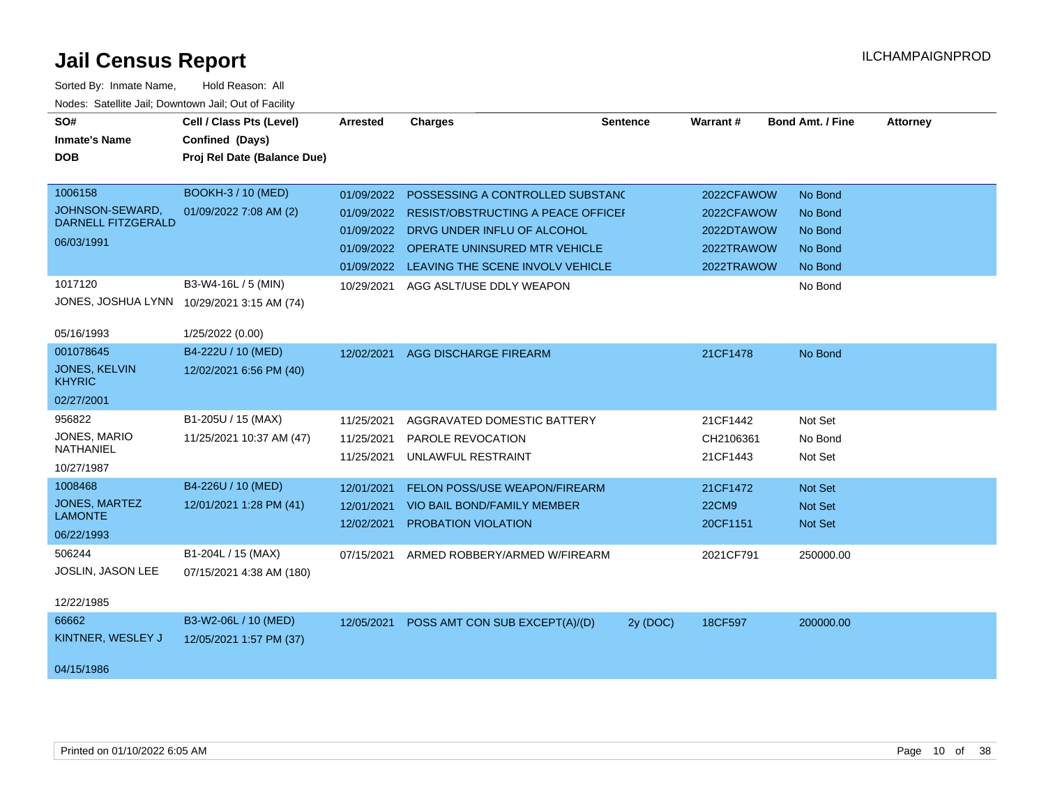# Jail Census Report

ILCHAMPAIGNPROD

Sorted By: Inmate Name, Hold Reason: All

Nodes: Satellite Jail; Downtown Jail; Out of Facility

| SO# / Inmate's Name / DOB | Cell / Class Pts (Level) / Confined (Days) / Proj Rel Date (Balance Due) | Arrested | Charges | Sentence | Warrant # | Bond Amt. / Fine | Attorney |
|---|---|---|---|---|---|---|---|
| 1006158<br>JOHNSON-SEWARD, DARNELL FITZGERALD<br>06/03/1991 | BOOKH-3 / 10 (MED)<br>01/09/2022 7:08 AM (2) | 01/09/2022 | POSSESSING A CONTROLLED SUBSTANC | | 2022CFAWOW | No Bond | |
| | | 01/09/2022 | RESIST/OBSTRUCTING A PEACE OFFICEI | | 2022CFAWOW | No Bond | |
| | | 01/09/2022 | DRVG UNDER INFLU OF ALCOHOL | | 2022DTAWOW | No Bond | |
| | | 01/09/2022 | OPERATE UNINSURED MTR VEHICLE | | 2022TRAWOW | No Bond | |
| | | 01/09/2022 | LEAVING THE SCENE INVOLV VEHICLE | | 2022TRAWOW | No Bond | |
| 1017120<br>JONES, JOSHUA LYNN<br>05/16/1993 | B3-W4-16L / 5 (MIN)<br>10/29/2021 3:15 AM (74)<br>1/25/2022 (0.00) | 10/29/2021 | AGG ASLT/USE DDLY WEAPON | | | No Bond | |
| 001078645<br>JONES, KELVIN KHYRIC<br>02/27/2001 | B4-222U / 10 (MED)<br>12/02/2021 6:56 PM (40) | 12/02/2021 | AGG DISCHARGE FIREARM | | 21CF1478 | No Bond | |
| 956822<br>JONES, MARIO NATHANIEL<br>10/27/1987 | B1-205U / 15 (MAX)<br>11/25/2021 10:37 AM (47) | 11/25/2021 | AGGRAVATED DOMESTIC BATTERY | | 21CF1442 | Not Set | |
| | | 11/25/2021 | PAROLE REVOCATION | | CH2106361 | No Bond | |
| | | 11/25/2021 | UNLAWFUL RESTRAINT | | 21CF1443 | Not Set | |
| 1008468<br>JONES, MARTEZ LAMONTE<br>06/22/1993 | B4-226U / 10 (MED)<br>12/01/2021 1:28 PM (41) | 12/01/2021 | FELON POSS/USE WEAPON/FIREARM | | 21CF1472 | Not Set | |
| | | 12/01/2021 | VIO BAIL BOND/FAMILY MEMBER | | 22CM9 | Not Set | |
| | | 12/02/2021 | PROBATION VIOLATION | | 20CF1151 | Not Set | |
| 506244<br>JOSLIN, JASON LEE<br>12/22/1985 | B1-204L / 15 (MAX)<br>07/15/2021 4:38 AM (180) | 07/15/2021 | ARMED ROBBERY/ARMED W/FIREARM | | 2021CF791 | 250000.00 | |
| 66662<br>KINTNER, WESLEY J<br>04/15/1986 | B3-W2-06L / 10 (MED)<br>12/05/2021 1:57 PM (37) | 12/05/2021 | POSS AMT CON SUB EXCEPT(A)/(D) | 2y (DOC) | 18CF597 | 200000.00 | |

Printed on 01/10/2022 6:05 AM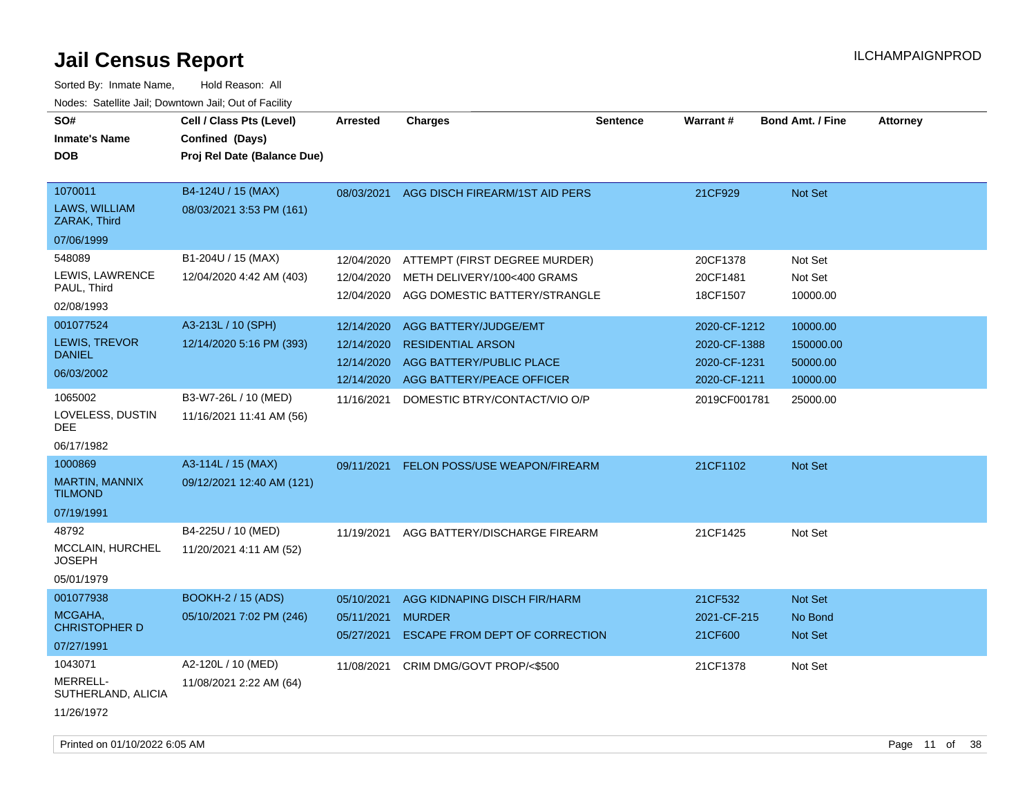# Jail Census Report

ILCHAMPAIGNPROD

Sorted By: Inmate Name, Hold Reason: All

Nodes: Satellite Jail; Downtown Jail; Out of Facility

| SO# / Inmate's Name / DOB | Cell / Class Pts (Level) / Confined (Days) / Proj Rel Date (Balance Due) | Arrested | Charges | Sentence | Warrant # | Bond Amt. / Fine | Attorney |
|---|---|---|---|---|---|---|---|
| 1070011<br>LAWS, WILLIAM ZARAK, Third<br>07/06/1999 | B4-124U / 15 (MAX)<br>08/03/2021 3:53 PM (161) | 08/03/2021 | AGG DISCH FIREARM/1ST AID PERS | | 21CF929 | Not Set | |
| 548089<br>LEWIS, LAWRENCE PAUL, Third<br>02/08/1993 | B1-204U / 15 (MAX)<br>12/04/2020 4:42 AM (403) | 12/04/2020 | ATTEMPT (FIRST DEGREE MURDER) | | 20CF1378 | Not Set | |
| | | 12/04/2020 | METH DELIVERY/100<400 GRAMS | | 20CF1481 | Not Set | |
| | | 12/04/2020 | AGG DOMESTIC BATTERY/STRANGLE | | 18CF1507 | 10000.00 | |
| 001077524<br>LEWIS, TREVOR DANIEL<br>06/03/2002 | A3-213L / 10 (SPH)<br>12/14/2020 5:16 PM (393) | 12/14/2020 | AGG BATTERY/JUDGE/EMT | | 2020-CF-1212 | 10000.00 | |
| | | 12/14/2020 | RESIDENTIAL ARSON | | 2020-CF-1388 | 150000.00 | |
| | | 12/14/2020 | AGG BATTERY/PUBLIC PLACE | | 2020-CF-1231 | 50000.00 | |
| | | 12/14/2020 | AGG BATTERY/PEACE OFFICER | | 2020-CF-1211 | 10000.00 | |
| 1065002<br>LOVELESS, DUSTIN DEE<br>06/17/1982 | B3-W7-26L / 10 (MED)<br>11/16/2021 11:41 AM (56) | 11/16/2021 | DOMESTIC BTRY/CONTACT/VIO O/P | | 2019CF001781 | 25000.00 | |
| 1000869<br>MARTIN, MANNIX TILMOND<br>07/19/1991 | A3-114L / 15 (MAX)<br>09/12/2021 12:40 AM (121) | 09/11/2021 | FELON POSS/USE WEAPON/FIREARM | | 21CF1102 | Not Set | |
| 48792<br>MCCLAIN, HURCHEL JOSEPH<br>05/01/1979 | B4-225U / 10 (MED)<br>11/20/2021 4:11 AM (52) | 11/19/2021 | AGG BATTERY/DISCHARGE FIREARM | | 21CF1425 | Not Set | |
| 001077938<br>MCGAHA, CHRISTOPHER D<br>07/27/1991 | BOOKH-2 / 15 (ADS)<br>05/10/2021 7:02 PM (246) | 05/10/2021 | AGG KIDNAPING DISCH FIR/HARM | | 21CF532 | Not Set | |
| | | 05/11/2021 | MURDER | | 2021-CF-215 | No Bond | |
| | | 05/27/2021 | ESCAPE FROM DEPT OF CORRECTION | | 21CF600 | Not Set | |
| 1043071<br>MERRELL-SUTHERLAND, ALICIA<br>11/26/1972 | A2-120L / 10 (MED)<br>11/08/2021 2:22 AM (64) | 11/08/2021 | CRIM DMG/GOVT PROP/<$500 | | 21CF1378 | Not Set | |

Printed on 01/10/2022 6:05 AM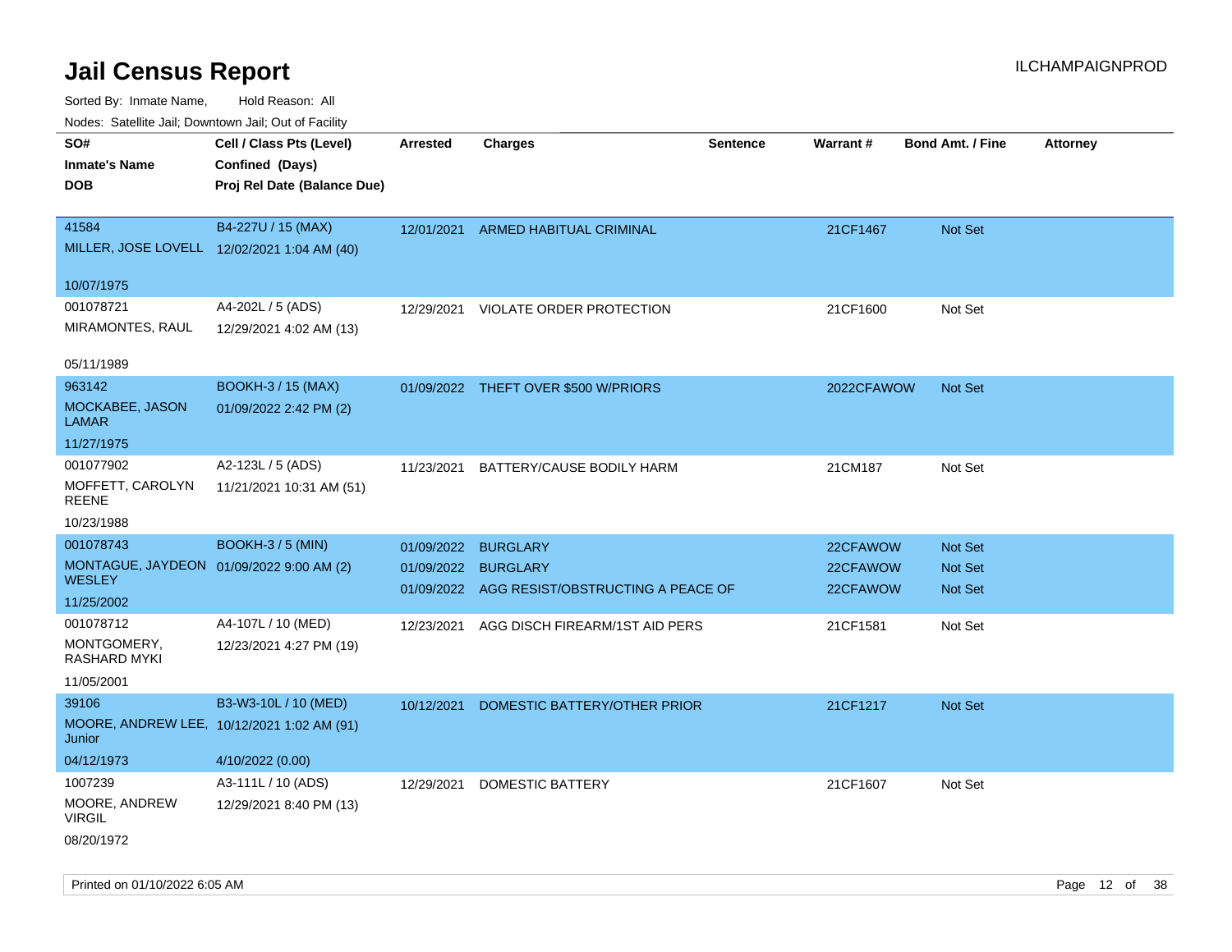# Jail Census Report

Sorted By: Inmate Name, Hold Reason: All

Nodes: Satellite Jail; Downtown Jail; Out of Facility

| SO# / Inmate's Name / DOB | Cell / Class Pts (Level) / Confined (Days) / Proj Rel Date (Balance Due) | Arrested | Charges | Sentence | Warrant # | Bond Amt. / Fine | Attorney |
|---|---|---|---|---|---|---|---|
| 41584<br>MILLER, JOSE LOVELL<br>10/07/1975 | B4-227U / 15 (MAX)<br>12/02/2021 1:04 AM (40) | 12/01/2021 | ARMED HABITUAL CRIMINAL | | 21CF1467 | Not Set | |
| 001078721<br>MIRAMONTES, RAUL<br>05/11/1989 | A4-202L / 5 (ADS)<br>12/29/2021 4:02 AM (13) | 12/29/2021 | VIOLATE ORDER PROTECTION | | 21CF1600 | Not Set | |
| 963142<br>MOCKABEE, JASON LAMAR<br>11/27/1975 | BOOKH-3 / 15 (MAX)<br>01/09/2022 2:42 PM (2) | 01/09/2022 | THEFT OVER $500 W/PRIORS | | 2022CFAWOW | Not Set | |
| 001077902<br>MOFFETT, CAROLYN REENE<br>10/23/1988 | A2-123L / 5 (ADS)<br>11/21/2021 10:31 AM (51) | 11/23/2021 | BATTERY/CAUSE BODILY HARM | | 21CM187 | Not Set | |
| 001078743<br>MONTAGUE, JAYDEON WESLEY<br>11/25/2002 | BOOKH-3 / 5 (MIN)<br>01/09/2022 9:00 AM (2) | 01/09/2022<br>01/09/2022<br>01/09/2022 | BURGLARY<br>BURGLARY<br>AGG RESIST/OBSTRUCTING A PEACE OF | | 22CFAWOW<br>22CFAWOW<br>22CFAWOW | Not Set<br>Not Set<br>Not Set | |
| 001078712<br>MONTGOMERY, RASHARD MYKI<br>11/05/2001 | A4-107L / 10 (MED)<br>12/23/2021 4:27 PM (19) | 12/23/2021 | AGG DISCH FIREARM/1ST AID PERS | | 21CF1581 | Not Set | |
| 39106<br>MOORE, ANDREW LEE, Junior<br>04/12/1973 | B3-W3-10L / 10 (MED)<br>10/12/2021 1:02 AM (91)<br>4/10/2022 (0.00) | 10/12/2021 | DOMESTIC BATTERY/OTHER PRIOR | | 21CF1217 | Not Set | |
| 1007239<br>MOORE, ANDREW VIRGIL<br>08/20/1972 | A3-111L / 10 (ADS)<br>12/29/2021 8:40 PM (13) | 12/29/2021 | DOMESTIC BATTERY | | 21CF1607 | Not Set | |

Printed on 01/10/2022 6:05 AM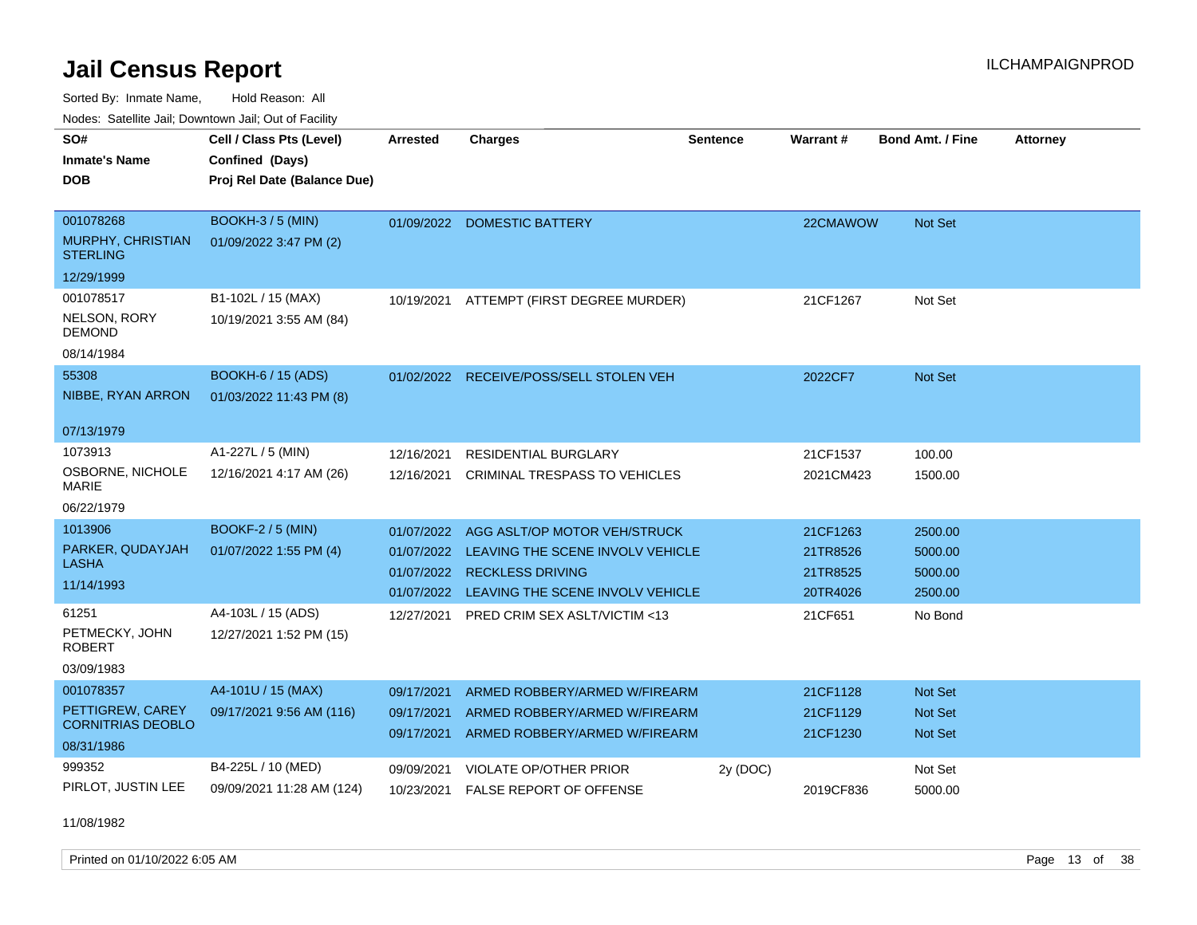# Jail Census Report

ILCHAMPAIGNPROD

Sorted By: Inmate Name, Hold Reason: All

Nodes: Satellite Jail; Downtown Jail; Out of Facility

| SO# / Inmate's Name / DOB | Cell / Class Pts (Level) / Confined (Days) / Proj Rel Date (Balance Due) | Arrested | Charges | Sentence | Warrant # | Bond Amt. / Fine | Attorney |
|---|---|---|---|---|---|---|---|
| 001078268<br>MURPHY, CHRISTIAN STERLING<br>12/29/1999 | BOOKH-3 / 5 (MIN)<br>01/09/2022 3:47 PM (2) | 01/09/2022 | DOMESTIC BATTERY | | 22CMAWOW | Not Set | |
| 001078517<br>NELSON, RORY DEMOND<br>08/14/1984 | B1-102L / 15 (MAX)<br>10/19/2021 3:55 AM (84) | 10/19/2021 | ATTEMPT (FIRST DEGREE MURDER) | | 21CF1267 | Not Set | |
| 55308<br>NIBBE, RYAN ARRON<br>07/13/1979 | BOOKH-6 / 15 (ADS)<br>01/03/2022 11:43 PM (8) | 01/02/2022 | RECEIVE/POSS/SELL STOLEN VEH | | 2022CF7 | Not Set | |
| 1073913<br>OSBORNE, NICHOLE MARIE<br>06/22/1979 | A1-227L / 5 (MIN)<br>12/16/2021 4:17 AM (26) | 12/16/2021<br>12/16/2021 | RESIDENTIAL BURGLARY<br>CRIMINAL TRESPASS TO VEHICLES | | 21CF1537<br>2021CM423 | 100.00<br>1500.00 | |
| 1013906<br>PARKER, QUDAYJAH LASHA<br>11/14/1993 | BOOKF-2 / 5 (MIN)<br>01/07/2022 1:55 PM (4) | 01/07/2022<br>01/07/2022<br>01/07/2022<br>01/07/2022 | AGG ASLT/OP MOTOR VEH/STRUCK<br>LEAVING THE SCENE INVOLV VEHICLE<br>RECKLESS DRIVING<br>LEAVING THE SCENE INVOLV VEHICLE | | 21CF1263<br>21TR8526<br>21TR8525<br>20TR4026 | 2500.00<br>5000.00<br>5000.00<br>2500.00 | |
| 61251<br>PETMECKY, JOHN ROBERT<br>03/09/1983 | A4-103L / 15 (ADS)<br>12/27/2021 1:52 PM (15) | 12/27/2021 | PRED CRIM SEX ASLT/VICTIM <13 | | 21CF651 | No Bond | |
| 001078357<br>PETTIGREW, CAREY CORNITRIAS DEOBLO<br>08/31/1986 | A4-101U / 15 (MAX)<br>09/17/2021 9:56 AM (116) | 09/17/2021<br>09/17/2021<br>09/17/2021 | ARMED ROBBERY/ARMED W/FIREARM<br>ARMED ROBBERY/ARMED W/FIREARM<br>ARMED ROBBERY/ARMED W/FIREARM | | 21CF1128<br>21CF1129<br>21CF1230 | Not Set<br>Not Set<br>Not Set | |
| 999352<br>PIRLOT, JUSTIN LEE<br>11/08/1982 | B4-225L / 10 (MED)<br>09/09/2021 11:28 AM (124) | 09/09/2021<br>10/23/2021 | VIOLATE OP/OTHER PRIOR<br>FALSE REPORT OF OFFENSE | 2y (DOC) | <br>2019CF836 | Not Set<br>5000.00 | |

Printed on 01/10/2022 6:05 AM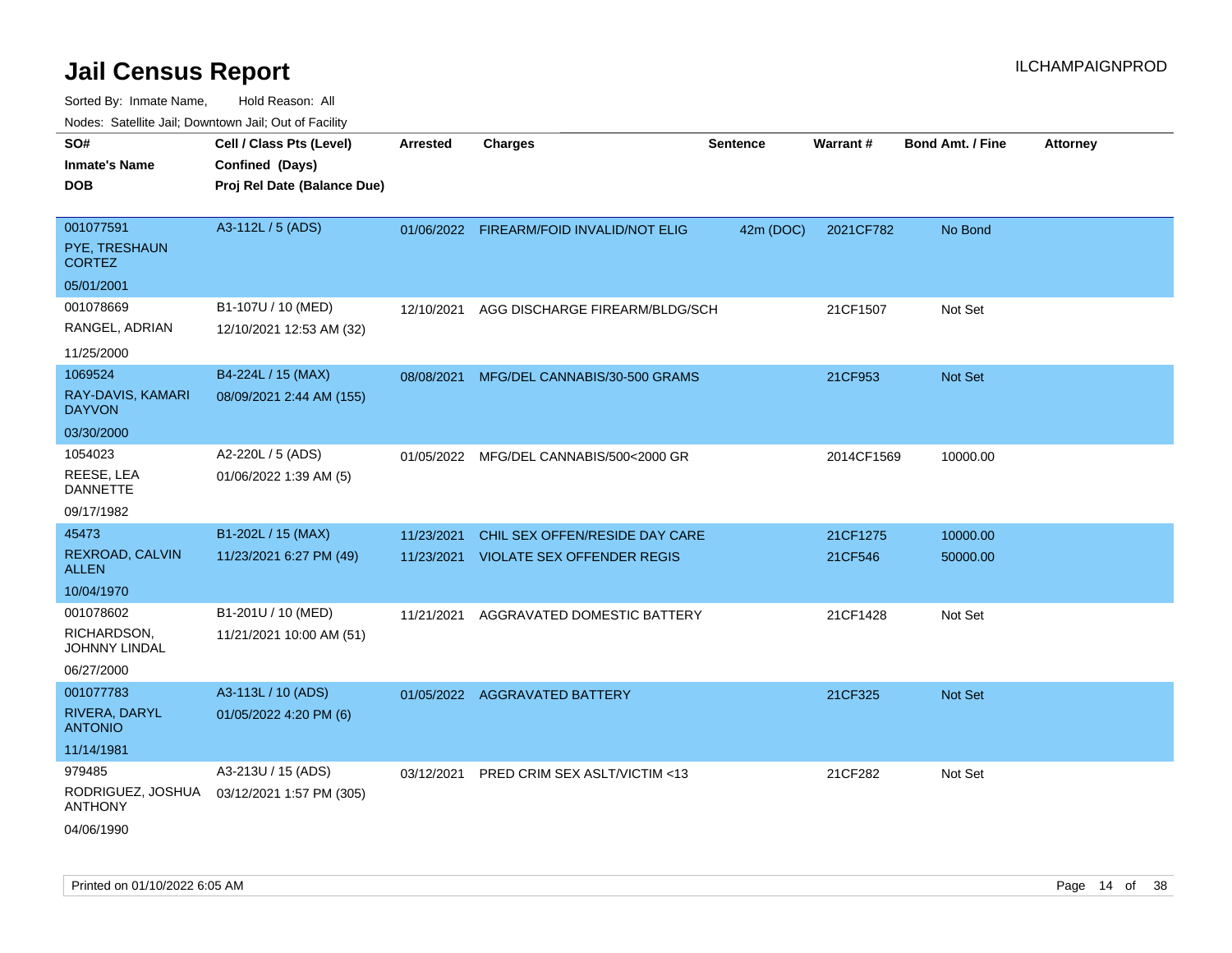# Jail Census Report

ILCHAMPAIGNPROD

Sorted By: Inmate Name, Hold Reason: All

Nodes: Satellite Jail; Downtown Jail; Out of Facility

| SO# / Inmate's Name / DOB | Cell / Class Pts (Level) / Confined (Days) / Proj Rel Date (Balance Due) | Arrested | Charges | Sentence | Warrant # | Bond Amt. / Fine | Attorney |
|---|---|---|---|---|---|---|---|
| 001077591<br>PYE, TRESHAUN CORTEZ<br>05/01/2001 | A3-112L / 5 (ADS) | 01/06/2022 | FIREARM/FOID INVALID/NOT ELIG | 42m (DOC) | 2021CF782 | No Bond | |
| 001078669<br>RANGEL, ADRIAN<br>11/25/2000 | B1-107U / 10 (MED)<br>12/10/2021 12:53 AM (32) | 12/10/2021 | AGG DISCHARGE FIREARM/BLDG/SCH | | 21CF1507 | Not Set | |
| 1069524<br>RAY-DAVIS, KAMARI DAYVON<br>03/30/2000 | B4-224L / 15 (MAX)<br>08/09/2021 2:44 AM (155) | 08/08/2021 | MFG/DEL CANNABIS/30-500 GRAMS | | 21CF953 | Not Set | |
| 1054023<br>REESE, LEA DANNETTE<br>09/17/1982 | A2-220L / 5 (ADS)<br>01/06/2022 1:39 AM (5) | 01/05/2022 | MFG/DEL CANNABIS/500<2000 GR | | 2014CF1569 | 10000.00 | |
| 45473<br>REXROAD, CALVIN ALLEN<br>10/04/1970 | B1-202L / 15 (MAX)<br>11/23/2021 6:27 PM (49) | 11/23/2021<br>11/23/2021 | CHIL SEX OFFEN/RESIDE DAY CARE<br>VIOLATE SEX OFFENDER REGIS | | 21CF1275<br>21CF546 | 10000.00<br>50000.00 | |
| 001078602<br>RICHARDSON, JOHNNY LINDAL<br>06/27/2000 | B1-201U / 10 (MED)<br>11/21/2021 10:00 AM (51) | 11/21/2021 | AGGRAVATED DOMESTIC BATTERY | | 21CF1428 | Not Set | |
| 001077783<br>RIVERA, DARYL ANTONIO<br>11/14/1981 | A3-113L / 10 (ADS)<br>01/05/2022 4:20 PM (6) | 01/05/2022 | AGGRAVATED BATTERY | | 21CF325 | Not Set | |
| 979485<br>RODRIGUEZ, JOSHUA ANTHONY<br>04/06/1990 | A3-213U / 15 (ADS)<br>03/12/2021 1:57 PM (305) | 03/12/2021 | PRED CRIM SEX ASLT/VICTIM <13 | | 21CF282 | Not Set | |

Printed on 01/10/2022 6:05 AM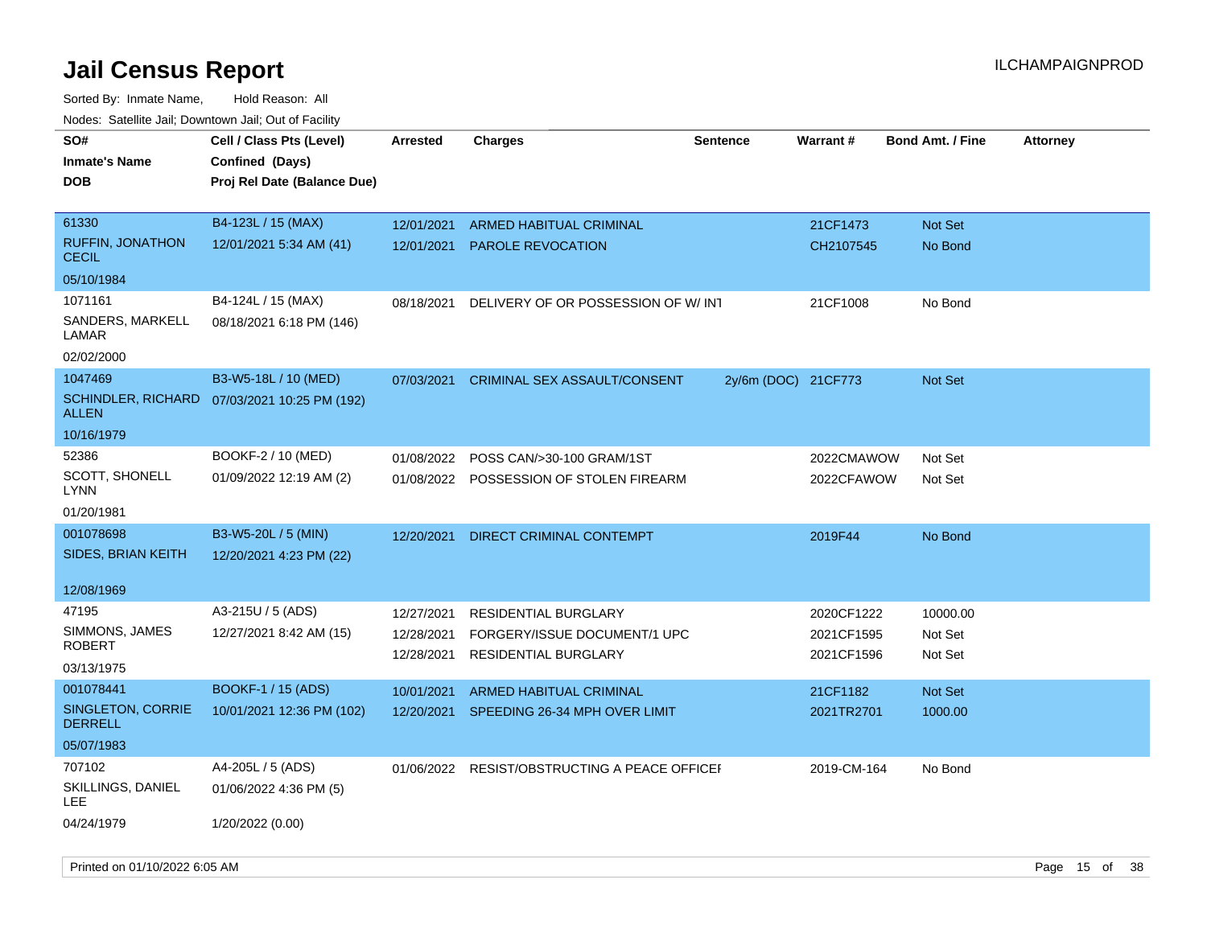# Jail Census Report

Sorted By: Inmate Name, Hold Reason: All

Nodes: Satellite Jail; Downtown Jail; Out of Facility

| SO# / Inmate's Name / DOB | Cell / Class Pts (Level) / Confined (Days) / Proj Rel Date (Balance Due) | Arrested | Charges | Sentence | Warrant # | Bond Amt. / Fine | Attorney |
|---|---|---|---|---|---|---|---|
| 61330<br>RUFFIN, JONATHON CECIL<br>05/10/1984 | B4-123L / 15 (MAX)<br>12/01/2021 5:34 AM (41) | 12/01/2021<br>12/01/2021 | ARMED HABITUAL CRIMINAL<br>PAROLE REVOCATION | | 21CF1473<br>CH2107545 | Not Set<br>No Bond | |
| 1071161<br>SANDERS, MARKELL LAMAR<br>02/02/2000 | B4-124L / 15 (MAX)<br>08/18/2021 6:18 PM (146) | 08/18/2021 | DELIVERY OF OR POSSESSION OF W/ INT | | 21CF1008 | No Bond | |
| 1047469<br>SCHINDLER, RICHARD ALLEN<br>10/16/1979 | B3-W5-18L / 10 (MED)<br>07/03/2021 10:25 PM (192) | 07/03/2021 | CRIMINAL SEX ASSAULT/CONSENT | 2y/6m (DOC) | 21CF773 | Not Set | |
| 52386<br>SCOTT, SHONELL LYNN<br>01/20/1981 | BOOKF-2 / 10 (MED)<br>01/09/2022 12:19 AM (2) | 01/08/2022<br>01/08/2022 | POSS CAN/>30-100 GRAM/1ST<br>POSSESSION OF STOLEN FIREARM | | 2022CMAWOW<br>2022CFAWOW | Not Set<br>Not Set | |
| 001078698<br>SIDES, BRIAN KEITH<br>12/08/1969 | B3-W5-20L / 5 (MIN)<br>12/20/2021 4:23 PM (22) | 12/20/2021 | DIRECT CRIMINAL CONTEMPT | | 2019F44 | No Bond | |
| 47195<br>SIMMONS, JAMES ROBERT<br>03/13/1975 | A3-215U / 5 (ADS)<br>12/27/2021 8:42 AM (15) | 12/27/2021<br>12/28/2021<br>12/28/2021 | RESIDENTIAL BURGLARY<br>FORGERY/ISSUE DOCUMENT/1 UPC<br>RESIDENTIAL BURGLARY | | 2020CF1222<br>2021CF1595<br>2021CF1596 | 10000.00<br>Not Set<br>Not Set | |
| 001078441<br>SINGLETON, CORRIE DERRELL<br>05/07/1983 | BOOKF-1 / 15 (ADS)<br>10/01/2021 12:36 PM (102) | 10/01/2021<br>12/20/2021 | ARMED HABITUAL CRIMINAL<br>SPEEDING 26-34 MPH OVER LIMIT | | 21CF1182<br>2021TR2701 | Not Set<br>1000.00 | |
| 707102<br>SKILLINGS, DANIEL LEE<br>04/24/1979 | A4-205L / 5 (ADS)<br>01/06/2022 4:36 PM (5)<br>1/20/2022 (0.00) | 01/06/2022 | RESIST/OBSTRUCTING A PEACE OFFICEI | | 2019-CM-164 | No Bond | |

Printed on 01/10/2022 6:05 AM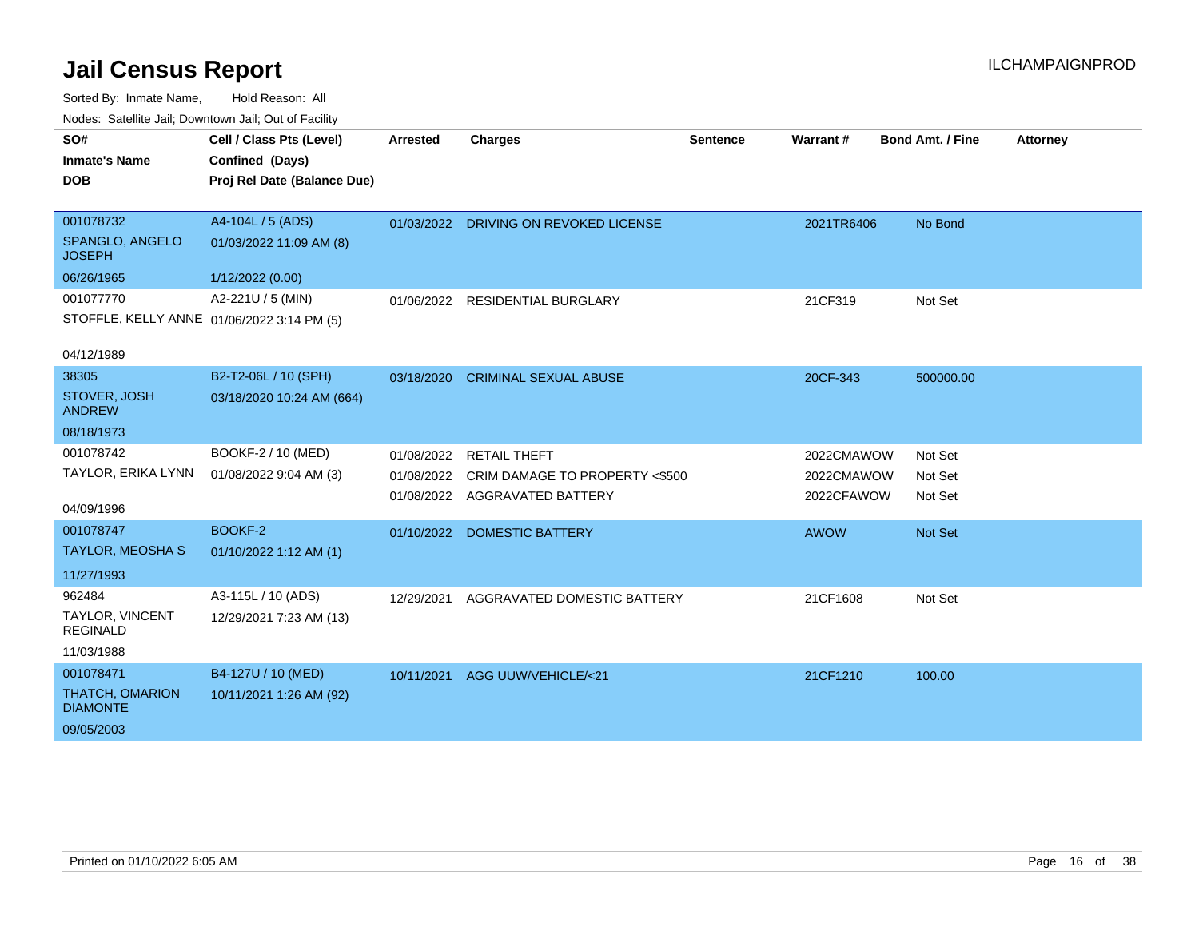# Jail Census Report

ILCHAMPAIGNPROD

Sorted By: Inmate Name, Hold Reason: All

Nodes: Satellite Jail; Downtown Jail; Out of Facility

| SO# / Inmate's Name / DOB | Cell / Class Pts (Level) / Confined (Days) / Proj Rel Date (Balance Due) | Arrested | Charges | Sentence | Warrant # | Bond Amt. / Fine | Attorney |
|---|---|---|---|---|---|---|---|
| 001078732<br>SPANGLO, ANGELO JOSEPH<br>06/26/1965 | A4-104L / 5 (ADS)<br>01/03/2022 11:09 AM (8)<br>1/12/2022 (0.00) | 01/03/2022 | DRIVING ON REVOKED LICENSE | | 2021TR6406 | No Bond | |
| 001077770<br>STOFFLE, KELLY ANNE<br>04/12/1989 | A2-221U / 5 (MIN)<br>01/06/2022 3:14 PM (5) | 01/06/2022 | RESIDENTIAL BURGLARY | | 21CF319 | Not Set | |
| 38305<br>STOVER, JOSH ANDREW<br>08/18/1973 | B2-T2-06L / 10 (SPH)<br>03/18/2020 10:24 AM (664) | 03/18/2020 | CRIMINAL SEXUAL ABUSE | | 20CF-343 | 500000.00 | |
| 001078742<br>TAYLOR, ERIKA LYNN<br>04/09/1996 | BOOKF-2 / 10 (MED)<br>01/08/2022 9:04 AM (3) | 01/08/2022 | RETAIL THEFT | | 2022CMAWOW | Not Set | |
| | | 01/08/2022 | CRIM DAMAGE TO PROPERTY <$500 | | 2022CMAWOW | Not Set | |
| | | 01/08/2022 | AGGRAVATED BATTERY | | 2022CFAWOW | Not Set | |
| 001078747<br>TAYLOR, MEOSHA S<br>11/27/1993 | BOOKF-2<br>01/10/2022 1:12 AM (1) | 01/10/2022 | DOMESTIC BATTERY | | AWOW | Not Set | |
| 962484<br>TAYLOR, VINCENT REGINALD<br>11/03/1988 | A3-115L / 10 (ADS)<br>12/29/2021 7:23 AM (13) | 12/29/2021 | AGGRAVATED DOMESTIC BATTERY | | 21CF1608 | Not Set | |
| 001078471<br>THATCH, OMARION DIAMONTE<br>09/05/2003 | B4-127U / 10 (MED)<br>10/11/2021 1:26 AM (92) | 10/11/2021 | AGG UUW/VEHICLE/<21 | | 21CF1210 | 100.00 | |

Printed on 01/10/2022 6:05 AM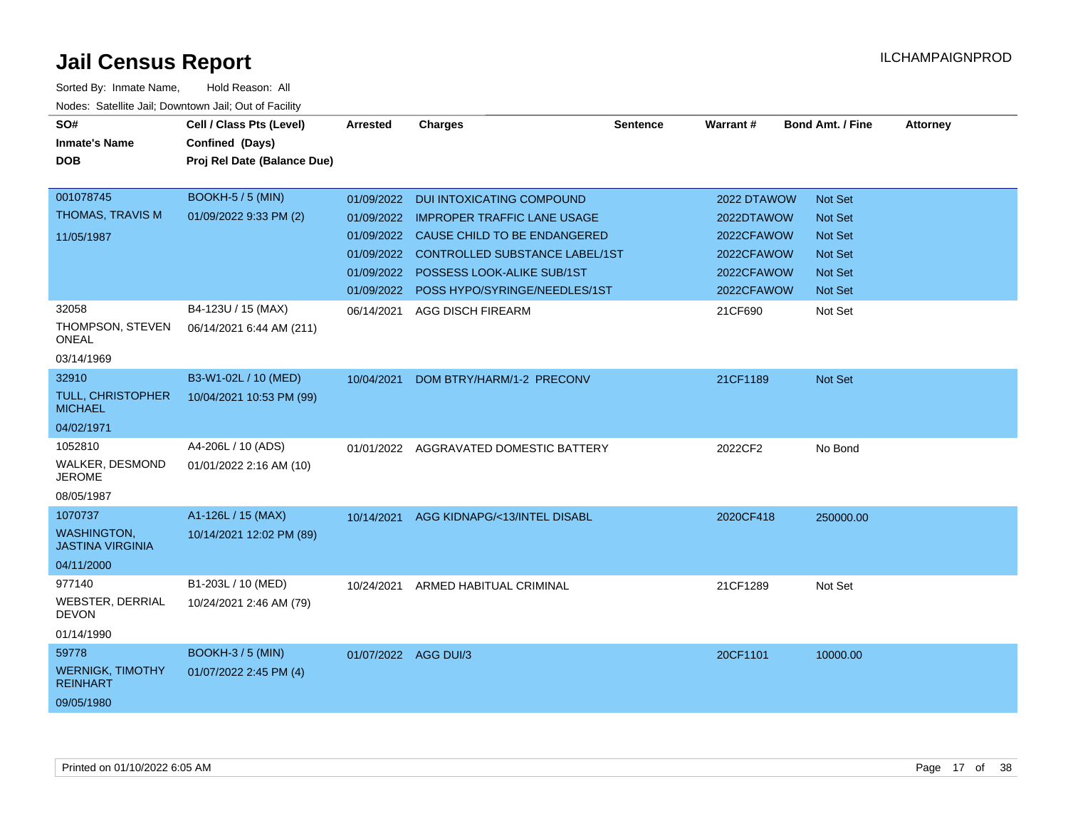# Jail Census Report

ILCHAMPAIGNPROD

Sorted By: Inmate Name, Hold Reason: All

Nodes: Satellite Jail; Downtown Jail; Out of Facility

| SO# / Inmate's Name / DOB | Cell / Class Pts (Level) / Confined (Days) / Proj Rel Date (Balance Due) | Arrested | Charges | Sentence | Warrant # | Bond Amt. / Fine | Attorney |
|---|---|---|---|---|---|---|---|
| 001078745<br>THOMAS, TRAVIS M<br>11/05/1987 | BOOKH-5 / 5 (MIN)<br>01/09/2022 9:33 PM (2) | 01/09/2022 | DUI INTOXICATING COMPOUND | | 2022 DTAWOW | Not Set | |
| | | 01/09/2022 | IMPROPER TRAFFIC LANE USAGE | | 2022DTAWOW | Not Set | |
| | | 01/09/2022 | CAUSE CHILD TO BE ENDANGERED | | 2022CFAWOW | Not Set | |
| | | 01/09/2022 | CONTROLLED SUBSTANCE LABEL/1ST | | 2022CFAWOW | Not Set | |
| | | 01/09/2022 | POSSESS LOOK-ALIKE SUB/1ST | | 2022CFAWOW | Not Set | |
| | | 01/09/2022 | POSS HYPO/SYRINGE/NEEDLES/1ST | | 2022CFAWOW | Not Set | |
| 32058<br>THOMPSON, STEVEN ONEAL<br>03/14/1969 | B4-123U / 15 (MAX)<br>06/14/2021 6:44 AM (211) | 06/14/2021 | AGG DISCH FIREARM | | 21CF690 | Not Set | |
| 32910<br>TULL, CHRISTOPHER MICHAEL<br>04/02/1971 | B3-W1-02L / 10 (MED)<br>10/04/2021 10:53 PM (99) | 10/04/2021 | DOM BTRY/HARM/1-2 PRECONV | | 21CF1189 | Not Set | |
| 1052810<br>WALKER, DESMOND JEROME<br>08/05/1987 | A4-206L / 10 (ADS)<br>01/01/2022 2:16 AM (10) | 01/01/2022 | AGGRAVATED DOMESTIC BATTERY | | 2022CF2 | No Bond | |
| 1070737<br>WASHINGTON, JASTINA VIRGINIA<br>04/11/2000 | A1-126L / 15 (MAX)<br>10/14/2021 12:02 PM (89) | 10/14/2021 | AGG KIDNAPG/<13/INTEL DISABL | | 2020CF418 | 250000.00 | |
| 977140<br>WEBSTER, DERRIAL DEVON<br>01/14/1990 | B1-203L / 10 (MED)<br>10/24/2021 2:46 AM (79) | 10/24/2021 | ARMED HABITUAL CRIMINAL | | 21CF1289 | Not Set | |
| 59778<br>WERNIGK, TIMOTHY REINHART<br>09/05/1980 | BOOKH-3 / 5 (MIN)<br>01/07/2022 2:45 PM (4) | 01/07/2022 | AGG DUI/3 | | 20CF1101 | 10000.00 | |

Printed on 01/10/2022 6:05 AM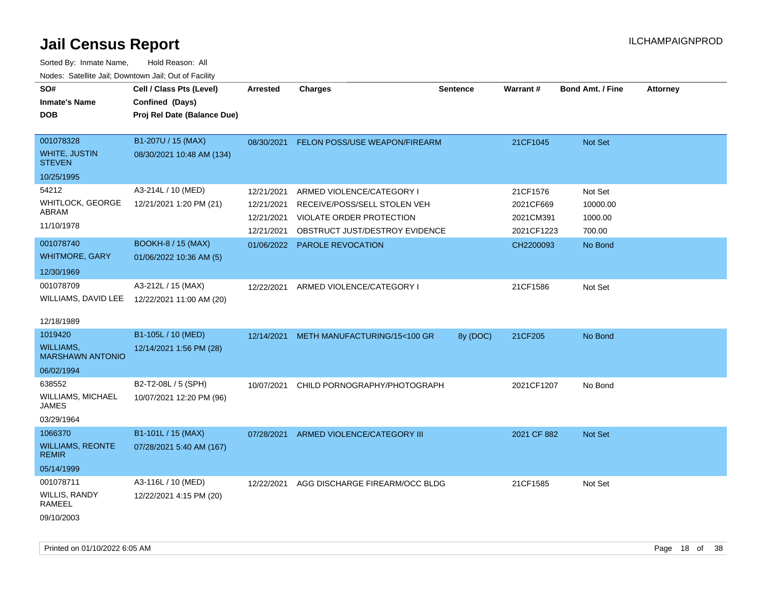# Jail Census Report

ILCHAMPAIGNPROD

Sorted By: Inmate Name, Hold Reason: All

Nodes: Satellite Jail; Downtown Jail; Out of Facility

| SO# / Inmate's Name / DOB | Cell / Class Pts (Level) / Confined (Days) / Proj Rel Date (Balance Due) | Arrested | Charges | Sentence | Warrant # | Bond Amt. / Fine | Attorney |
|---|---|---|---|---|---|---|---|
| 001078328 WHITE, JUSTIN STEVEN 10/25/1995 | B1-207U / 15 (MAX) 08/30/2021 10:48 AM (134) | 08/30/2021 | FELON POSS/USE WEAPON/FIREARM | | 21CF1045 | Not Set | |
| 54212 WHITLOCK, GEORGE ABRAM 11/10/1978 | A3-214L / 10 (MED) 12/21/2021 1:20 PM (21) | 12/21/2021 | ARMED VIOLENCE/CATEGORY I | | 21CF1576 | Not Set | |
| | | 12/21/2021 | RECEIVE/POSS/SELL STOLEN VEH | | 2021CF669 | 10000.00 | |
| | | 12/21/2021 | VIOLATE ORDER PROTECTION | | 2021CM391 | 1000.00 | |
| | | 12/21/2021 | OBSTRUCT JUST/DESTROY EVIDENCE | | 2021CF1223 | 700.00 | |
| 001078740 WHITMORE, GARY 12/30/1969 | BOOKH-8 / 15 (MAX) 01/06/2022 10:36 AM (5) | 01/06/2022 | PAROLE REVOCATION | | CH2200093 | No Bond | |
| 001078709 WILLIAMS, DAVID LEE 12/18/1989 | A3-212L / 15 (MAX) 12/22/2021 11:00 AM (20) | 12/22/2021 | ARMED VIOLENCE/CATEGORY I | | 21CF1586 | Not Set | |
| 1019420 WILLIAMS, MARSHAWN ANTONIO 06/02/1994 | B1-105L / 10 (MED) 12/14/2021 1:56 PM (28) | 12/14/2021 | METH MANUFACTURING/15<100 GR | 8y (DOC) | 21CF205 | No Bond | |
| 638552 WILLIAMS, MICHAEL JAMES 03/29/1964 | B2-T2-08L / 5 (SPH) 10/07/2021 12:20 PM (96) | 10/07/2021 | CHILD PORNOGRAPHY/PHOTOGRAPH | | 2021CF1207 | No Bond | |
| 1066370 WILLIAMS, REONTE REMIR 05/14/1999 | B1-101L / 15 (MAX) 07/28/2021 5:40 AM (167) | 07/28/2021 | ARMED VIOLENCE/CATEGORY III | | 2021 CF 882 | Not Set | |
| 001078711 WILLIS, RANDY RAMEEL 09/10/2003 | A3-116L / 10 (MED) 12/22/2021 4:15 PM (20) | 12/22/2021 | AGG DISCHARGE FIREARM/OCC BLDG | | 21CF1585 | Not Set | |

Printed on 01/10/2022 6:05 AM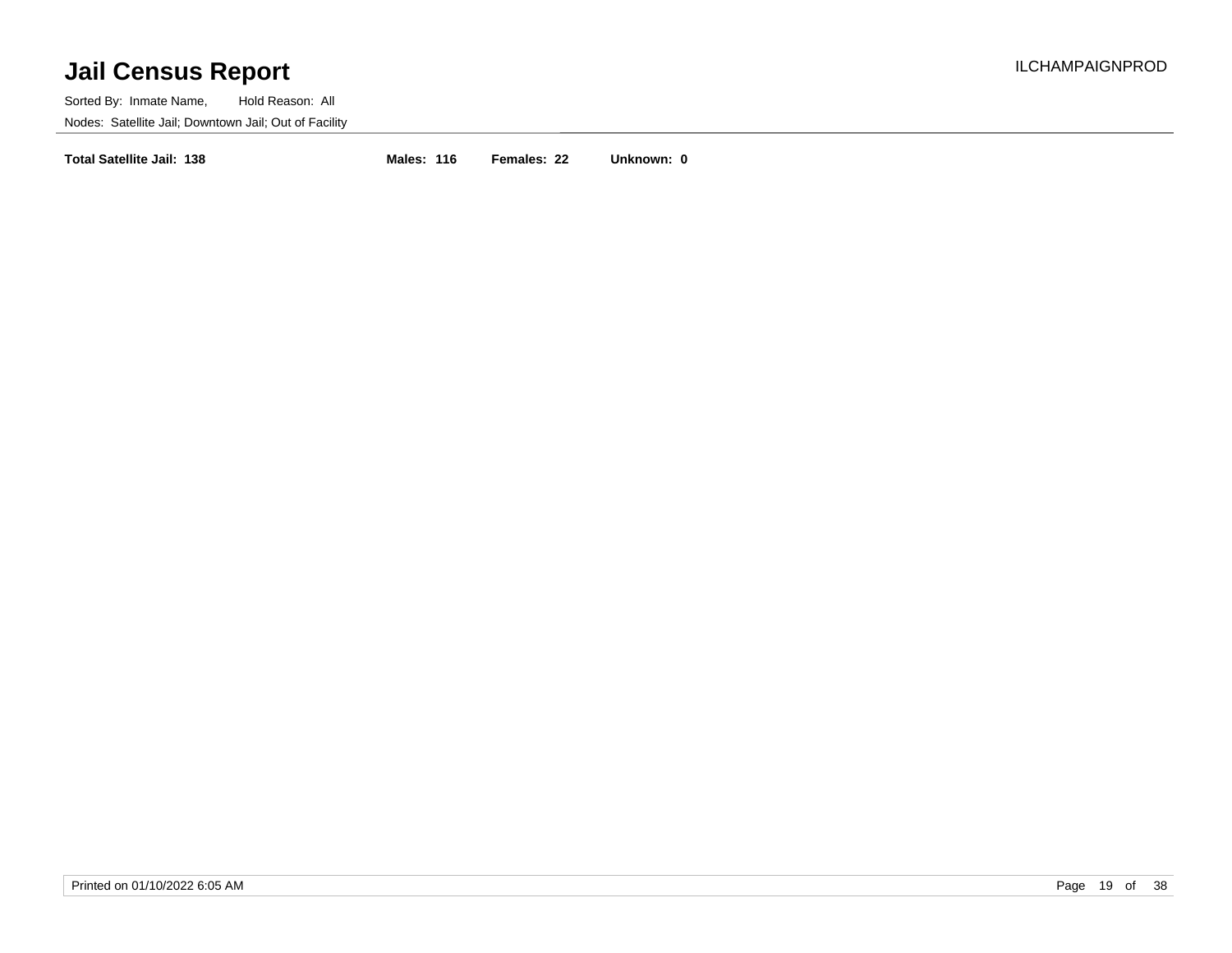# Jail Census Report

Sorted By: Inmate Name, Hold Reason: All

Nodes: Satellite Jail; Downtown Jail; Out of Facility

**Total Satellite Jail: 138** **Males: 116** **Females: 22** **Unknown: 0**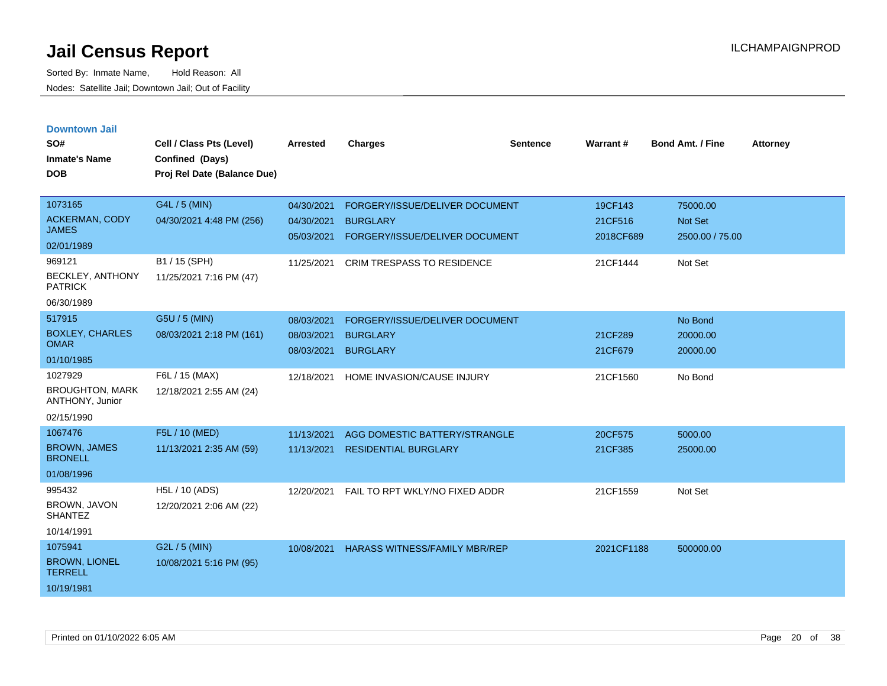# Jail Census Report

Sorted By: Inmate Name, Hold Reason: All

Nodes: Satellite Jail; Downtown Jail; Out of Facility

ILCHAMPAIGNPROD

## Downtown Jail

| SO# / Inmate's Name / DOB | Cell / Class Pts (Level) / Confined (Days) / Proj Rel Date (Balance Due) | Arrested | Charges | Sentence | Warrant # | Bond Amt. / Fine | Attorney |
|---|---|---|---|---|---|---|---|
| 1073165<br>ACKERMAN, CODY JAMES<br>02/01/1989 | G4L / 5 (MIN)<br>04/30/2021 4:48 PM (256) | 04/30/2021<br>04/30/2021<br>05/03/2021 | FORGERY/ISSUE/DELIVER DOCUMENT<br>BURGLARY<br>FORGERY/ISSUE/DELIVER DOCUMENT | | 19CF143<br>21CF516<br>2018CF689 | 75000.00<br>Not Set<br>2500.00 / 75.00 | |
| 969121<br>BECKLEY, ANTHONY PATRICK<br>06/30/1989 | B1 / 15 (SPH)<br>11/25/2021 7:16 PM (47) | 11/25/2021 | CRIM TRESPASS TO RESIDENCE | | 21CF1444 | Not Set | |
| 517915<br>BOXLEY, CHARLES OMAR<br>01/10/1985 | G5U / 5 (MIN)<br>08/03/2021 2:18 PM (161) | 08/03/2021<br>08/03/2021<br>08/03/2021 | FORGERY/ISSUE/DELIVER DOCUMENT<br>BURGLARY<br>BURGLARY | | <br>21CF289<br>21CF679 | No Bond<br>20000.00<br>20000.00 | |
| 1027929<br>BROUGHTON, MARK ANTHONY, Junior<br>02/15/1990 | F6L / 15 (MAX)<br>12/18/2021 2:55 AM (24) | 12/18/2021 | HOME INVASION/CAUSE INJURY | | 21CF1560 | No Bond | |
| 1067476<br>BROWN, JAMES BRONELL<br>01/08/1996 | F5L / 10 (MED)<br>11/13/2021 2:35 AM (59) | 11/13/2021<br>11/13/2021 | AGG DOMESTIC BATTERY/STRANGLE<br>RESIDENTIAL BURGLARY | | 20CF575<br>21CF385 | 5000.00<br>25000.00 | |
| 995432<br>BROWN, JAVON SHANTEZ<br>10/14/1991 | H5L / 10 (ADS)<br>12/20/2021 2:06 AM (22) | 12/20/2021 | FAIL TO RPT WKLY/NO FIXED ADDR | | 21CF1559 | Not Set | |
| 1075941<br>BROWN, LIONEL TERRELL<br>10/19/1981 | G2L / 5 (MIN)<br>10/08/2021 5:16 PM (95) | 10/08/2021 | HARASS WITNESS/FAMILY MBR/REP | | 2021CF1188 | 500000.00 | |

Printed on 01/10/2022 6:05 AM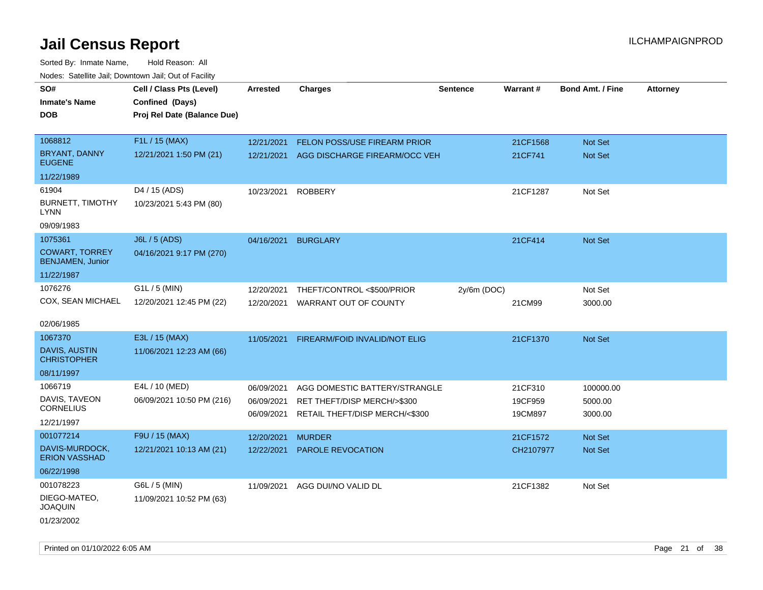# Jail Census Report

ILCHAMPAIGNPROD

Sorted By: Inmate Name, Hold Reason: All

Nodes: Satellite Jail; Downtown Jail; Out of Facility

| SO# / Inmate's Name / DOB | Cell / Class Pts (Level) / Confined (Days) / Proj Rel Date (Balance Due) | Arrested | Charges | Sentence | Warrant # | Bond Amt. / Fine | Attorney |
|---|---|---|---|---|---|---|---|
| 1068812<br>BRYANT, DANNY EUGENE<br>11/22/1989 | F1L / 15 (MAX)<br>12/21/2021 1:50 PM (21) | 12/21/2021<br>12/21/2021 | FELON POSS/USE FIREARM PRIOR<br>AGG DISCHARGE FIREARM/OCC VEH | | 21CF1568<br>21CF741 | Not Set<br>Not Set | |
| 61904<br>BURNETT, TIMOTHY LYNN<br>09/09/1983 | D4 / 15 (ADS)<br>10/23/2021 5:43 PM (80) | 10/23/2021 | ROBBERY | | 21CF1287 | Not Set | |
| 1075361<br>COWART, TORREY BENJAMEN, Junior<br>11/22/1987 | J6L / 5 (ADS)<br>04/16/2021 9:17 PM (270) | 04/16/2021 | BURGLARY | | 21CF414 | Not Set | |
| 1076276<br>COX, SEAN MICHAEL<br>02/06/1985 | G1L / 5 (MIN)<br>12/20/2021 12:45 PM (22) | 12/20/2021<br>12/20/2021 | THEFT/CONTROL <$500/PRIOR<br>WARRANT OUT OF COUNTY | 2y/6m (DOC) | <br>21CM99 | Not Set<br>3000.00 | |
| 1067370<br>DAVIS, AUSTIN CHRISTOPHER<br>08/11/1997 | E3L / 15 (MAX)<br>11/06/2021 12:23 AM (66) | 11/05/2021 | FIREARM/FOID INVALID/NOT ELIG | | 21CF1370 | Not Set | |
| 1066719<br>DAVIS, TAVEON CORNELIUS<br>12/21/1997 | E4L / 10 (MED)<br>06/09/2021 10:50 PM (216) | 06/09/2021<br>06/09/2021<br>06/09/2021 | AGG DOMESTIC BATTERY/STRANGLE<br>RET THEFT/DISP MERCH/>$300<br>RETAIL THEFT/DISP MERCH/<$300 | | 21CF310<br>19CF959<br>19CM897 | 100000.00<br>5000.00<br>3000.00 | |
| 001077214<br>DAVIS-MURDOCK, ERION VASSHAD<br>06/22/1998 | F9U / 15 (MAX)<br>12/21/2021 10:13 AM (21) | 12/20/2021<br>12/22/2021 | MURDER<br>PAROLE REVOCATION | | 21CF1572<br>CH2107977 | Not Set<br>Not Set | |
| 001078223<br>DIEGO-MATEO, JOAQUIN<br>01/23/2002 | G6L / 5 (MIN)<br>11/09/2021 10:52 PM (63) | 11/09/2021 | AGG DUI/NO VALID DL | | 21CF1382 | Not Set | |

Printed on 01/10/2022 6:05 AM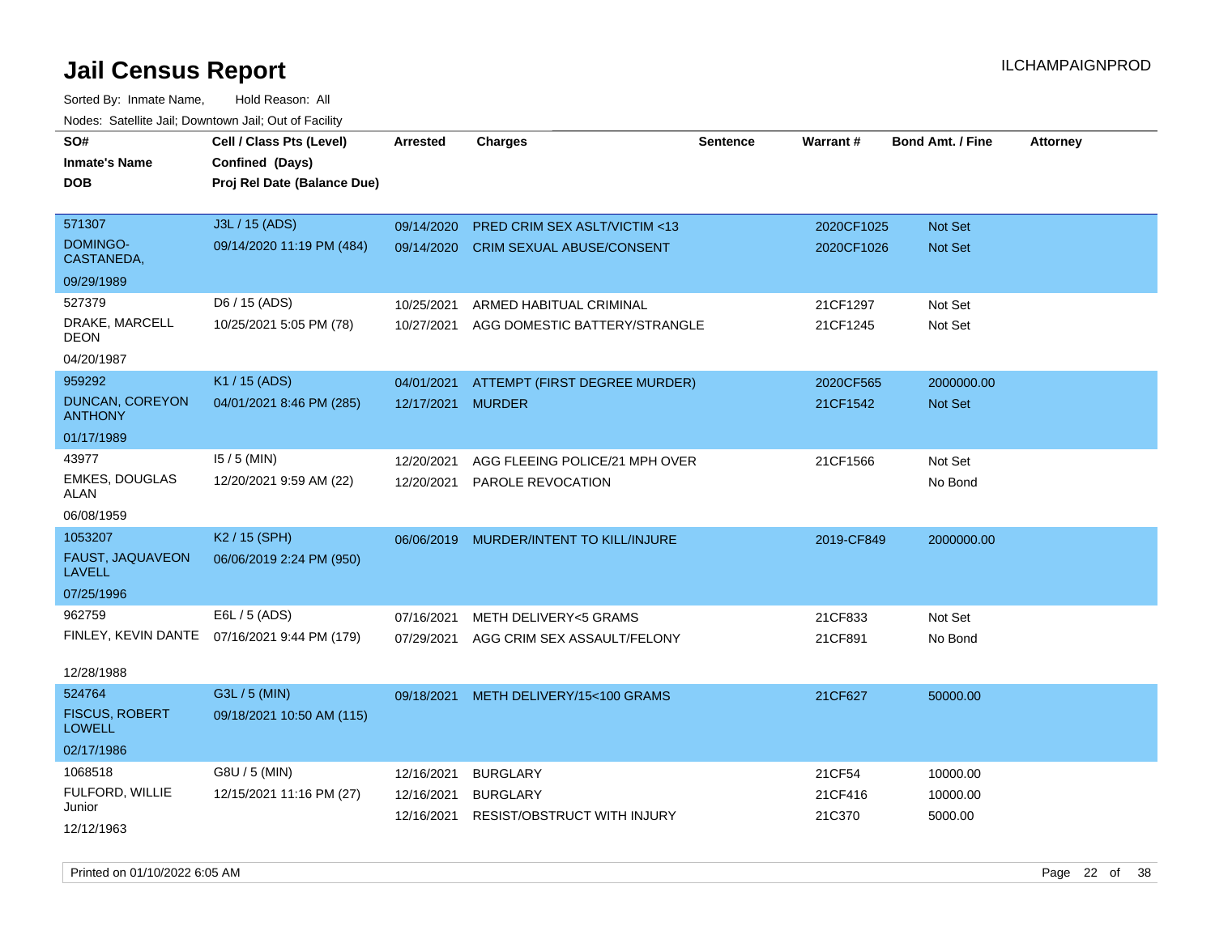# Jail Census Report

ILCHAMPAIGNPROD

Sorted By: Inmate Name, Hold Reason: All

Nodes: Satellite Jail; Downtown Jail; Out of Facility

| SO# / Inmate's Name / DOB | Cell / Class Pts (Level) / Confined (Days) / Proj Rel Date (Balance Due) | Arrested | Charges | Sentence | Warrant # | Bond Amt. / Fine | Attorney |
|---|---|---|---|---|---|---|---|
| 571307 DOMINGO-CASTANEDA, 09/29/1989 | J3L / 15 (ADS) 09/14/2020 11:19 PM (484) | 09/14/2020 | PRED CRIM SEX ASLT/VICTIM <13 | | 2020CF1025 | Not Set | |
| | | 09/14/2020 | CRIM SEXUAL ABUSE/CONSENT | | 2020CF1026 | Not Set | |
| 527379 DRAKE, MARCELL DEON 04/20/1987 | D6 / 15 (ADS) 10/25/2021 5:05 PM (78) | 10/25/2021 | ARMED HABITUAL CRIMINAL | | 21CF1297 | Not Set | |
| | | 10/27/2021 | AGG DOMESTIC BATTERY/STRANGLE | | 21CF1245 | Not Set | |
| 959292 DUNCAN, COREYON ANTHONY 01/17/1989 | K1 / 15 (ADS) 04/01/2021 8:46 PM (285) | 04/01/2021 | ATTEMPT (FIRST DEGREE MURDER) | | 2020CF565 | 2000000.00 | |
| | | 12/17/2021 | MURDER | | 21CF1542 | Not Set | |
| 43977 EMKES, DOUGLAS ALAN 06/08/1959 | I5 / 5 (MIN) 12/20/2021 9:59 AM (22) | 12/20/2021 | AGG FLEEING POLICE/21 MPH OVER | | 21CF1566 | Not Set | |
| | | 12/20/2021 | PAROLE REVOCATION | | | No Bond | |
| 1053207 FAUST, JAQUAVEON LAVELL 07/25/1996 | K2 / 15 (SPH) 06/06/2019 2:24 PM (950) | 06/06/2019 | MURDER/INTENT TO KILL/INJURE | | 2019-CF849 | 2000000.00 | |
| 962759 FINLEY, KEVIN DANTE 12/28/1988 | E6L / 5 (ADS) 07/16/2021 9:44 PM (179) | 07/16/2021 | METH DELIVERY<5 GRAMS | | 21CF833 | Not Set | |
| | | 07/29/2021 | AGG CRIM SEX ASSAULT/FELONY | | 21CF891 | No Bond | |
| 524764 FISCUS, ROBERT LOWELL 02/17/1986 | G3L / 5 (MIN) 09/18/2021 10:50 AM (115) | 09/18/2021 | METH DELIVERY/15<100 GRAMS | | 21CF627 | 50000.00 | |
| 1068518 FULFORD, WILLIE Junior 12/12/1963 | G8U / 5 (MIN) 12/15/2021 11:16 PM (27) | 12/16/2021 | BURGLARY | | 21CF54 | 10000.00 | |
| | | 12/16/2021 | BURGLARY | | 21CF416 | 10000.00 | |
| | | 12/16/2021 | RESIST/OBSTRUCT WITH INJURY | | 21C370 | 5000.00 | |

Printed on 01/10/2022 6:05 AM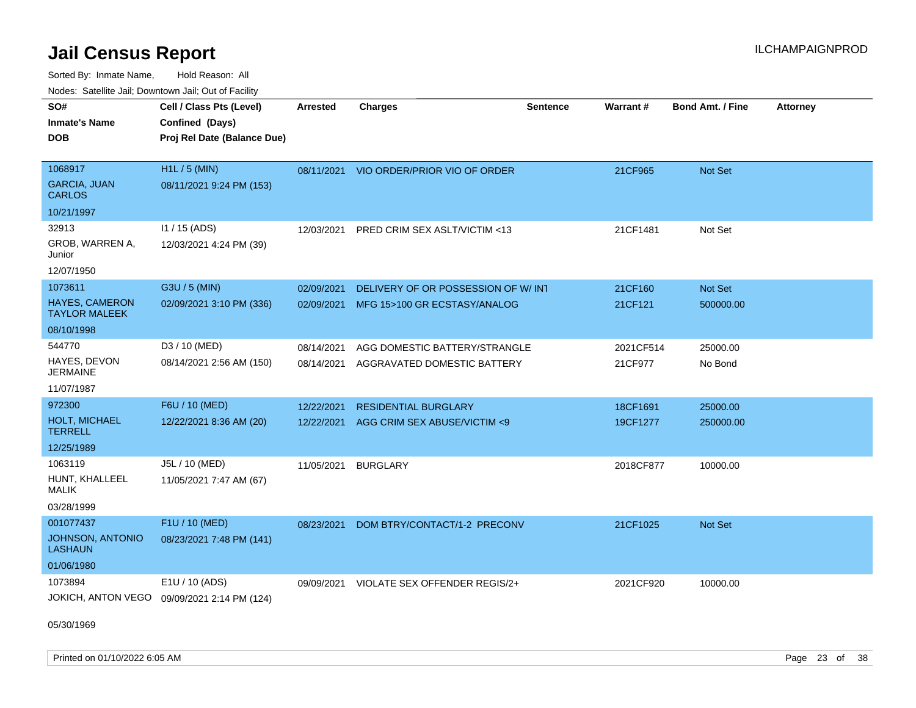# Jail Census Report

ILCHAMPAIGNPROD

Sorted By: Inmate Name, Hold Reason: All

Nodes: Satellite Jail; Downtown Jail; Out of Facility

| SO# / Inmate's Name / DOB | Cell / Class Pts (Level) / Confined (Days) / Proj Rel Date (Balance Due) | Arrested | Charges | Sentence | Warrant # | Bond Amt. / Fine | Attorney |
|---|---|---|---|---|---|---|---|
| 1068917<br>GARCIA, JUAN CARLOS<br>10/21/1997 | H1L / 5 (MIN)<br>08/11/2021 9:24 PM (153) | 08/11/2021 | VIO ORDER/PRIOR VIO OF ORDER | | 21CF965 | Not Set | |
| 32913<br>GROB, WARREN A, Junior<br>12/07/1950 | I1 / 15 (ADS)<br>12/03/2021 4:24 PM (39) | 12/03/2021 | PRED CRIM SEX ASLT/VICTIM <13 | | 21CF1481 | Not Set | |
| 1073611<br>HAYES, CAMERON TAYLOR MALEEK<br>08/10/1998 | G3U / 5 (MIN)<br>02/09/2021 3:10 PM (336) | 02/09/2021 | DELIVERY OF OR POSSESSION OF W/ INT | | 21CF160 | Not Set | |
| | | 02/09/2021 | MFG 15>100 GR ECSTASY/ANALOG | | 21CF121 | 500000.00 | |
| 544770<br>HAYES, DEVON JERMAINE<br>11/07/1987 | D3 / 10 (MED)<br>08/14/2021 2:56 AM (150) | 08/14/2021 | AGG DOMESTIC BATTERY/STRANGLE | | 2021CF514 | 25000.00 | |
| | | 08/14/2021 | AGGRAVATED DOMESTIC BATTERY | | 21CF977 | No Bond | |
| 972300<br>HOLT, MICHAEL TERRELL<br>12/25/1989 | F6U / 10 (MED)<br>12/22/2021 8:36 AM (20) | 12/22/2021 | RESIDENTIAL BURGLARY | | 18CF1691 | 25000.00 | |
| | | 12/22/2021 | AGG CRIM SEX ABUSE/VICTIM <9 | | 19CF1277 | 250000.00 | |
| 1063119<br>HUNT, KHALLEEL MALIK<br>03/28/1999 | J5L / 10 (MED)<br>11/05/2021 7:47 AM (67) | 11/05/2021 | BURGLARY | | 2018CF877 | 10000.00 | |
| 001077437<br>JOHNSON, ANTONIO LASHAUN<br>01/06/1980 | F1U / 10 (MED)<br>08/23/2021 7:48 PM (141) | 08/23/2021 | DOM BTRY/CONTACT/1-2 PRECONV | | 21CF1025 | Not Set | |
| 1073894<br>JOKICH, ANTON VEGO<br>05/30/1969 | E1U / 10 (ADS)<br>09/09/2021 2:14 PM (124) | 09/09/2021 | VIOLATE SEX OFFENDER REGIS/2+ | | 2021CF920 | 10000.00 | |

Printed on 01/10/2022 6:05 AM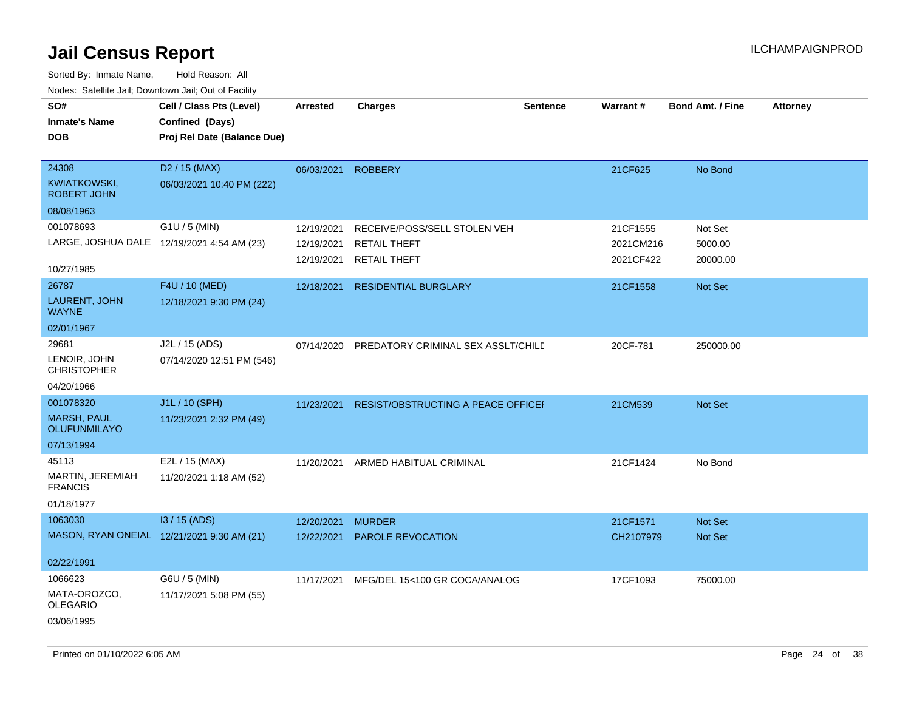# Jail Census Report

ILCHAMPAIGNPROD

Sorted By: Inmate Name, Hold Reason: All

Nodes: Satellite Jail; Downtown Jail; Out of Facility

| SO# / Inmate's Name / DOB | Cell / Class Pts (Level) / Confined (Days) / Proj Rel Date (Balance Due) | Arrested | Charges | Sentence | Warrant # | Bond Amt. / Fine | Attorney |
|---|---|---|---|---|---|---|---|
| 24308<br>KWIATKOWSKI, ROBERT JOHN<br>08/08/1963 | D2 / 15 (MAX)<br>06/03/2021 10:40 PM (222) | 06/03/2021 | ROBBERY | | 21CF625 | No Bond | |
| 001078693<br>LARGE, JOSHUA DALE<br>10/27/1985 | G1U / 5 (MIN)<br>12/19/2021 4:54 AM (23) | 12/19/2021<br>12/19/2021<br>12/19/2021 | RECEIVE/POSS/SELL STOLEN VEH<br>RETAIL THEFT<br>RETAIL THEFT | | 21CF1555<br>2021CM216<br>2021CF422 | Not Set<br>5000.00<br>20000.00 | |
| 26787<br>LAURENT, JOHN WAYNE<br>02/01/1967 | F4U / 10 (MED)<br>12/18/2021 9:30 PM (24) | 12/18/2021 | RESIDENTIAL BURGLARY | | 21CF1558 | Not Set | |
| 29681<br>LENOIR, JOHN CHRISTOPHER<br>04/20/1966 | J2L / 15 (ADS)<br>07/14/2020 12:51 PM (546) | 07/14/2020 | PREDATORY CRIMINAL SEX ASSLT/CHILD | | 20CF-781 | 250000.00 | |
| 001078320<br>MARSH, PAUL OLUFUNMILAYO<br>07/13/1994 | J1L / 10 (SPH)<br>11/23/2021 2:32 PM (49) | 11/23/2021 | RESIST/OBSTRUCTING A PEACE OFFICER | | 21CM539 | Not Set | |
| 45113<br>MARTIN, JEREMIAH FRANCIS<br>01/18/1977 | E2L / 15 (MAX)<br>11/20/2021 1:18 AM (52) | 11/20/2021 | ARMED HABITUAL CRIMINAL | | 21CF1424 | No Bond | |
| 1063030<br>MASON, RYAN ONEIAL<br>02/22/1991 | I3 / 15 (ADS)<br>12/21/2021 9:30 AM (21) | 12/20/2021<br>12/22/2021 | MURDER<br>PAROLE REVOCATION | | 21CF1571<br>CH2107979 | Not Set<br>Not Set | |
| 1066623<br>MATA-OROZCO, OLEGARIO<br>03/06/1995 | G6U / 5 (MIN)<br>11/17/2021 5:08 PM (55) | 11/17/2021 | MFG/DEL 15<100 GR COCA/ANALOG | | 17CF1093 | 75000.00 | |

Printed on 01/10/2022 6:05 AM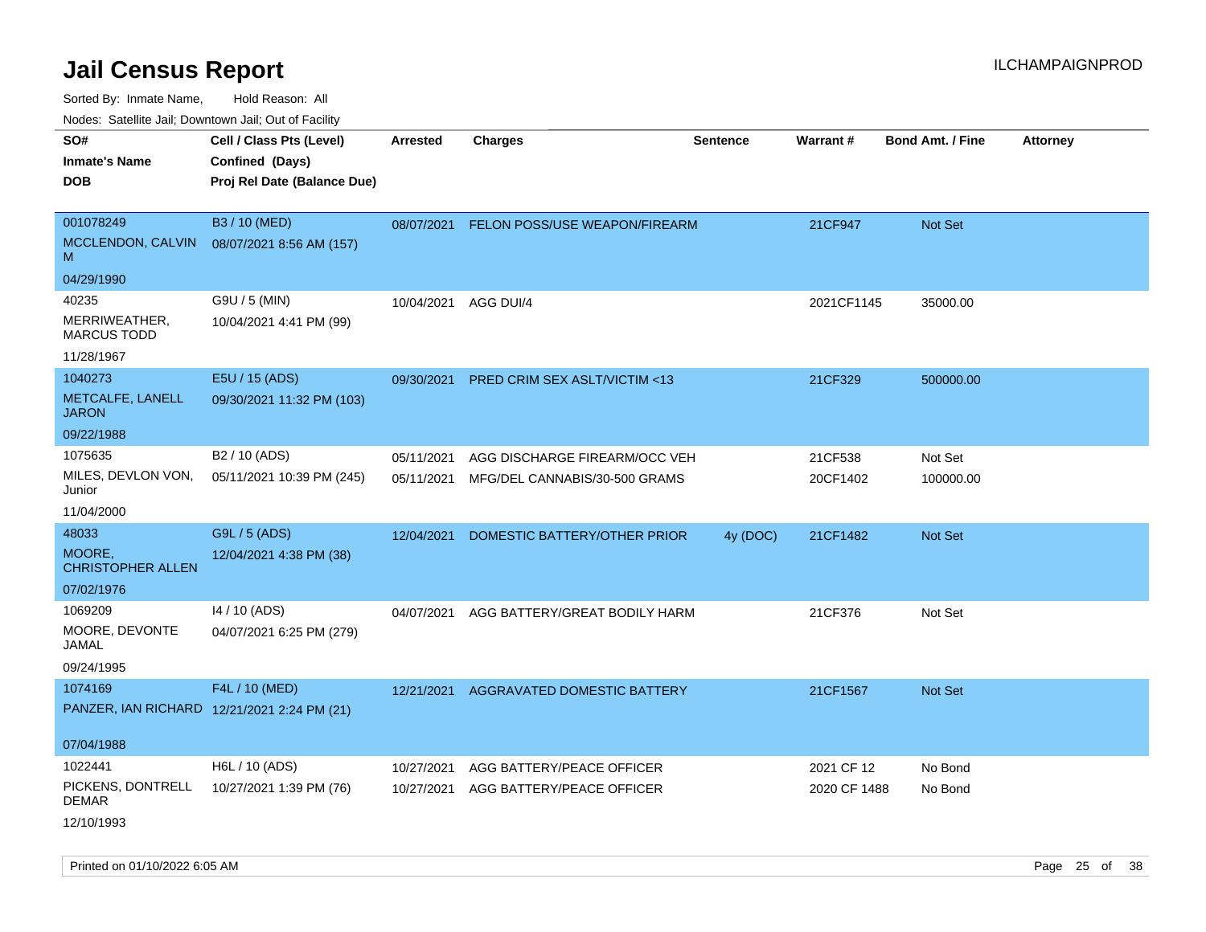# Jail Census Report

ILCHAMPAIGNPROD

Sorted By: Inmate Name, Hold Reason: All

Nodes: Satellite Jail; Downtown Jail; Out of Facility

| SO# / Inmate's Name / DOB | Cell / Class Pts (Level) / Confined (Days) / Proj Rel Date (Balance Due) | Arrested | Charges | Sentence | Warrant # | Bond Amt. / Fine | Attorney |
|---|---|---|---|---|---|---|---|
| 001078249<br>MCCLENDON, CALVIN M<br>04/29/1990 | B3 / 10 (MED)<br>08/07/2021 8:56 AM (157) | 08/07/2021 | FELON POSS/USE WEAPON/FIREARM | | 21CF947 | Not Set | |
| 40235<br>MERRIWEATHER, MARCUS TODD<br>11/28/1967 | G9U / 5 (MIN)<br>10/04/2021 4:41 PM (99) | 10/04/2021 | AGG DUI/4 | | 2021CF1145 | 35000.00 | |
| 1040273<br>METCALFE, LANELL JARON<br>09/22/1988 | E5U / 15 (ADS)<br>09/30/2021 11:32 PM (103) | 09/30/2021 | PRED CRIM SEX ASLT/VICTIM <13 | | 21CF329 | 500000.00 | |
| 1075635<br>MILES, DEVLON VON, Junior<br>11/04/2000 | B2 / 10 (ADS)<br>05/11/2021 10:39 PM (245) | 05/11/2021<br>05/11/2021 | AGG DISCHARGE FIREARM/OCC VEH<br>MFG/DEL CANNABIS/30-500 GRAMS | | 21CF538<br>20CF1402 | Not Set<br>100000.00 | |
| 48033<br>MOORE, CHRISTOPHER ALLEN<br>07/02/1976 | G9L / 5 (ADS)<br>12/04/2021 4:38 PM (38) | 12/04/2021 | DOMESTIC BATTERY/OTHER PRIOR | 4y (DOC) | 21CF1482 | Not Set | |
| 1069209<br>MOORE, DEVONTE JAMAL<br>09/24/1995 | I4 / 10 (ADS)<br>04/07/2021 6:25 PM (279) | 04/07/2021 | AGG BATTERY/GREAT BODILY HARM | | 21CF376 | Not Set | |
| 1074169<br>PANZER, IAN RICHARD<br>07/04/1988 | F4L / 10 (MED)<br>12/21/2021 2:24 PM (21) | 12/21/2021 | AGGRAVATED DOMESTIC BATTERY | | 21CF1567 | Not Set | |
| 1022441<br>PICKENS, DONTRELL DEMAR<br>12/10/1993 | H6L / 10 (ADS)<br>10/27/2021 1:39 PM (76) | 10/27/2021<br>10/27/2021 | AGG BATTERY/PEACE OFFICER<br>AGG BATTERY/PEACE OFFICER | | 2021 CF 12<br>2020 CF 1488 | No Bond<br>No Bond | |

Printed on 01/10/2022 6:05 AM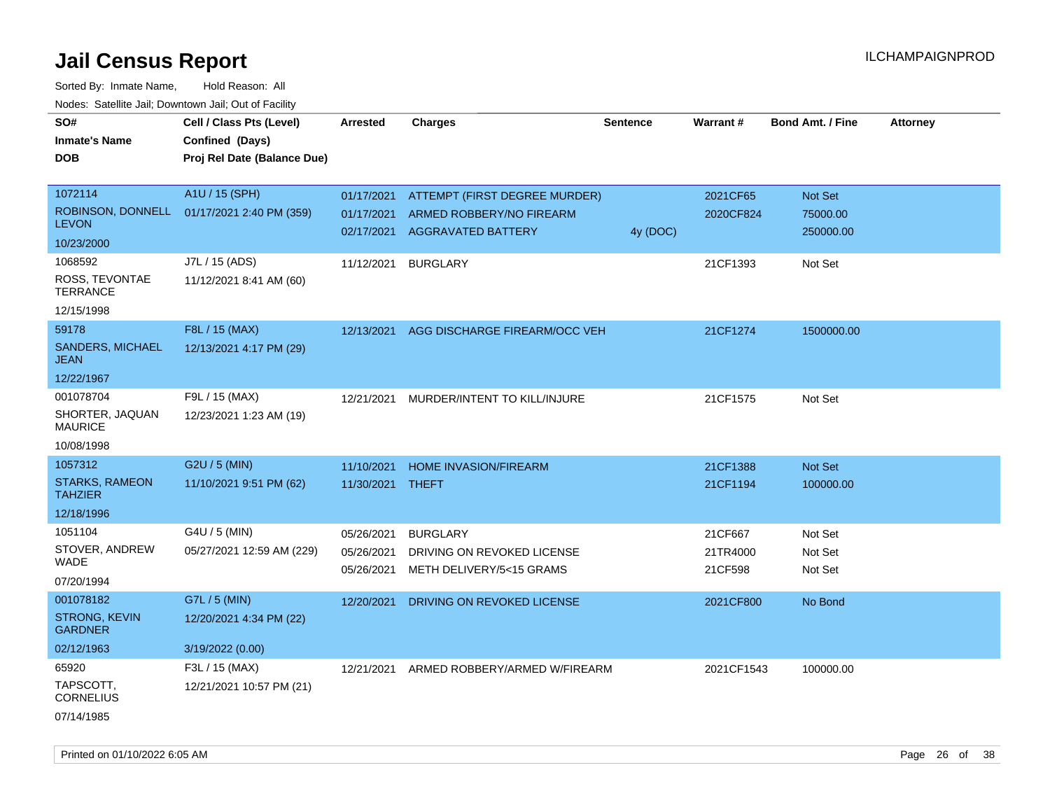# Jail Census Report

ILCHAMPAIGNPROD

Sorted By: Inmate Name, Hold Reason: All

Nodes: Satellite Jail; Downtown Jail; Out of Facility

| SO# / Inmate's Name / DOB | Cell / Class Pts (Level) / Confined (Days) / Proj Rel Date (Balance Due) | Arrested | Charges | Sentence | Warrant # | Bond Amt. / Fine | Attorney |
|---|---|---|---|---|---|---|---|
| 1072114<br>ROBINSON, DONNELL LEVON<br>10/23/2000 | A1U / 15 (SPH)<br>01/17/2021 2:40 PM (359) | 01/17/2021 | ATTEMPT (FIRST DEGREE MURDER) | | 2021CF65 | Not Set | |
| | | 01/17/2021 | ARMED ROBBERY/NO FIREARM | | 2020CF824 | 75000.00 | |
| | | 02/17/2021 | AGGRAVATED BATTERY | 4y (DOC) | | 250000.00 | |
| 1068592<br>ROSS, TEVONTAE TERRANCE<br>12/15/1998 | J7L / 15 (ADS)<br>11/12/2021 8:41 AM (60) | 11/12/2021 | BURGLARY | | 21CF1393 | Not Set | |
| 59178<br>SANDERS, MICHAEL JEAN<br>12/22/1967 | F8L / 15 (MAX)<br>12/13/2021 4:17 PM (29) | 12/13/2021 | AGG DISCHARGE FIREARM/OCC VEH | | 21CF1274 | 1500000.00 | |
| 001078704<br>SHORTER, JAQUAN MAURICE<br>10/08/1998 | F9L / 15 (MAX)<br>12/23/2021 1:23 AM (19) | 12/21/2021 | MURDER/INTENT TO KILL/INJURE | | 21CF1575 | Not Set | |
| 1057312<br>STARKS, RAMEON TAHZIER<br>12/18/1996 | G2U / 5 (MIN)<br>11/10/2021 9:51 PM (62) | 11/10/2021 | HOME INVASION/FIREARM | | 21CF1388 | Not Set | |
| | | 11/30/2021 | THEFT | | 21CF1194 | 100000.00 | |
| 1051104<br>STOVER, ANDREW WADE<br>07/20/1994 | G4U / 5 (MIN)<br>05/27/2021 12:59 AM (229) | 05/26/2021 | BURGLARY | | 21CF667 | Not Set | |
| | | 05/26/2021 | DRIVING ON REVOKED LICENSE | | 21TR4000 | Not Set | |
| | | 05/26/2021 | METH DELIVERY/5<15 GRAMS | | 21CF598 | Not Set | |
| 001078182<br>STRONG, KEVIN GARDNER<br>02/12/1963 | G7L / 5 (MIN)<br>12/20/2021 4:34 PM (22)<br>3/19/2022 (0.00) | 12/20/2021 | DRIVING ON REVOKED LICENSE | | 2021CF800 | No Bond | |
| 65920<br>TAPSCOTT, CORNELIUS<br>07/14/1985 | F3L / 15 (MAX)<br>12/21/2021 10:57 PM (21) | 12/21/2021 | ARMED ROBBERY/ARMED W/FIREARM | | 2021CF1543 | 100000.00 | |

Printed on 01/10/2022 6:05 AM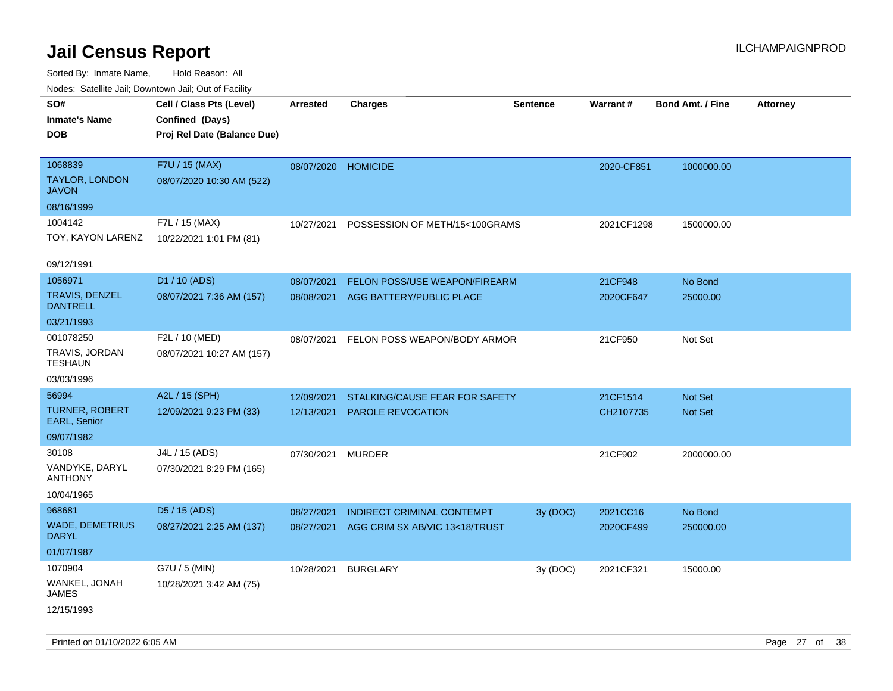# Jail Census Report

ILCHAMPAIGNPROD

Sorted By: Inmate Name, Hold Reason: All

Nodes: Satellite Jail; Downtown Jail; Out of Facility

| SO# / Inmate's Name / DOB | Cell / Class Pts (Level) / Confined (Days) / Proj Rel Date (Balance Due) | Arrested | Charges | Sentence | Warrant # | Bond Amt. / Fine | Attorney |
|---|---|---|---|---|---|---|---|
| 1068839<br>TAYLOR, LONDON JAVON<br>08/16/1999 | F7U / 15 (MAX)<br>08/07/2020 10:30 AM (522) | 08/07/2020 | HOMICIDE | | 2020-CF851 | 1000000.00 | |
| 1004142<br>TOY, KAYON LARENZ<br>09/12/1991 | F7L / 15 (MAX)<br>10/22/2021 1:01 PM (81) | 10/27/2021 | POSSESSION OF METH/15<100GRAMS | | 2021CF1298 | 1500000.00 | |
| 1056971<br>TRAVIS, DENZEL DANTRELL<br>03/21/1993 | D1 / 10 (ADS)<br>08/07/2021 7:36 AM (157) | 08/07/2021 | FELON POSS/USE WEAPON/FIREARM | | 21CF948 | No Bond | |
| | | 08/08/2021 | AGG BATTERY/PUBLIC PLACE | | 2020CF647 | 25000.00 | |
| 001078250<br>TRAVIS, JORDAN TESHAUN<br>03/03/1996 | F2L / 10 (MED)<br>08/07/2021 10:27 AM (157) | 08/07/2021 | FELON POSS WEAPON/BODY ARMOR | | 21CF950 | Not Set | |
| 56994<br>TURNER, ROBERT EARL, Senior<br>09/07/1982 | A2L / 15 (SPH)<br>12/09/2021 9:23 PM (33) | 12/09/2021 | STALKING/CAUSE FEAR FOR SAFETY | | 21CF1514 | Not Set | |
| | | 12/13/2021 | PAROLE REVOCATION | | CH2107735 | Not Set | |
| 30108<br>VANDYKE, DARYL ANTHONY<br>10/04/1965 | J4L / 15 (ADS)<br>07/30/2021 8:29 PM (165) | 07/30/2021 | MURDER | | 21CF902 | 2000000.00 | |
| 968681<br>WADE, DEMETRIUS DARYL<br>01/07/1987 | D5 / 15 (ADS)<br>08/27/2021 2:25 AM (137) | 08/27/2021 | INDIRECT CRIMINAL CONTEMPT | 3y (DOC) | 2021CC16 | No Bond | |
| | | 08/27/2021 | AGG CRIM SX AB/VIC 13<18/TRUST | | 2020CF499 | 250000.00 | |
| 1070904<br>WANKEL, JONAH JAMES<br>12/15/1993 | G7U / 5 (MIN)<br>10/28/2021 3:42 AM (75) | 10/28/2021 | BURGLARY | 3y (DOC) | 2021CF321 | 15000.00 | |

Printed on 01/10/2022 6:05 AM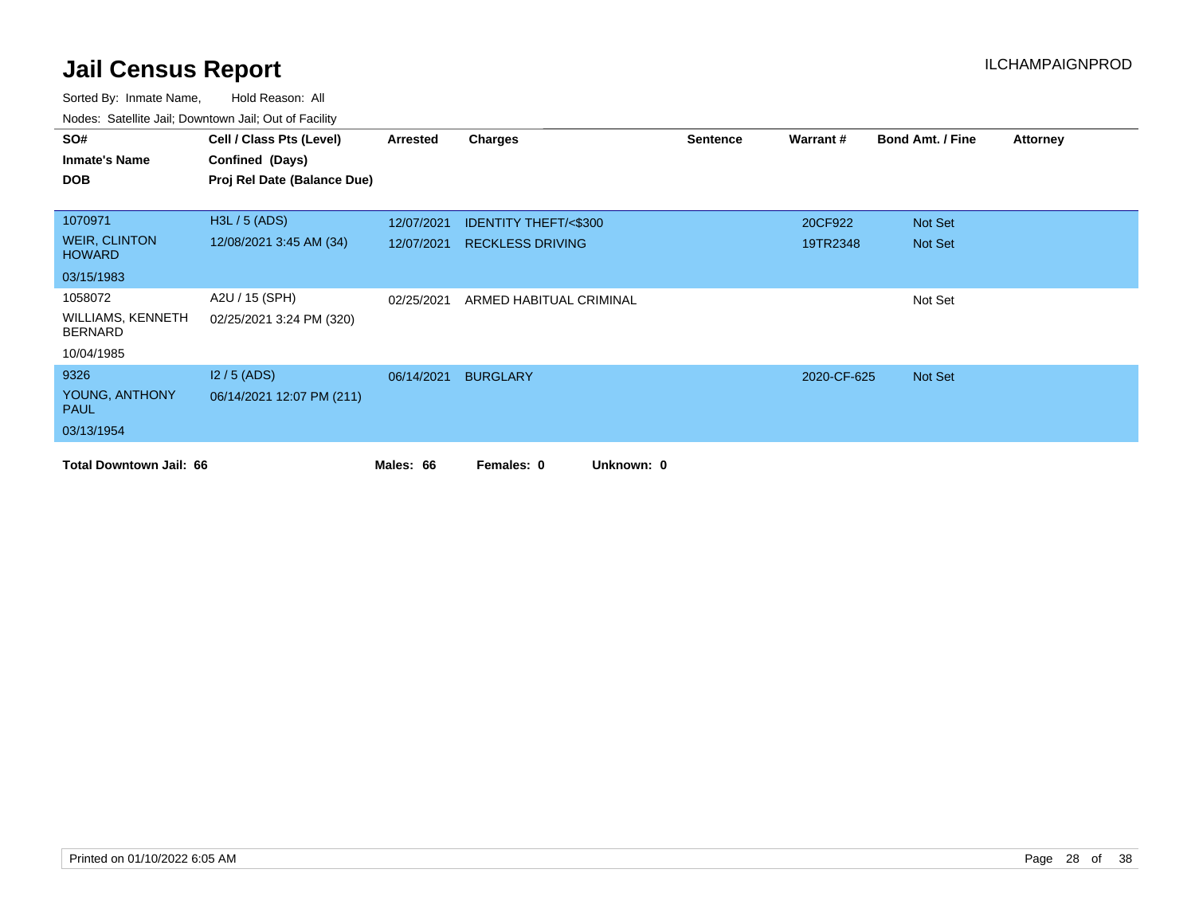# Jail Census Report

ILCHAMPAIGNPROD

Sorted By: Inmate Name, Hold Reason: All

Nodes: Satellite Jail; Downtown Jail; Out of Facility

| SO# / Inmate's Name / DOB | Cell / Class Pts (Level) / Confined (Days) / Proj Rel Date (Balance Due) | Arrested | Charges | Sentence | Warrant # | Bond Amt. / Fine | Attorney |
|---|---|---|---|---|---|---|---|
| 1070971 | H3L / 5 (ADS) | 12/07/2021 | IDENTITY THEFT/<$300 | | 20CF922 | Not Set | |
| WEIR, CLINTON HOWARD | 12/08/2021 3:45 AM (34) | 12/07/2021 | RECKLESS DRIVING | | 19TR2348 | Not Set | |
| 03/15/1983 | | | | | | | |
| 1058072 | A2U / 15 (SPH) | 02/25/2021 | ARMED HABITUAL CRIMINAL | | | Not Set | |
| WILLIAMS, KENNETH BERNARD | 02/25/2021 3:24 PM (320) | | | | | | |
| 10/04/1985 | | | | | | | |
| 9326 | I2 / 5 (ADS) | 06/14/2021 | BURGLARY | | 2020-CF-625 | Not Set | |
| YOUNG, ANTHONY PAUL | 06/14/2021 12:07 PM (211) | | | | | | |
| 03/13/1954 | | | | | | | |

**Total Downtown Jail: 66** **Males: 66** **Females: 0** **Unknown: 0**

Printed on 01/10/2022 6:05 AM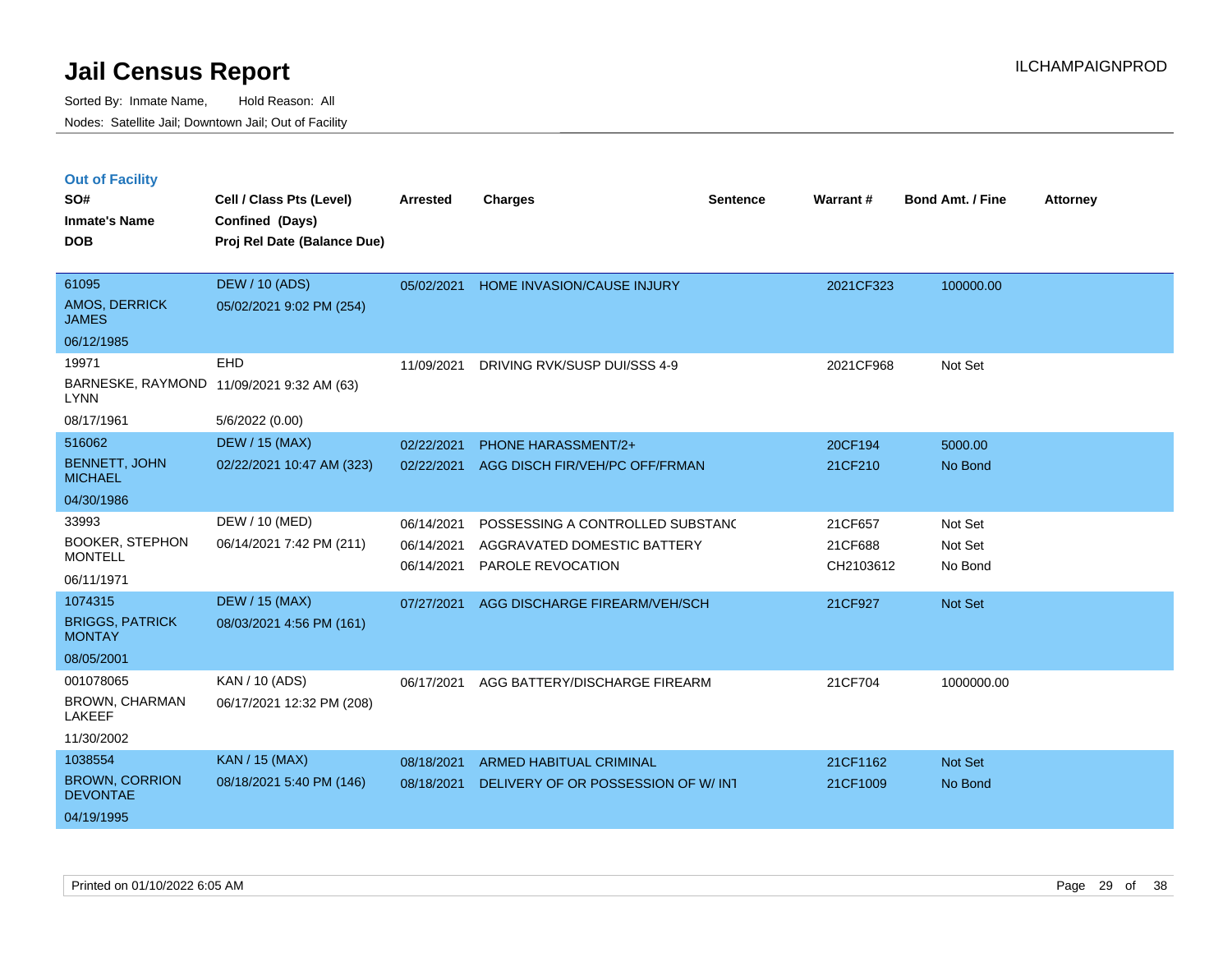# Jail Census Report

Sorted By: Inmate Name, Hold Reason: All

Nodes: Satellite Jail; Downtown Jail; Out of Facility

## Out of Facility

| SO# / Inmate's Name / DOB | Cell / Class Pts (Level) / Confined (Days) / Proj Rel Date (Balance Due) | Arrested | Charges | Sentence | Warrant # | Bond Amt. / Fine | Attorney |
|---|---|---|---|---|---|---|---|
| 61095<br>AMOS, DERRICK JAMES<br>06/12/1985 | DEW / 10 (ADS)<br>05/02/2021 9:02 PM (254) | 05/02/2021 | HOME INVASION/CAUSE INJURY | | 2021CF323 | 100000.00 | |
| 19971<br>BARNESKE, RAYMOND LYNN<br>08/17/1961 | EHD<br>11/09/2021 9:32 AM (63)<br>5/6/2022 (0.00) | 11/09/2021 | DRIVING RVK/SUSP DUI/SSS 4-9 | | 2021CF968 | Not Set | |
| 516062<br>BENNETT, JOHN MICHAEL<br>04/30/1986 | DEW / 15 (MAX)<br>02/22/2021 10:47 AM (323) | 02/22/2021<br>02/22/2021 | PHONE HARASSMENT/2+<br>AGG DISCH FIR/VEH/PC OFF/FRMAN | | 20CF194<br>21CF210 | 5000.00<br>No Bond | |
| 33993<br>BOOKER, STEPHON MONTELL<br>06/11/1971 | DEW / 10 (MED)<br>06/14/2021 7:42 PM (211) | 06/14/2021<br>06/14/2021<br>06/14/2021 | POSSESSING A CONTROLLED SUBSTANC<br>AGGRAVATED DOMESTIC BATTERY<br>PAROLE REVOCATION | | 21CF657<br>21CF688<br>CH2103612 | Not Set<br>Not Set<br>No Bond | |
| 1074315<br>BRIGGS, PATRICK MONTAY<br>08/05/2001 | DEW / 15 (MAX)<br>08/03/2021 4:56 PM (161) | 07/27/2021 | AGG DISCHARGE FIREARM/VEH/SCH | | 21CF927 | Not Set | |
| 001078065<br>BROWN, CHARMAN LAKEEF<br>11/30/2002 | KAN / 10 (ADS)<br>06/17/2021 12:32 PM (208) | 06/17/2021 | AGG BATTERY/DISCHARGE FIREARM | | 21CF704 | 1000000.00 | |
| 1038554<br>BROWN, CORRION DEVONTAE<br>04/19/1995 | KAN / 15 (MAX)<br>08/18/2021 5:40 PM (146) | 08/18/2021<br>08/18/2021 | ARMED HABITUAL CRIMINAL<br>DELIVERY OF OR POSSESSION OF W/ INT | | 21CF1162<br>21CF1009 | Not Set<br>No Bond | |

Printed on 01/10/2022 6:05 AM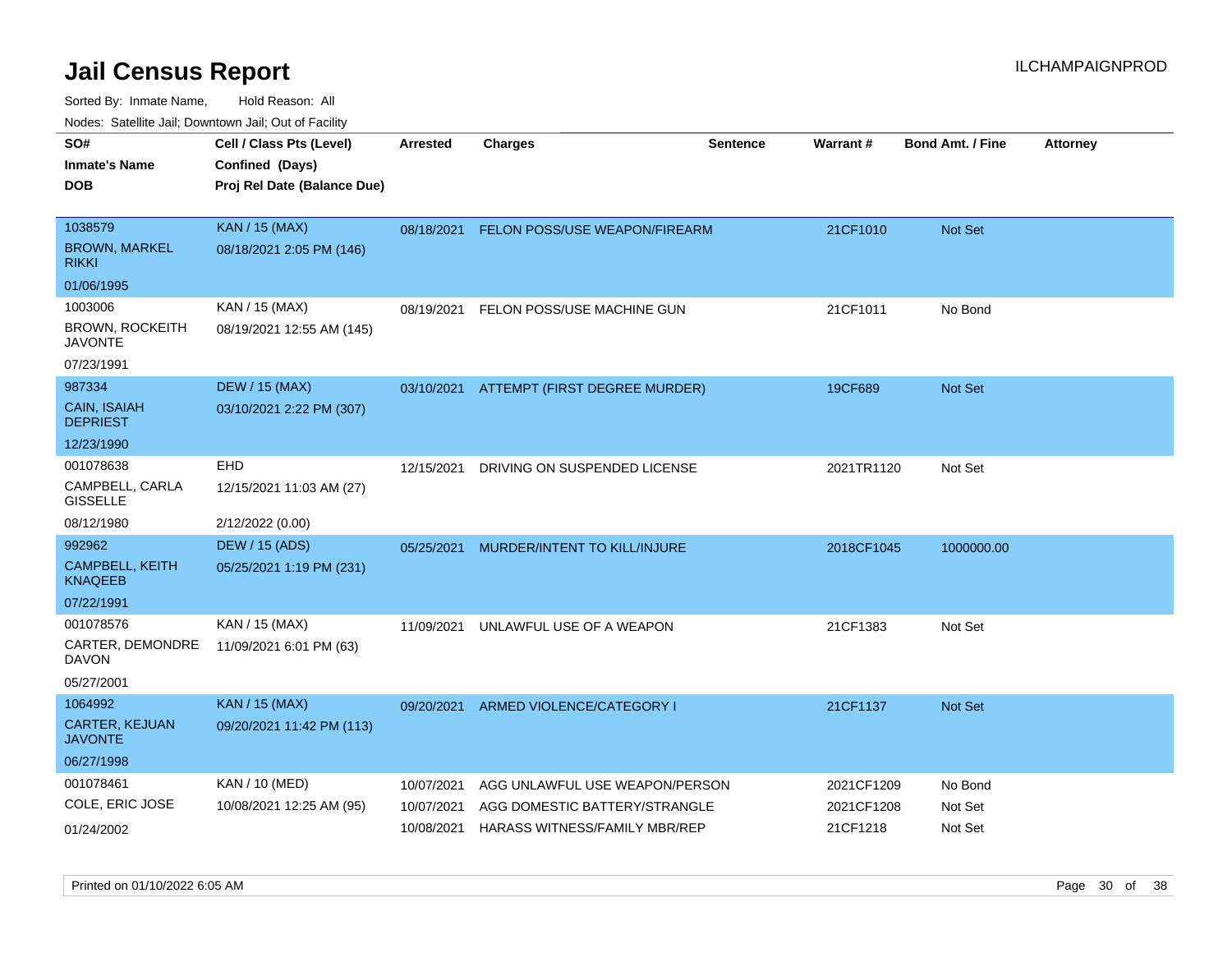# Jail Census Report

ILCHAMPAIGNPROD

Sorted By: Inmate Name, Hold Reason: All

Nodes: Satellite Jail; Downtown Jail; Out of Facility

| SO# / Inmate's Name / DOB | Cell / Class Pts (Level) / Confined (Days) / Proj Rel Date (Balance Due) | Arrested | Charges | Sentence | Warrant # | Bond Amt. / Fine | Attorney |
|---|---|---|---|---|---|---|---|
| 1038579<br>BROWN, MARKEL RIKKI<br>01/06/1995 | KAN / 15 (MAX)<br>08/18/2021 2:05 PM (146) | 08/18/2021 | FELON POSS/USE WEAPON/FIREARM | | 21CF1010 | Not Set | |
| 1003006<br>BROWN, ROCKEITH JAVONTE<br>07/23/1991 | KAN / 15 (MAX)<br>08/19/2021 12:55 AM (145) | 08/19/2021 | FELON POSS/USE MACHINE GUN | | 21CF1011 | No Bond | |
| 987334<br>CAIN, ISAIAH DEPRIEST<br>12/23/1990 | DEW / 15 (MAX)<br>03/10/2021 2:22 PM (307) | 03/10/2021 | ATTEMPT (FIRST DEGREE MURDER) | | 19CF689 | Not Set | |
| 001078638<br>CAMPBELL, CARLA GISSELLE<br>08/12/1980 | EHD<br>12/15/2021 11:03 AM (27)<br>2/12/2022 (0.00) | 12/15/2021 | DRIVING ON SUSPENDED LICENSE | | 2021TR1120 | Not Set | |
| 992962<br>CAMPBELL, KEITH KNAQEEB<br>07/22/1991 | DEW / 15 (ADS)<br>05/25/2021 1:19 PM (231) | 05/25/2021 | MURDER/INTENT TO KILL/INJURE | | 2018CF1045 | 1000000.00 | |
| 001078576<br>CARTER, DEMONDRE DAVON<br>05/27/2001 | KAN / 15 (MAX)<br>11/09/2021 6:01 PM (63) | 11/09/2021 | UNLAWFUL USE OF A WEAPON | | 21CF1383 | Not Set | |
| 1064992<br>CARTER, KEJUAN JAVONTE<br>06/27/1998 | KAN / 15 (MAX)<br>09/20/2021 11:42 PM (113) | 09/20/2021 | ARMED VIOLENCE/CATEGORY I | | 21CF1137 | Not Set | |
| 001078461<br>COLE, ERIC JOSE<br>01/24/2002 | KAN / 10 (MED)<br>10/08/2021 12:25 AM (95) | 10/07/2021 | AGG UNLAWFUL USE WEAPON/PERSON | | 2021CF1209 | No Bond | |
| | | 10/07/2021 | AGG DOMESTIC BATTERY/STRANGLE | | 2021CF1208 | Not Set | |
| | | 10/08/2021 | HARASS WITNESS/FAMILY MBR/REP | | 21CF1218 | Not Set | |

Printed on 01/10/2022 6:05 AM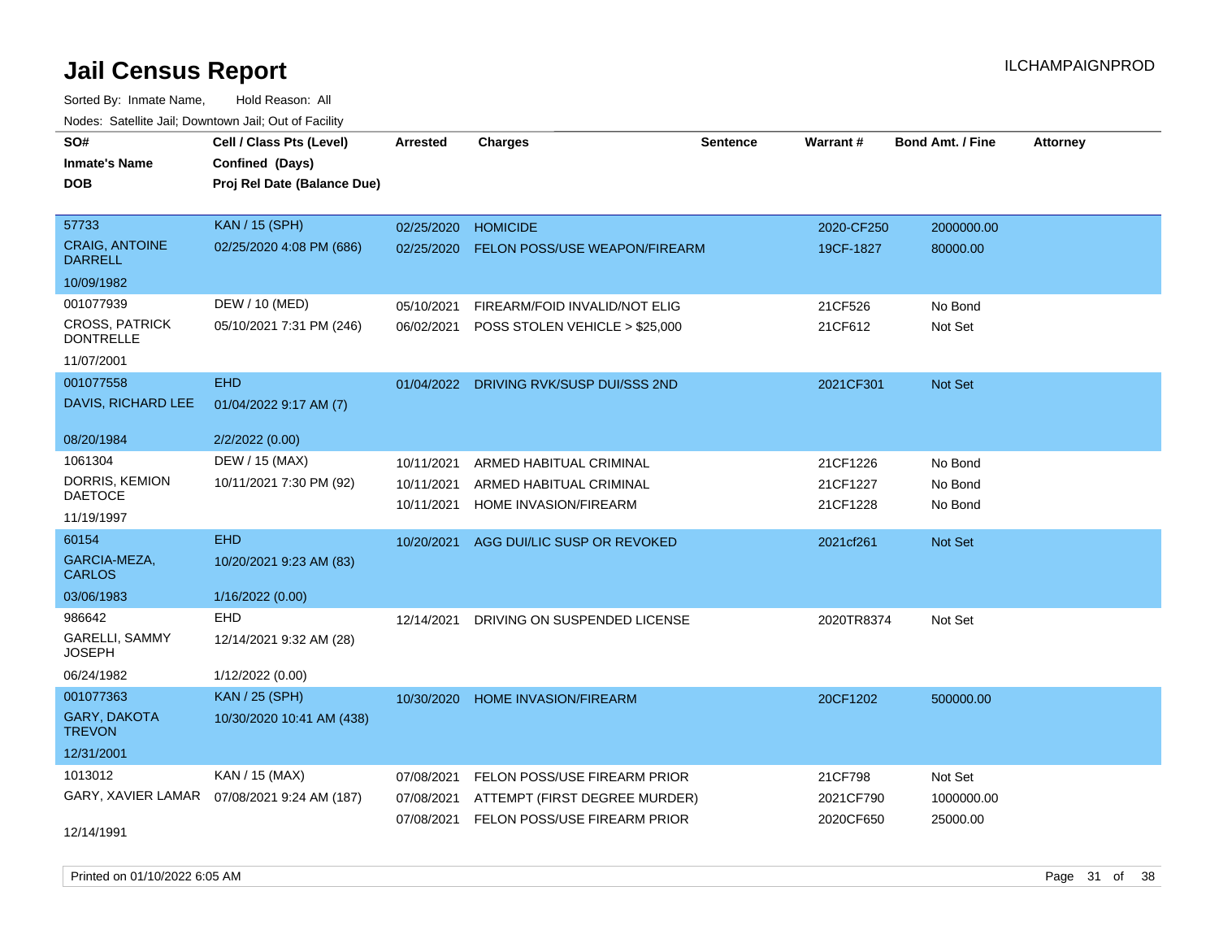# Jail Census Report

ILCHAMPAIGNPROD

Sorted By: Inmate Name, Hold Reason: All

Nodes: Satellite Jail; Downtown Jail; Out of Facility

| SO# / Inmate's Name / DOB | Cell / Class Pts (Level) / Confined (Days) / Proj Rel Date (Balance Due) | Arrested | Charges | Sentence | Warrant # | Bond Amt. / Fine | Attorney |
|---|---|---|---|---|---|---|---|
| 57733<br>CRAIG, ANTOINE DARRELL<br>10/09/1982 | KAN / 15 (SPH)<br>02/25/2020 4:08 PM (686) | 02/25/2020 | HOMICIDE | | 2020-CF250 | 2000000.00 | |
| | | 02/25/2020 | FELON POSS/USE WEAPON/FIREARM | | 19CF-1827 | 80000.00 | |
| 001077939<br>CROSS, PATRICK DONTRELLE<br>11/07/2001 | DEW / 10 (MED)<br>05/10/2021 7:31 PM (246) | 05/10/2021 | FIREARM/FOID INVALID/NOT ELIG | | 21CF526 | No Bond | |
| | | 06/02/2021 | POSS STOLEN VEHICLE > $25,000 | | 21CF612 | Not Set | |
| 001077558<br>DAVIS, RICHARD LEE<br>08/20/1984 | EHD<br>01/04/2022 9:17 AM (7)<br>2/2/2022 (0.00) | 01/04/2022 | DRIVING RVK/SUSP DUI/SSS 2ND | | 2021CF301 | Not Set | |
| 1061304<br>DORRIS, KEMION DAETOCE<br>11/19/1997 | DEW / 15 (MAX)<br>10/11/2021 7:30 PM (92) | 10/11/2021 | ARMED HABITUAL CRIMINAL | | 21CF1226 | No Bond | |
| | | 10/11/2021 | ARMED HABITUAL CRIMINAL | | 21CF1227 | No Bond | |
| | | 10/11/2021 | HOME INVASION/FIREARM | | 21CF1228 | No Bond | |
| 60154<br>GARCIA-MEZA, CARLOS<br>03/06/1983 | EHD<br>10/20/2021 9:23 AM (83)<br>1/16/2022 (0.00) | 10/20/2021 | AGG DUI/LIC SUSP OR REVOKED | | 2021cf261 | Not Set | |
| 986642<br>GARELLI, SAMMY JOSEPH<br>06/24/1982 | EHD<br>12/14/2021 9:32 AM (28)<br>1/12/2022 (0.00) | 12/14/2021 | DRIVING ON SUSPENDED LICENSE | | 2020TR8374 | Not Set | |
| 001077363<br>GARY, DAKOTA TREVON<br>12/31/2001 | KAN / 25 (SPH)<br>10/30/2020 10:41 AM (438) | 10/30/2020 | HOME INVASION/FIREARM | | 20CF1202 | 500000.00 | |
| 1013012<br>GARY, XAVIER LAMAR<br>12/14/1991 | KAN / 15 (MAX)<br>07/08/2021 9:24 AM (187) | 07/08/2021 | FELON POSS/USE FIREARM PRIOR | | 21CF798 | Not Set | |
| | | 07/08/2021 | ATTEMPT (FIRST DEGREE MURDER) | | 2021CF790 | 1000000.00 | |
| | | 07/08/2021 | FELON POSS/USE FIREARM PRIOR | | 2020CF650 | 25000.00 | |

Printed on 01/10/2022 6:05 AM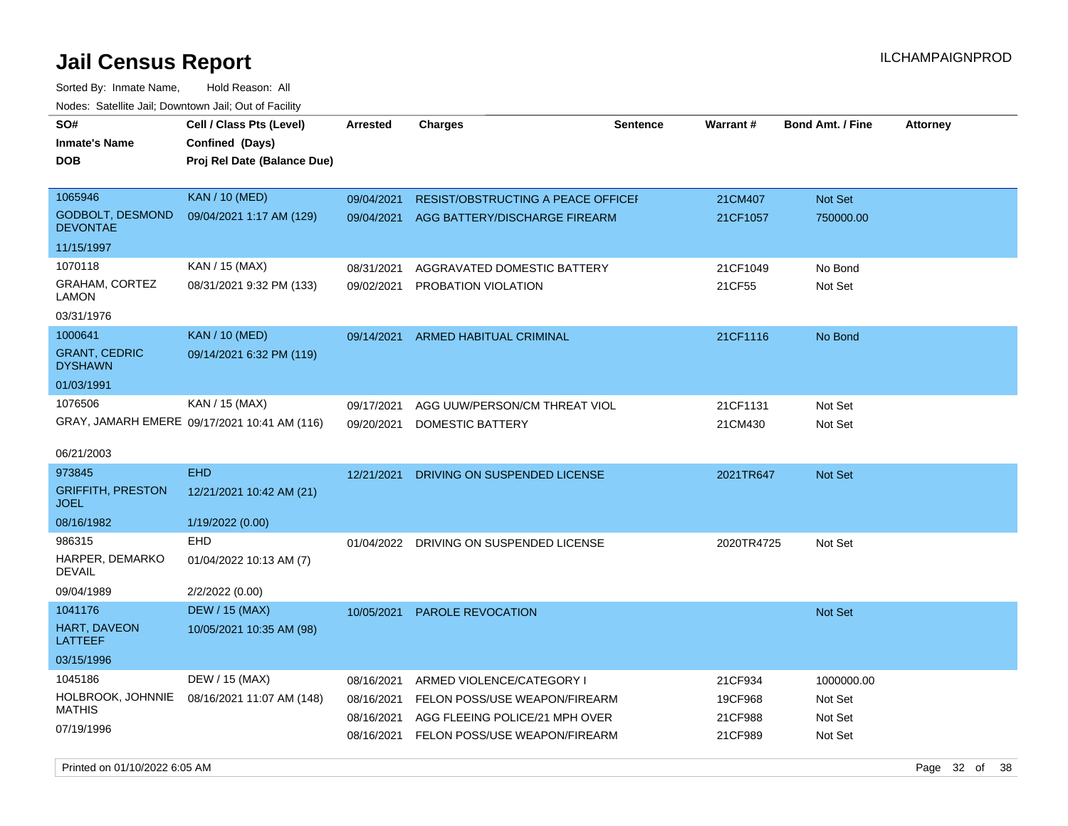# Jail Census Report

ILCHAMPAIGNPROD

Sorted By: Inmate Name, Hold Reason: All

Nodes: Satellite Jail; Downtown Jail; Out of Facility

| SO# Inmate's Name DOB | Cell / Class Pts (Level) Confined (Days) Proj Rel Date (Balance Due) | Arrested | Charges | Sentence | Warrant # | Bond Amt. / Fine | Attorney |
|---|---|---|---|---|---|---|---|
| 1065946 GODBOLT, DESMOND DEVONTAE 11/15/1997 | KAN / 10 (MED) 09/04/2021 1:17 AM (129) | 09/04/2021 | RESIST/OBSTRUCTING A PEACE OFFICEI | | 21CM407 | Not Set | |
| | | 09/04/2021 | AGG BATTERY/DISCHARGE FIREARM | | 21CF1057 | 750000.00 | |
| 1070118 GRAHAM, CORTEZ LAMON 03/31/1976 | KAN / 15 (MAX) 08/31/2021 9:32 PM (133) | 08/31/2021 | AGGRAVATED DOMESTIC BATTERY | | 21CF1049 | No Bond | |
| | | 09/02/2021 | PROBATION VIOLATION | | 21CF55 | Not Set | |
| 1000641 GRANT, CEDRIC DYSHAWN 01/03/1991 | KAN / 10 (MED) 09/14/2021 6:32 PM (119) | 09/14/2021 | ARMED HABITUAL CRIMINAL | | 21CF1116 | No Bond | |
| 1076506 GRAY, JAMARH EMERE 06/21/2003 | KAN / 15 (MAX) 09/17/2021 10:41 AM (116) | 09/17/2021 | AGG UUW/PERSON/CM THREAT VIOL | | 21CF1131 | Not Set | |
| | | 09/20/2021 | DOMESTIC BATTERY | | 21CM430 | Not Set | |
| 973845 GRIFFITH, PRESTON JOEL 08/16/1982 | EHD 12/21/2021 10:42 AM (21) 1/19/2022 (0.00) | 12/21/2021 | DRIVING ON SUSPENDED LICENSE | | 2021TR647 | Not Set | |
| 986315 HARPER, DEMARKO DEVAIL 09/04/1989 | EHD 01/04/2022 10:13 AM (7) 2/2/2022 (0.00) | 01/04/2022 | DRIVING ON SUSPENDED LICENSE | | 2020TR4725 | Not Set | |
| 1041176 HART, DAVEON LATTEEF 03/15/1996 | DEW / 15 (MAX) 10/05/2021 10:35 AM (98) | 10/05/2021 | PAROLE REVOCATION | | | Not Set | |
| 1045186 HOLBROOK, JOHNNIE MATHIS 07/19/1996 | DEW / 15 (MAX) 08/16/2021 11:07 AM (148) | 08/16/2021 | ARMED VIOLENCE/CATEGORY I | | 21CF934 | 1000000.00 | |
| | | 08/16/2021 | FELON POSS/USE WEAPON/FIREARM | | 19CF968 | Not Set | |
| | | 08/16/2021 | AGG FLEEING POLICE/21 MPH OVER | | 21CF988 | Not Set | |
| | | 08/16/2021 | FELON POSS/USE WEAPON/FIREARM | | 21CF989 | Not Set | |

Printed on 01/10/2022 6:05 AM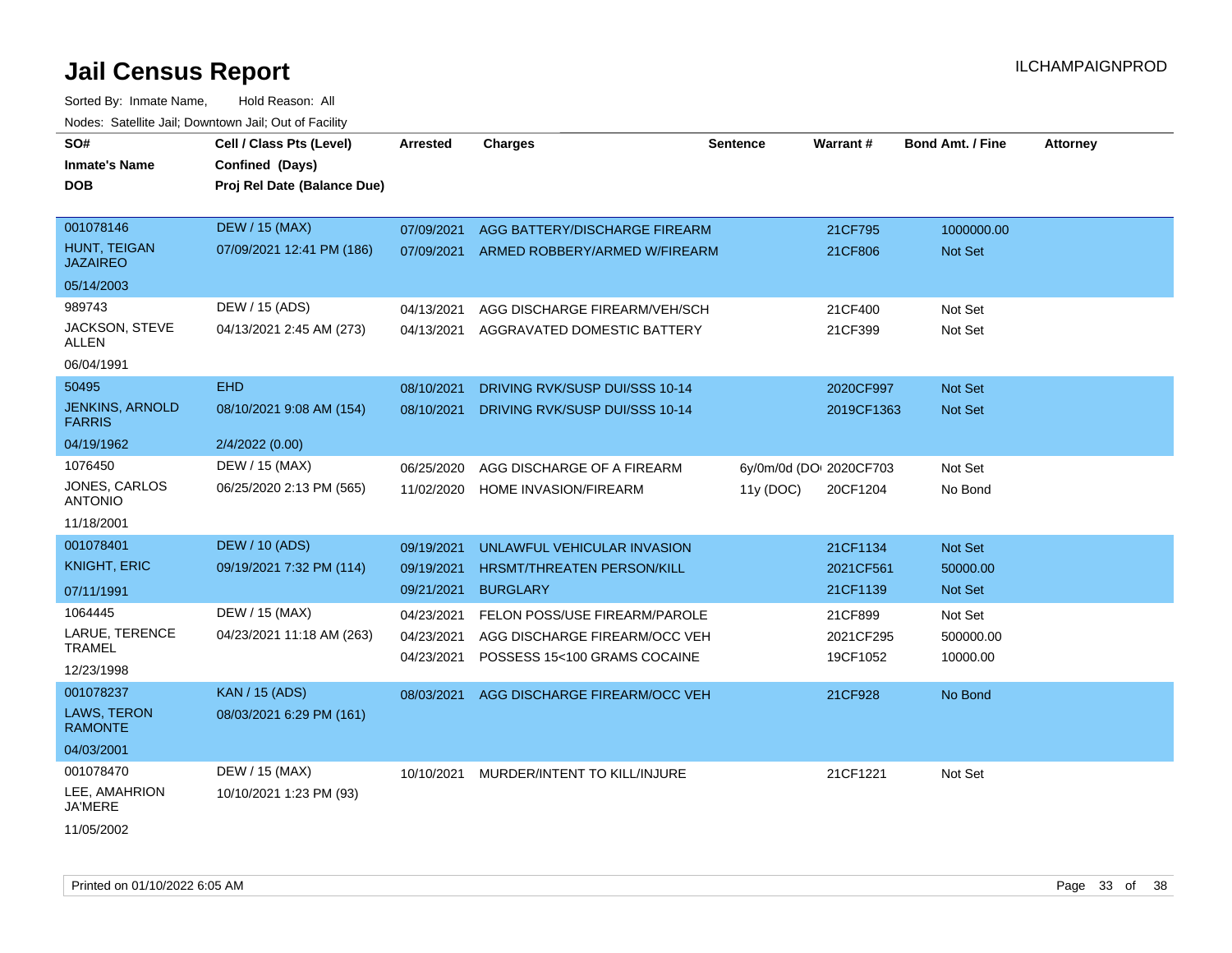# Jail Census Report

ILCHAMPAIGNPROD

Sorted By: Inmate Name, Hold Reason: All

Nodes: Satellite Jail; Downtown Jail; Out of Facility

| SO# / Inmate's Name / DOB | Cell / Class Pts (Level) / Confined (Days) / Proj Rel Date (Balance Due) | Arrested | Charges | Sentence | Warrant # | Bond Amt. / Fine | Attorney |
|---|---|---|---|---|---|---|---|
| 001078146<br>HUNT, TEIGAN JAZAIREO<br>05/14/2003 | DEW / 15 (MAX)<br>07/09/2021 12:41 PM (186) | 07/09/2021 | AGG BATTERY/DISCHARGE FIREARM | | 21CF795 | 1000000.00 | |
| | | 07/09/2021 | ARMED ROBBERY/ARMED W/FIREARM | | 21CF806 | Not Set | |
| 989743<br>JACKSON, STEVE ALLEN<br>06/04/1991 | DEW / 15 (ADS)<br>04/13/2021 2:45 AM (273) | 04/13/2021 | AGG DISCHARGE FIREARM/VEH/SCH | | 21CF400 | Not Set | |
| | | 04/13/2021 | AGGRAVATED DOMESTIC BATTERY | | 21CF399 | Not Set | |
| 50495<br>JENKINS, ARNOLD FARRIS<br>04/19/1962 | EHD<br>08/10/2021 9:08 AM (154)<br>2/4/2022 (0.00) | 08/10/2021 | DRIVING RVK/SUSP DUI/SSS 10-14 | | 2020CF997 | Not Set | |
| | | 08/10/2021 | DRIVING RVK/SUSP DUI/SSS 10-14 | | 2019CF1363 | Not Set | |
| 1076450<br>JONES, CARLOS ANTONIO<br>11/18/2001 | DEW / 15 (MAX)<br>06/25/2020 2:13 PM (565) | 06/25/2020 | AGG DISCHARGE OF A FIREARM | 6y/0m/0d (DO | 2020CF703 | Not Set | |
| | | 11/02/2020 | HOME INVASION/FIREARM | 11y (DOC) | 20CF1204 | No Bond | |
| 001078401<br>KNIGHT, ERIC<br>07/11/1991 | DEW / 10 (ADS)<br>09/19/2021 7:32 PM (114) | 09/19/2021 | UNLAWFUL VEHICULAR INVASION | | 21CF1134 | Not Set | |
| | | 09/19/2021 | HRSMT/THREATEN PERSON/KILL | | 2021CF561 | 50000.00 | |
| | | 09/21/2021 | BURGLARY | | 21CF1139 | Not Set | |
| 1064445<br>LARUE, TERENCE TRAMEL<br>12/23/1998 | DEW / 15 (MAX)<br>04/23/2021 11:18 AM (263) | 04/23/2021 | FELON POSS/USE FIREARM/PAROLE | | 21CF899 | Not Set | |
| | | 04/23/2021 | AGG DISCHARGE FIREARM/OCC VEH | | 2021CF295 | 500000.00 | |
| | | 04/23/2021 | POSSESS 15<100 GRAMS COCAINE | | 19CF1052 | 10000.00 | |
| 001078237<br>LAWS, TERON RAMONTE<br>04/03/2001 | KAN / 15 (ADS)<br>08/03/2021 6:29 PM (161) | 08/03/2021 | AGG DISCHARGE FIREARM/OCC VEH | | 21CF928 | No Bond | |
| 001078470<br>LEE, AMAHRION JA'MERE<br>11/05/2002 | DEW / 15 (MAX)<br>10/10/2021 1:23 PM (93) | 10/10/2021 | MURDER/INTENT TO KILL/INJURE | | 21CF1221 | Not Set | |

Printed on 01/10/2022 6:05 AM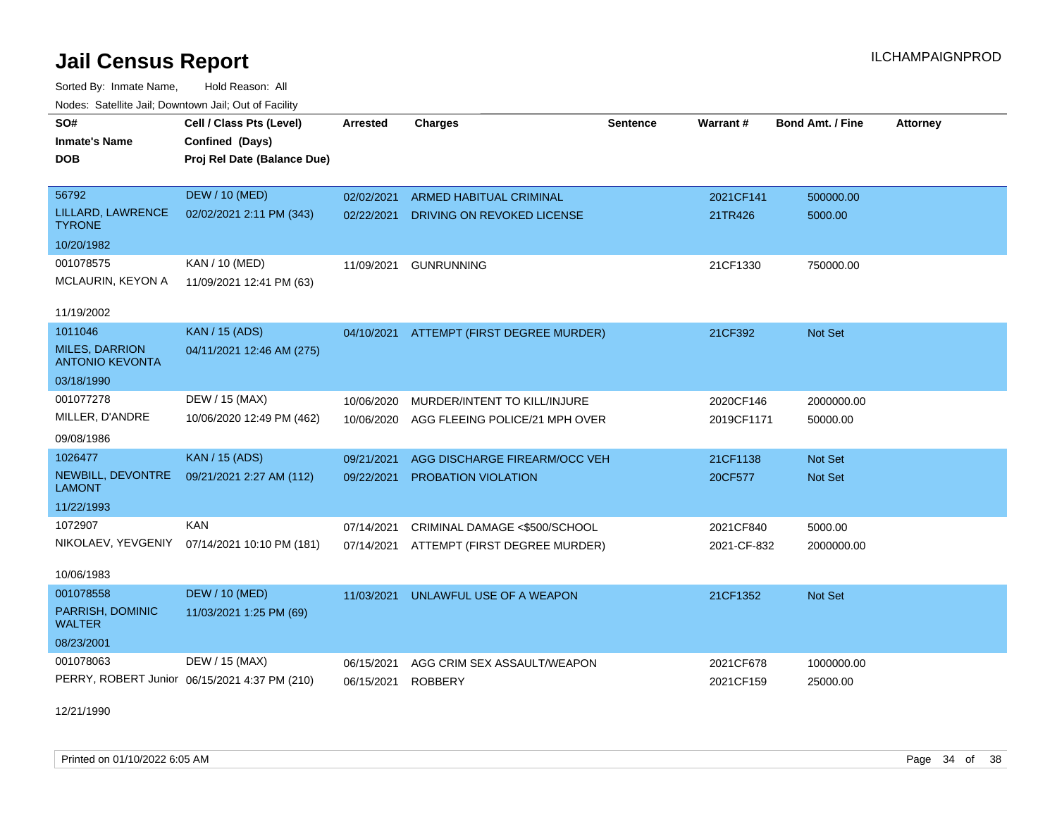# Jail Census Report

Sorted By: Inmate Name, Hold Reason: All

Nodes: Satellite Jail; Downtown Jail; Out of Facility

| SO# / Inmate's Name / DOB | Cell / Class Pts (Level) / Confined (Days) / Proj Rel Date (Balance Due) | Arrested | Charges | Sentence | Warrant # | Bond Amt. / Fine | Attorney |
|---|---|---|---|---|---|---|---|
| 56792 | DEW / 10 (MED) | 02/02/2021 | ARMED HABITUAL CRIMINAL | | 2021CF141 | 500000.00 | |
| LILLARD, LAWRENCE TYRONE | 02/02/2021 2:11 PM (343) | 02/22/2021 | DRIVING ON REVOKED LICENSE | | 21TR426 | 5000.00 | |
| 10/20/1982 | | | | | | | |
| 001078575 | KAN / 10 (MED) | 11/09/2021 | GUNRUNNING | | 21CF1330 | 750000.00 | |
| MCLAURIN, KEYON A | 11/09/2021 12:41 PM (63) | | | | | | |
| 11/19/2002 | | | | | | | |
| 1011046 | KAN / 15 (ADS) | 04/10/2021 | ATTEMPT (FIRST DEGREE MURDER) | | 21CF392 | Not Set | |
| MILES, DARRION ANTONIO KEVONTA | 04/11/2021 12:46 AM (275) | | | | | | |
| 03/18/1990 | | | | | | | |
| 001077278 | DEW / 15 (MAX) | 10/06/2020 | MURDER/INTENT TO KILL/INJURE | | 2020CF146 | 2000000.00 | |
| MILLER, D'ANDRE | 10/06/2020 12:49 PM (462) | 10/06/2020 | AGG FLEEING POLICE/21 MPH OVER | | 2019CF1171 | 50000.00 | |
| 09/08/1986 | | | | | | | |
| 1026477 | KAN / 15 (ADS) | 09/21/2021 | AGG DISCHARGE FIREARM/OCC VEH | | 21CF1138 | Not Set | |
| NEWBILL, DEVONTRE LAMONT | 09/21/2021 2:27 AM (112) | 09/22/2021 | PROBATION VIOLATION | | 20CF577 | Not Set | |
| 11/22/1993 | | | | | | | |
| 1072907 | KAN | 07/14/2021 | CRIMINAL DAMAGE <$500/SCHOOL | | 2021CF840 | 5000.00 | |
| NIKOLAEV, YEVGENIY | 07/14/2021 10:10 PM (181) | 07/14/2021 | ATTEMPT (FIRST DEGREE MURDER) | | 2021-CF-832 | 2000000.00 | |
| 10/06/1983 | | | | | | | |
| 001078558 | DEW / 10 (MED) | 11/03/2021 | UNLAWFUL USE OF A WEAPON | | 21CF1352 | Not Set | |
| PARRISH, DOMINIC WALTER | 11/03/2021 1:25 PM (69) | | | | | | |
| 08/23/2001 | | | | | | | |
| 001078063 | DEW / 15 (MAX) | 06/15/2021 | AGG CRIM SEX ASSAULT/WEAPON | | 2021CF678 | 1000000.00 | |
| PERRY, ROBERT Junior | 06/15/2021 4:37 PM (210) | 06/15/2021 | ROBBERY | | 2021CF159 | 25000.00 | |
| 12/21/1990 | | | | | | | |

Printed on 01/10/2022 6:05 AM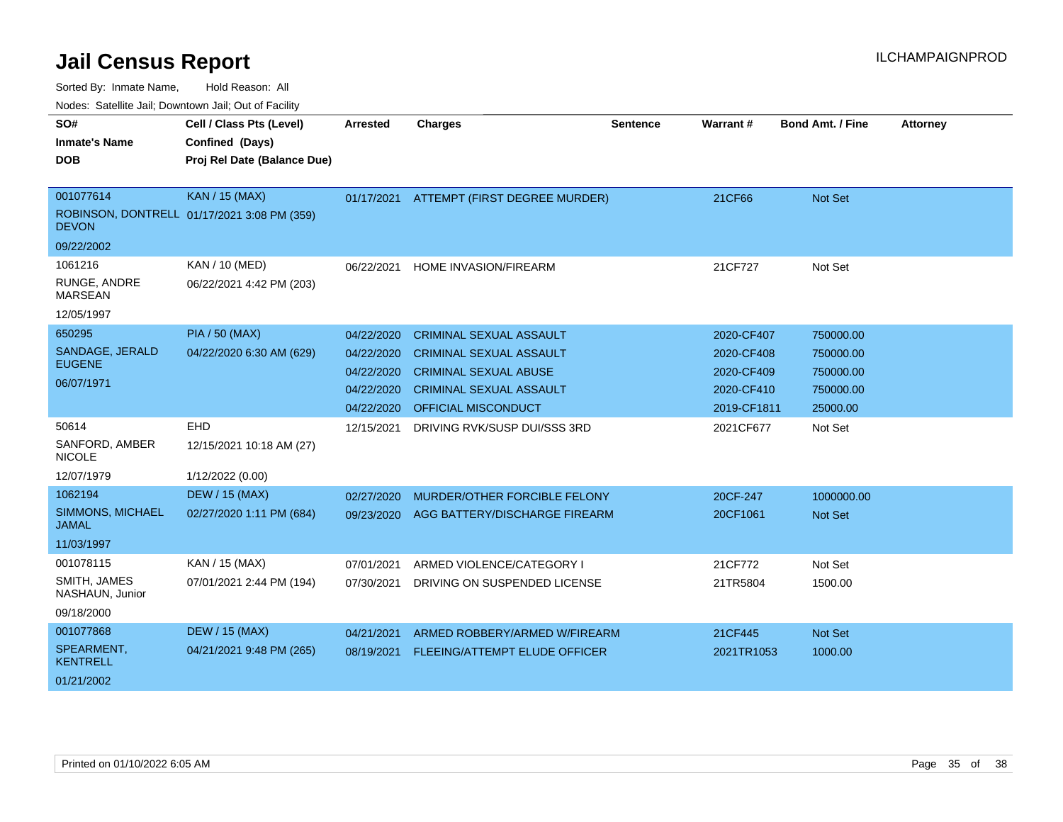# Jail Census Report

ILCHAMPAIGNPROD

Sorted By: Inmate Name, Hold Reason: All

Nodes: Satellite Jail; Downtown Jail; Out of Facility

| SO# / Inmate's Name / DOB | Cell / Class Pts (Level) / Confined (Days) / Proj Rel Date (Balance Due) | Arrested | Charges | Sentence | Warrant # | Bond Amt. / Fine | Attorney |
|---|---|---|---|---|---|---|---|
| 001077614 ROBINSON, DONTRELL DEVON 09/22/2002 | KAN / 15 (MAX) 01/17/2021 3:08 PM (359) | 01/17/2021 | ATTEMPT (FIRST DEGREE MURDER) | | 21CF66 | Not Set | |
| 1061216 RUNGE, ANDRE MARSEAN 12/05/1997 | KAN / 10 (MED) 06/22/2021 4:42 PM (203) | 06/22/2021 | HOME INVASION/FIREARM | | 21CF727 | Not Set | |
| 650295 SANDAGE, JERALD EUGENE 06/07/1971 | PIA / 50 (MAX) 04/22/2020 6:30 AM (629) | 04/22/2020 | CRIMINAL SEXUAL ASSAULT | | 2020-CF407 | 750000.00 | |
| | | 04/22/2020 | CRIMINAL SEXUAL ASSAULT | | 2020-CF408 | 750000.00 | |
| | | 04/22/2020 | CRIMINAL SEXUAL ABUSE | | 2020-CF409 | 750000.00 | |
| | | 04/22/2020 | CRIMINAL SEXUAL ASSAULT | | 2020-CF410 | 750000.00 | |
| | | 04/22/2020 | OFFICIAL MISCONDUCT | | 2019-CF1811 | 25000.00 | |
| 50614 SANFORD, AMBER NICOLE 12/07/1979 | EHD 12/15/2021 10:18 AM (27) 1/12/2022 (0.00) | 12/15/2021 | DRIVING RVK/SUSP DUI/SSS 3RD | | 2021CF677 | Not Set | |
| 1062194 SIMMONS, MICHAEL JAMAL 11/03/1997 | DEW / 15 (MAX) 02/27/2020 1:11 PM (684) | 02/27/2020 | MURDER/OTHER FORCIBLE FELONY | | 20CF-247 | 1000000.00 | |
| | | 09/23/2020 | AGG BATTERY/DISCHARGE FIREARM | | 20CF1061 | Not Set | |
| 001078115 SMITH, JAMES NASHAUN, Junior 09/18/2000 | KAN / 15 (MAX) 07/01/2021 2:44 PM (194) | 07/01/2021 | ARMED VIOLENCE/CATEGORY I | | 21CF772 | Not Set | |
| | | 07/30/2021 | DRIVING ON SUSPENDED LICENSE | | 21TR5804 | 1500.00 | |
| 001077868 SPEARMENT, KENTRELL 01/21/2002 | DEW / 15 (MAX) 04/21/2021 9:48 PM (265) | 04/21/2021 | ARMED ROBBERY/ARMED W/FIREARM | | 21CF445 | Not Set | |
| | | 08/19/2021 | FLEEING/ATTEMPT ELUDE OFFICER | | 2021TR1053 | 1000.00 | |

Printed on 01/10/2022 6:05 AM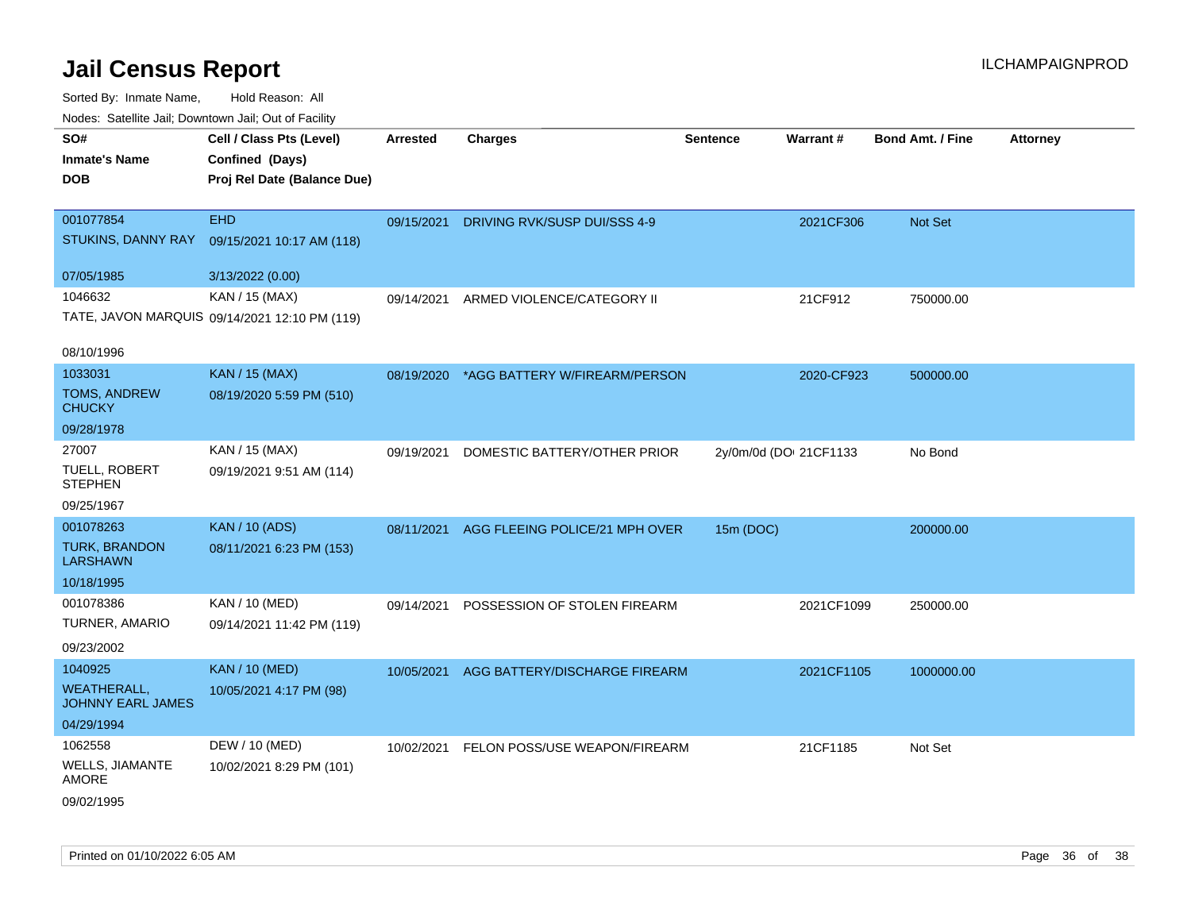# Jail Census Report

ILCHAMPAIGNPROD

Sorted By: Inmate Name, Hold Reason: All

Nodes: Satellite Jail; Downtown Jail; Out of Facility

| SO# / Inmate's Name / DOB | Cell / Class Pts (Level) / Confined (Days) / Proj Rel Date (Balance Due) | Arrested | Charges | Sentence | Warrant # | Bond Amt. / Fine | Attorney |
|---|---|---|---|---|---|---|---|
| 001077854<br>STUKINS, DANNY RAY<br>07/05/1985 | EHD<br>09/15/2021 10:17 AM (118)<br>3/13/2022 (0.00) | 09/15/2021 | DRIVING RVK/SUSP DUI/SSS 4-9 | | 2021CF306 | Not Set | |
| 1046632<br>TATE, JAVON MARQUIS<br>08/10/1996 | KAN / 15 (MAX)<br>09/14/2021 12:10 PM (119) | 09/14/2021 | ARMED VIOLENCE/CATEGORY II | | 21CF912 | 750000.00 | |
| 1033031<br>TOMS, ANDREW CHUCKY<br>09/28/1978 | KAN / 15 (MAX)<br>08/19/2020 5:59 PM (510) | 08/19/2020 | *AGG BATTERY W/FIREARM/PERSON | | 2020-CF923 | 500000.00 | |
| 27007<br>TUELL, ROBERT STEPHEN<br>09/25/1967 | KAN / 15 (MAX)<br>09/19/2021 9:51 AM (114) | 09/19/2021 | DOMESTIC BATTERY/OTHER PRIOR | 2y/0m/0d (DO | 21CF1133 | No Bond | |
| 001078263<br>TURK, BRANDON LARSHAWN<br>10/18/1995 | KAN / 10 (ADS)<br>08/11/2021 6:23 PM (153) | 08/11/2021 | AGG FLEEING POLICE/21 MPH OVER | 15m (DOC) | | 200000.00 | |
| 001078386<br>TURNER, AMARIO<br>09/23/2002 | KAN / 10 (MED)<br>09/14/2021 11:42 PM (119) | 09/14/2021 | POSSESSION OF STOLEN FIREARM | | 2021CF1099 | 250000.00 | |
| 1040925<br>WEATHERALL, JOHNNY EARL JAMES<br>04/29/1994 | KAN / 10 (MED)<br>10/05/2021 4:17 PM (98) | 10/05/2021 | AGG BATTERY/DISCHARGE FIREARM | | 2021CF1105 | 1000000.00 | |
| 1062558<br>WELLS, JIAMANTE AMORE<br>09/02/1995 | DEW / 10 (MED)<br>10/02/2021 8:29 PM (101) | 10/02/2021 | FELON POSS/USE WEAPON/FIREARM | | 21CF1185 | Not Set | |

Printed on 01/10/2022 6:05 AM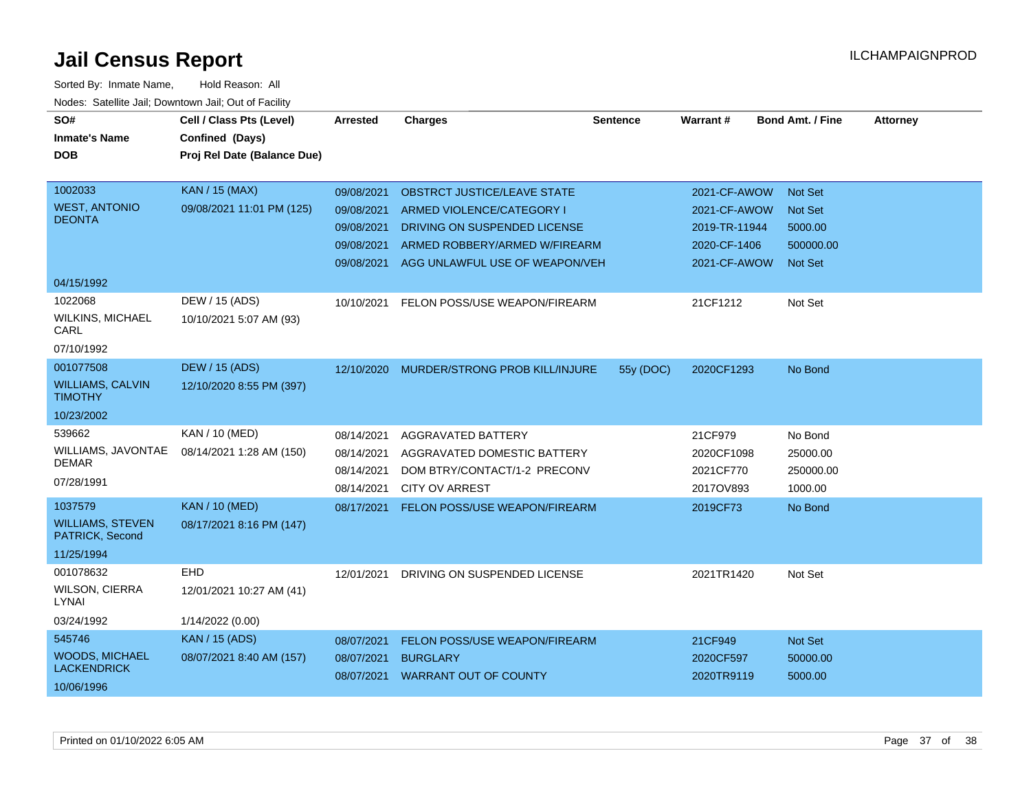# Jail Census Report

ILCHAMPAIGNPROD

Sorted By: Inmate Name, Hold Reason: All

Nodes: Satellite Jail; Downtown Jail; Out of Facility

| SO# / Inmate's Name / DOB | Cell / Class Pts (Level) / Confined (Days) / Proj Rel Date (Balance Due) | Arrested | Charges | Sentence | Warrant # | Bond Amt. / Fine | Attorney |
|---|---|---|---|---|---|---|---|
| 1002033<br>WEST, ANTONIO DEONTA<br>04/15/1992 | KAN / 15 (MAX)<br>09/08/2021 11:01 PM (125) | 09/08/2021 | OBSTRCT JUSTICE/LEAVE STATE | | 2021-CF-AWOW | Not Set | |
| | | 09/08/2021 | ARMED VIOLENCE/CATEGORY I | | 2021-CF-AWOW | Not Set | |
| | | 09/08/2021 | DRIVING ON SUSPENDED LICENSE | | 2019-TR-11944 | 5000.00 | |
| | | 09/08/2021 | ARMED ROBBERY/ARMED W/FIREARM | | 2020-CF-1406 | 500000.00 | |
| | | 09/08/2021 | AGG UNLAWFUL USE OF WEAPON/VEH | | 2021-CF-AWOW | Not Set | |
| 1022068<br>WILKINS, MICHAEL CARL<br>07/10/1992 | DEW / 15 (ADS)<br>10/10/2021 5:07 AM (93) | 10/10/2021 | FELON POSS/USE WEAPON/FIREARM | | 21CF1212 | Not Set | |
| 001077508<br>WILLIAMS, CALVIN TIMOTHY<br>10/23/2002 | DEW / 15 (ADS)<br>12/10/2020 8:55 PM (397) | 12/10/2020 | MURDER/STRONG PROB KILL/INJURE | 55y (DOC) | 2020CF1293 | No Bond | |
| 539662<br>WILLIAMS, JAVONTAE DEMAR<br>07/28/1991 | KAN / 10 (MED)<br>08/14/2021 1:28 AM (150) | 08/14/2021 | AGGRAVATED BATTERY | | 21CF979 | No Bond | |
| | | 08/14/2021 | AGGRAVATED DOMESTIC BATTERY | | 2020CF1098 | 25000.00 | |
| | | 08/14/2021 | DOM BTRY/CONTACT/1-2 PRECONV | | 2021CF770 | 250000.00 | |
| | | 08/14/2021 | CITY OV ARREST | | 2017OV893 | 1000.00 | |
| 1037579<br>WILLIAMS, STEVEN PATRICK, Second<br>11/25/1994 | KAN / 10 (MED)<br>08/17/2021 8:16 PM (147) | 08/17/2021 | FELON POSS/USE WEAPON/FIREARM | | 2019CF73 | No Bond | |
| 001078632<br>WILSON, CIERRA LYNAI<br>03/24/1992 | EHD<br>12/01/2021 10:27 AM (41)<br>1/14/2022 (0.00) | 12/01/2021 | DRIVING ON SUSPENDED LICENSE | | 2021TR1420 | Not Set | |
| 545746<br>WOODS, MICHAEL LACKENDRICK<br>10/06/1996 | KAN / 15 (ADS)<br>08/07/2021 8:40 AM (157) | 08/07/2021 | FELON POSS/USE WEAPON/FIREARM | | 21CF949 | Not Set | |
| | | 08/07/2021 | BURGLARY | | 2020CF597 | 50000.00 | |
| | | 08/07/2021 | WARRANT OUT OF COUNTY | | 2020TR9119 | 5000.00 | |

Printed on 01/10/2022 6:05 AM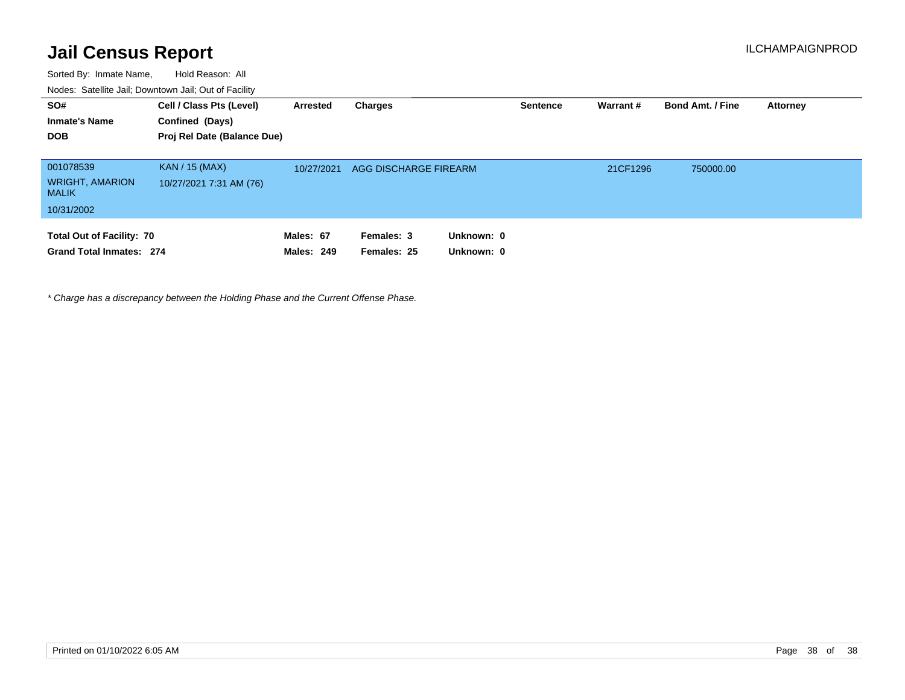# Jail Census Report

ILCHAMPAIGNPROD

Sorted By: Inmate Name, Hold Reason: All

Nodes: Satellite Jail; Downtown Jail; Out of Facility

| SO# / Inmate's Name / DOB | Cell / Class Pts (Level) / Confined (Days) / Proj Rel Date (Balance Due) | Arrested | Charges | Sentence | Warrant # | Bond Amt. / Fine | Attorney |
|---|---|---|---|---|---|---|---|
| 001078539<br>WRIGHT, AMARION MALIK<br>10/31/2002 | KAN / 15 (MAX)<br>10/27/2021 7:31 AM (76) | 10/27/2021 | AGG DISCHARGE FIREARM | | 21CF1296 | 750000.00 | |

**Total Out of Facility: 70** **Males: 67** **Females: 3** **Unknown: 0**

**Grand Total Inmates: 274** **Males: 249** **Females: 25** **Unknown: 0**

*\* Charge has a discrepancy between the Holding Phase and the Current Offense Phase.*

Printed on 01/10/2022 6:05 AM